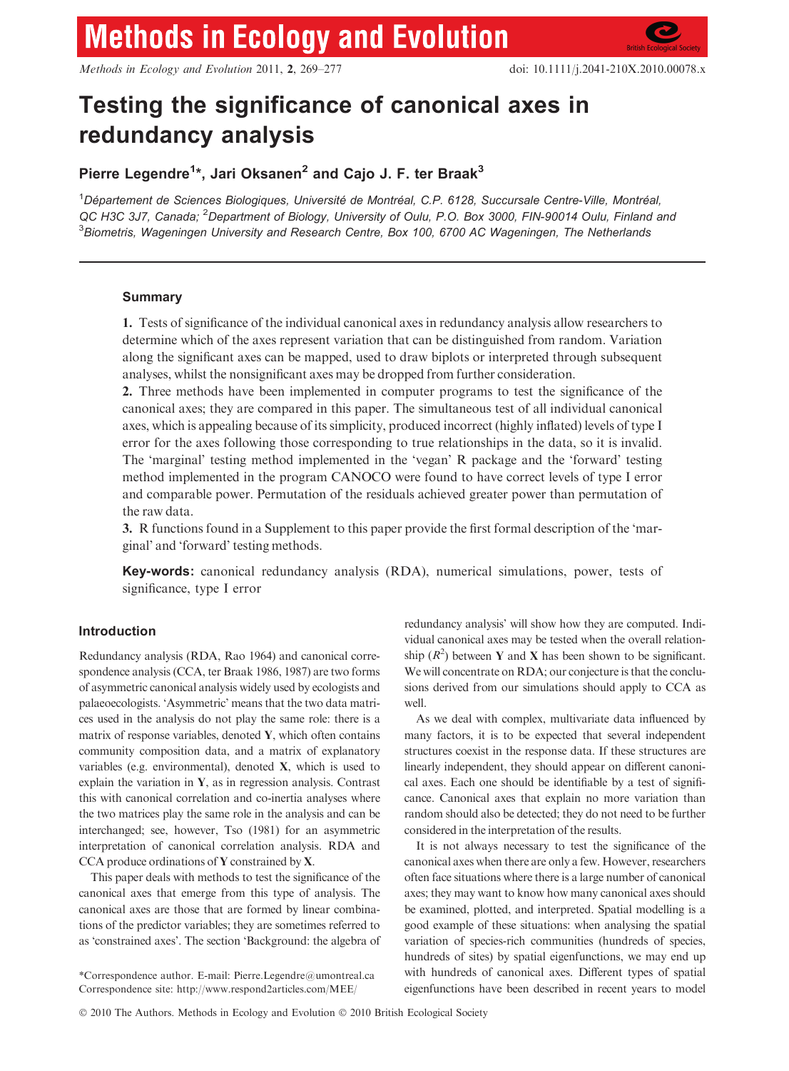# Testing the significance of canonical axes in redundancy analysis

**Pierre Legendre[1]*, Jari Oksanen[2] and Cajo J. F. ter Braak[3]**

[1]*Département de Sciences Biologiques, Université de Montréal, C.P. 6128, Succursale Centre-Ville, Montréal, QC H3C 3J7, Canada;* [2]*Department of Biology, University of Oulu, P.O. Box 3000, FIN-90014 Oulu, Finland and* [3]*Biometris, Wageningen University and Research Centre, Box 100, 6700 AC Wageningen, The Netherlands*

## Summary

**1.** Tests of significance of the individual canonical axes in redundancy analysis allow researchers to determine which of the axes represent variation that can be distinguished from random. Variation along the significant axes can be mapped, used to draw biplots or interpreted through subsequent analyses, whilst the nonsignificant axes may be dropped from further consideration.

**2.** Three methods have been implemented in computer programs to test the significance of the canonical axes; they are compared in this paper. The simultaneous test of all individual canonical axes, which is appealing because of its simplicity, produced incorrect (highly inflated) levels of type I error for the axes following those corresponding to true relationships in the data, so it is invalid. The 'marginal' testing method implemented in the 'vegan' R package and the 'forward' testing method implemented in the program CANOCO were found to have correct levels of type I error and comparable power. Permutation of the residuals achieved greater power than permutation of the raw data.

**3.** R functions found in a Supplement to this paper provide the first formal description of the 'marginal' and 'forward' testing methods.

**Key-words:** canonical redundancy analysis (RDA), numerical simulations, power, tests of significance, type I error

## Introduction

Redundancy analysis (RDA, Rao 1964) and canonical correspondence analysis (CCA, ter Braak 1986, 1987) are two forms of asymmetric canonical analysis widely used by ecologists and palaeoecologists. 'Asymmetric' means that the two data matrices used in the analysis do not play the same role: there is a matrix of response variables, denoted **Y**, which often contains community composition data, and a matrix of explanatory variables (e.g. environmental), denoted **X**, which is used to explain the variation in **Y**, as in regression analysis. Contrast this with canonical correlation and co-inertia analyses where the two matrices play the same role in the analysis and can be interchanged; see, however, Tso (1981) for an asymmetric interpretation of canonical correlation analysis. RDA and CCA produce ordinations of **Y** constrained by **X**.

This paper deals with methods to test the significance of the canonical axes that emerge from this type of analysis. The canonical axes are those that are formed by linear combinations of the predictor variables; they are sometimes referred to as 'constrained axes'. The section 'Background: the algebra of redundancy analysis' will show how they are computed. Individual canonical axes may be tested when the overall relationship ($R^2$) between **Y** and **X** has been shown to be significant. We will concentrate on RDA; our conjecture is that the conclusions derived from our simulations should apply to CCA as well.

As we deal with complex, multivariate data influenced by many factors, it is to be expected that several independent structures coexist in the response data. If these structures are linearly independent, they should appear on different canonical axes. Each one should be identifiable by a test of significance. Canonical axes that explain no more variation than random should also be detected; they do not need to be further considered in the interpretation of the results.

It is not always necessary to test the significance of the canonical axes when there are only a few. However, researchers often face situations where there is a large number of canonical axes; they may want to know how many canonical axes should be examined, plotted, and interpreted. Spatial modelling is a good example of these situations: when analysing the spatial variation of species-rich communities (hundreds of species, hundreds of sites) by spatial eigenfunctions, we may end up with hundreds of canonical axes. Different types of spatial eigenfunctions have been described in recent years to model

*Correspondence author. E-mail: Pierre.Legendre@umontreal.ca
Correspondence site: http://www.respond2articles.com/MEE/

© 2010 The Authors. Methods in Ecology and Evolution © 2010 British Ecological Society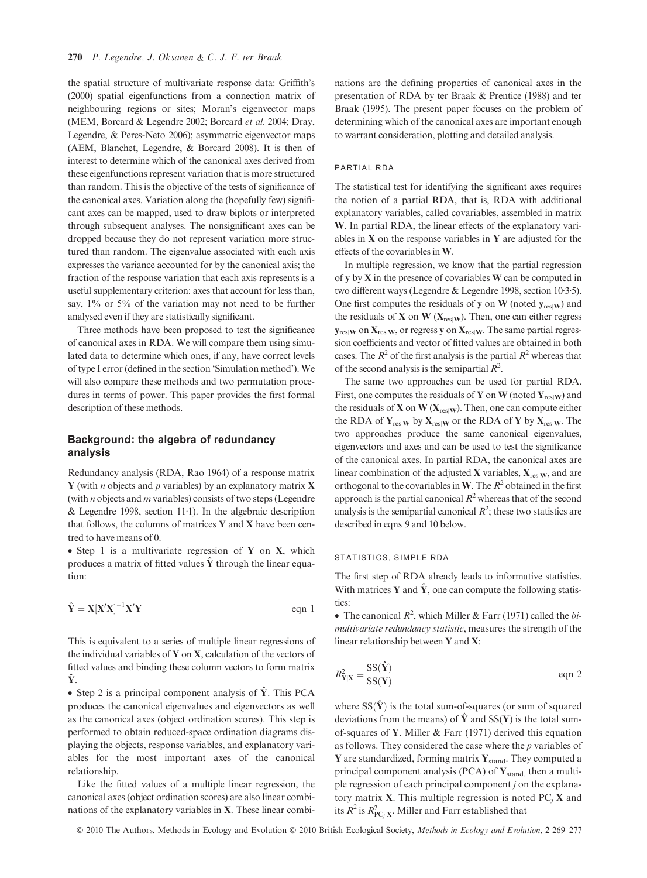the spatial structure of multivariate response data: Griffith's (2000) spatial eigenfunctions from a connection matrix of neighbouring regions or sites; Moran's eigenvector maps (MEM, Borcard & Legendre 2002; Borcard *et al.* 2004; Dray, Legendre, & Peres-Neto 2006); asymmetric eigenvector maps (AEM, Blanchet, Legendre, & Borcard 2008). It is then of interest to determine which of the canonical axes derived from these eigenfunctions represent variation that is more structured than random. This is the objective of the tests of significance of the canonical axes. Variation along the (hopefully few) significant axes can be mapped, used to draw biplots or interpreted through subsequent analyses. The nonsignificant axes can be dropped because they do not represent variation more structured than random. The eigenvalue associated with each axis expresses the variance accounted for by the canonical axis; the fraction of the response variation that each axis represents is a useful supplementary criterion: axes that account for less than, say, 1% or 5% of the variation may not need to be further analysed even if they are statistically significant.

Three methods have been proposed to test the significance of canonical axes in RDA. We will compare them using simulated data to determine which ones, if any, have correct levels of type I error (defined in the section 'Simulation method'). We will also compare these methods and two permutation procedures in terms of power. This paper provides the first formal description of these methods.

## Background: the algebra of redundancy analysis

Redundancy analysis (RDA, Rao 1964) of a response matrix $\mathbf{Y}$ (with $n$ objects and $p$ variables) by an explanatory matrix $\mathbf{X}$ (with $n$ objects and $m$ variables) consists of two steps (Legendre & Legendre 1998, section 11·1). In the algebraic description that follows, the columns of matrices $\mathbf{Y}$ and $\mathbf{X}$ have been centred to have means of 0.

- Step 1 is a multivariate regression of $\mathbf{Y}$ on $\mathbf{X}$, which produces a matrix of fitted values $\hat{\mathbf{Y}}$ through the linear equation:

$$\hat{\mathbf{Y}} = \mathbf{X}[\mathbf{X}'\mathbf{X}]^{-1}\mathbf{X}'\mathbf{Y} \qquad \text{eqn 1}$$

This is equivalent to a series of multiple linear regressions of the individual variables of $\mathbf{Y}$ on $\mathbf{X}$, calculation of the vectors of fitted values and binding these column vectors to form matrix $\hat{\mathbf{Y}}$.

- Step 2 is a principal component analysis of $\hat{\mathbf{Y}}$. This PCA produces the canonical eigenvalues and eigenvectors as well as the canonical axes (object ordination scores). This step is performed to obtain reduced-space ordination diagrams displaying the objects, response variables, and explanatory variables for the most important axes of the canonical relationship.

Like the fitted values of a multiple linear regression, the canonical axes (object ordination scores) are also linear combinations of the explanatory variables in $\mathbf{X}$. These linear combinations are the defining properties of canonical axes in the presentation of RDA by ter Braak & Prentice (1988) and ter Braak (1995). The present paper focuses on the problem of determining which of the canonical axes are important enough to warrant consideration, plotting and detailed analysis.

### PARTIAL RDA

The statistical test for identifying the significant axes requires the notion of a partial RDA, that is, RDA with additional explanatory variables, called covariables, assembled in matrix $\mathbf{W}$. In partial RDA, the linear effects of the explanatory variables in $\mathbf{X}$ on the response variables in $\mathbf{Y}$ are adjusted for the effects of the covariables in $\mathbf{W}$.

In multiple regression, we know that the partial regression of $\mathbf{y}$ by $\mathbf{X}$ in the presence of covariables $\mathbf{W}$ can be computed in two different ways (Legendre & Legendre 1998, section 10·3·5). One first computes the residuals of $\mathbf{y}$ on $\mathbf{W}$ (noted $\mathbf{y}_{\text{res}|\mathbf{W}}$) and the residuals of $\mathbf{X}$ on $\mathbf{W}$ ($\mathbf{X}_{\text{res}|\mathbf{W}}$). Then, one can either regress $\mathbf{y}_{\text{res}|\mathbf{W}}$ on $\mathbf{X}_{\text{res}|\mathbf{W}}$, or regress $\mathbf{y}$ on $\mathbf{X}_{\text{res}|\mathbf{W}}$. The same partial regression coefficients and vector of fitted values are obtained in both cases. The $R^2$ of the first analysis is the partial $R^2$ whereas that of the second analysis is the semipartial $R^2$.

The same two approaches can be used for partial RDA. First, one computes the residuals of $\mathbf{Y}$ on $\mathbf{W}$ (noted $\mathbf{Y}_{\text{res}|\mathbf{W}}$) and the residuals of $\mathbf{X}$ on $\mathbf{W}$ ($\mathbf{X}_{\text{res}|\mathbf{W}}$). Then, one can compute either the RDA of $\mathbf{Y}_{\text{res}|\mathbf{W}}$ by $\mathbf{X}_{\text{res}|\mathbf{W}}$ or the RDA of $\mathbf{Y}$ by $\mathbf{X}_{\text{res}|\mathbf{W}}$. The two approaches produce the same canonical eigenvalues, eigenvectors and axes and can be used to test the significance of the canonical axes. In partial RDA, the canonical axes are linear combination of the adjusted $\mathbf{X}$ variables, $\mathbf{X}_{\text{res}|\mathbf{W}}$, and are orthogonal to the covariables in $\mathbf{W}$. The $R^2$ obtained in the first approach is the partial canonical $R^2$ whereas that of the second analysis is the semipartial canonical $R^2$; these two statistics are described in eqns 9 and 10 below.

### STATISTICS, SIMPLE RDA

The first step of RDA already leads to informative statistics. With matrices $\mathbf{Y}$ and $\hat{\mathbf{Y}}$, one can compute the following statistics:

- The canonical $R^2$, which Miller & Farr (1971) called the *bimultivariate redundancy statistic*, measures the strength of the linear relationship between $\mathbf{Y}$ and $\mathbf{X}$:

$$R^2_{\mathbf{Y}|\mathbf{X}} = \frac{\text{SS}(\hat{\mathbf{Y}})}{\text{SS}(\mathbf{Y})} \qquad \text{eqn 2}$$

where $\text{SS}(\hat{\mathbf{Y}})$ is the total sum-of-squares (or sum of squared deviations from the means) of $\hat{\mathbf{Y}}$ and $\text{SS}(\mathbf{Y})$ is the total sum-of-squares of $\mathbf{Y}$. Miller & Farr (1971) derived this equation as follows. They considered the case where the $p$ variables of $\mathbf{Y}$ are standardized, forming matrix $\mathbf{Y}_{\text{stand}}$. They computed a principal component analysis (PCA) of $\mathbf{Y}_{\text{stand}}$, then a multiple regression of each principal component $j$ on the explanatory matrix $\mathbf{X}$. This multiple regression is noted $\text{PC}_j|\mathbf{X}$ and its $R^2$ is $R^2_{\text{PC}_j|\mathbf{X}}$. Miller and Farr established that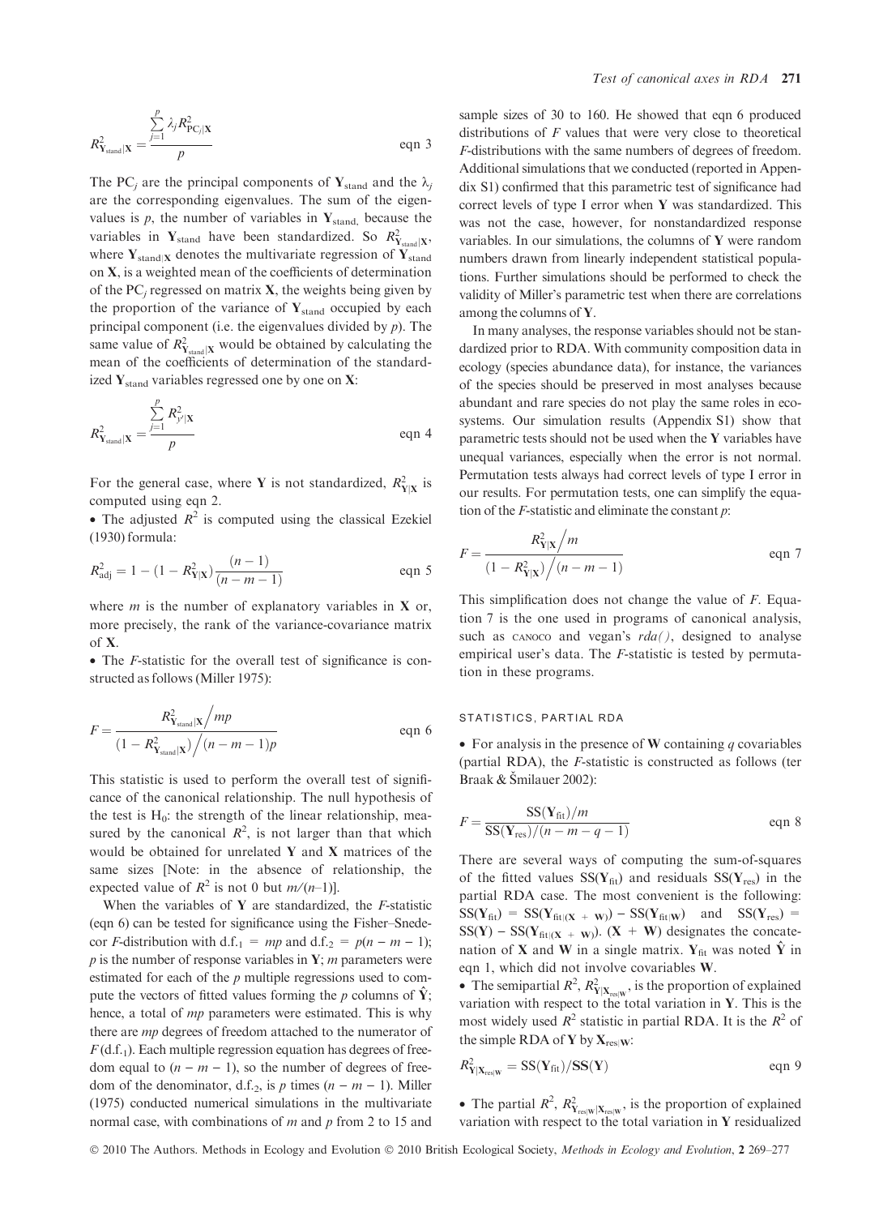$$R^2_{\mathbf{Y}_{\text{stand}}|\mathbf{X}} = \frac{\sum_{j=1}^{p} \lambda_j R^2_{\text{PC}_j|\mathbf{X}}}{p} \qquad \text{eqn 3}$$

The $\text{PC}_j$ are the principal components of $\mathbf{Y}_{\text{stand}}$ and the $\lambda_j$ are the corresponding eigenvalues. The sum of the eigenvalues is $p$, the number of variables in $\mathbf{Y}_{\text{stand}}$, because the variables in $\mathbf{Y}_{\text{stand}}$ have been standardized. So $R^2_{\mathbf{Y}_{\text{stand}}|\mathbf{X}}$, where $\mathbf{Y}_{\text{stand}|\mathbf{X}}$ denotes the multivariate regression of $\mathbf{Y}_{\text{stand}}$ on $\mathbf{X}$, is a weighted mean of the coefficients of determination of the $\text{PC}_j$ regressed on matrix $\mathbf{X}$, the weights being given by the proportion of the variance of $\mathbf{Y}_{\text{stand}}$ occupied by each principal component (i.e. the eigenvalues divided by $p$). The same value of $R^2_{\mathbf{Y}_{\text{stand}}|\mathbf{X}}$ would be obtained by calculating the mean of the coefficients of determination of the standardized $\mathbf{Y}_{\text{stand}}$ variables regressed one by one on $\mathbf{X}$:

$$R^2_{\mathbf{Y}_{\text{stand}}|\mathbf{X}} = \frac{\sum_{j=1}^{p} R^2_{y'|\mathbf{X}}}{p} \qquad \text{eqn 4}$$

For the general case, where $\mathbf{Y}$ is not standardized, $R^2_{\mathbf{Y}|\mathbf{X}}$ is computed using eqn 2.

- The adjusted $R^2$ is computed using the classical Ezekiel (1930) formula:

$$R^2_{\text{adj}} = 1 - (1 - R^2_{\mathbf{Y}|\mathbf{X}})\frac{(n-1)}{(n-m-1)} \qquad \text{eqn 5}$$

where $m$ is the number of explanatory variables in $\mathbf{X}$ or, more precisely, the rank of the variance-covariance matrix of $\mathbf{X}$.

- The $F$-statistic for the overall test of significance is constructed as follows (Miller 1975):

$$F = \frac{R^2_{\mathbf{Y}_{\text{stand}}|\mathbf{X}} \Big/ mp}{(1 - R^2_{\mathbf{Y}_{\text{stand}}|\mathbf{X}}) \Big/ (n-m-1)p} \qquad \text{eqn 6}$$

This statistic is used to perform the overall test of significance of the canonical relationship. The null hypothesis of the test is $\text{H}_0$: the strength of the linear relationship, measured by the canonical $R^2$, is not larger than that which would be obtained for unrelated $\mathbf{Y}$ and $\mathbf{X}$ matrices of the same sizes [Note: in the absence of relationship, the expected value of $R^2$ is not 0 but $m/(n–1)$].

When the variables of $\mathbf{Y}$ are standardized, the $F$-statistic (eqn 6) can be tested for significance using the Fisher–Snedecor $F$-distribution with $\text{d.f.}_1 = mp$ and $\text{d.f.}_2 = p(n - m - 1)$; $p$ is the number of response variables in $\mathbf{Y}$; $m$ parameters were estimated for each of the $p$ multiple regressions used to compute the vectors of fitted values forming the $p$ columns of $\hat{\mathbf{Y}}$; hence, a total of $mp$ parameters were estimated. This is why there are $mp$ degrees of freedom attached to the numerator of $F$ ($\text{d.f.}_1$). Each multiple regression equation has degrees of freedom equal to $(n - m - 1)$, so the number of degrees of freedom of the denominator, $\text{d.f.}_2$, is $p$ times $(n - m - 1)$. Miller (1975) conducted numerical simulations in the multivariate normal case, with combinations of $m$ and $p$ from 2 to 15 and sample sizes of 30 to 160. He showed that eqn 6 produced distributions of $F$ values that were very close to theoretical $F$-distributions with the same numbers of degrees of freedom. Additional simulations that we conducted (reported in Appendix S1) confirmed that this parametric test of significance had correct levels of type I error when $\mathbf{Y}$ was standardized. This was not the case, however, for nonstandardized response variables. In our simulations, the columns of $\mathbf{Y}$ were random numbers drawn from linearly independent statistical populations. Further simulations should be performed to check the validity of Miller's parametric test when there are correlations among the columns of $\mathbf{Y}$.

In many analyses, the response variables should not be standardized prior to RDA. With community composition data in ecology (species abundance data), for instance, the variances of the species should be preserved in most analyses because abundant and rare species do not play the same roles in ecosystems. Our simulation results (Appendix S1) show that parametric tests should not be used when the $\mathbf{Y}$ variables have unequal variances, especially when the error is not normal. Permutation tests always had correct levels of type I error in our results. For permutation tests, one can simplify the equation of the $F$-statistic and eliminate the constant $p$:

$$F = \frac{R^2_{\mathbf{Y}|\mathbf{X}} \Big/ m}{(1 - R^2_{\mathbf{Y}|\mathbf{X}}) \Big/ (n-m-1)} \qquad \text{eqn 7}$$

This simplification does not change the value of $F$. Equation 7 is the one used in programs of canonical analysis, such as CANOCO and vegan's *rda()*, designed to analyse empirical user's data. The $F$-statistic is tested by permutation in these programs.

### STATISTICS, PARTIAL RDA

- For analysis in the presence of $\mathbf{W}$ containing $q$ covariables (partial RDA), the $F$-statistic is constructed as follows (ter Braak & Šmilauer 2002):

$$F = \frac{\text{SS}(\mathbf{Y}_{\text{fit}})/m}{\text{SS}(\mathbf{Y}_{\text{res}})/(n-m-q-1)} \qquad \text{eqn 8}$$

There are several ways of computing the sum-of-squares of the fitted values $\text{SS}(\mathbf{Y}_{\text{fit}})$ and residuals $\text{SS}(\mathbf{Y}_{\text{res}})$ in the partial RDA case. The most convenient is the following: $\text{SS}(\mathbf{Y}_{\text{fit}}) = \text{SS}(\mathbf{Y}_{\text{fit}|(\mathbf{X}+\mathbf{W})}) - \text{SS}(\mathbf{Y}_{\text{fit}|\mathbf{W}})$ and $\text{SS}(\mathbf{Y}_{\text{res}}) = \text{SS}(\mathbf{Y}) - \text{SS}(\mathbf{Y}_{\text{fit}|(\mathbf{X}+\mathbf{W})})$. $(\mathbf{X} + \mathbf{W})$ designates the concatenation of $\mathbf{X}$ and $\mathbf{W}$ in a single matrix. $\mathbf{Y}_{\text{fit}}$ was noted $\hat{\mathbf{Y}}$ in eqn 1, which did not involve covariables $\mathbf{W}$.

- The semipartial $R^2$, $R^2_{\mathbf{Y}|\mathbf{X}_{\text{res}|\mathbf{W}}}$, is the proportion of explained variation with respect to the total variation in $\mathbf{Y}$. This is the most widely used $R^2$ statistic in partial RDA. It is the $R^2$ of the simple RDA of $\mathbf{Y}$ by $\mathbf{X}_{\text{res}|\mathbf{W}}$:

$$R^2_{\mathbf{Y}|\mathbf{X}_{\text{res}|\mathbf{W}}} = \text{SS}(\mathbf{Y}_{\text{fit}})/\text{SS}(\mathbf{Y}) \qquad \text{eqn 9}$$

- The partial $R^2$, $R^2_{\mathbf{Y}_{\text{res}|\mathbf{W}}|\mathbf{X}_{\text{res}|\mathbf{W}}}$, is the proportion of explained variation with respect to the total variation in $\mathbf{Y}$ residualized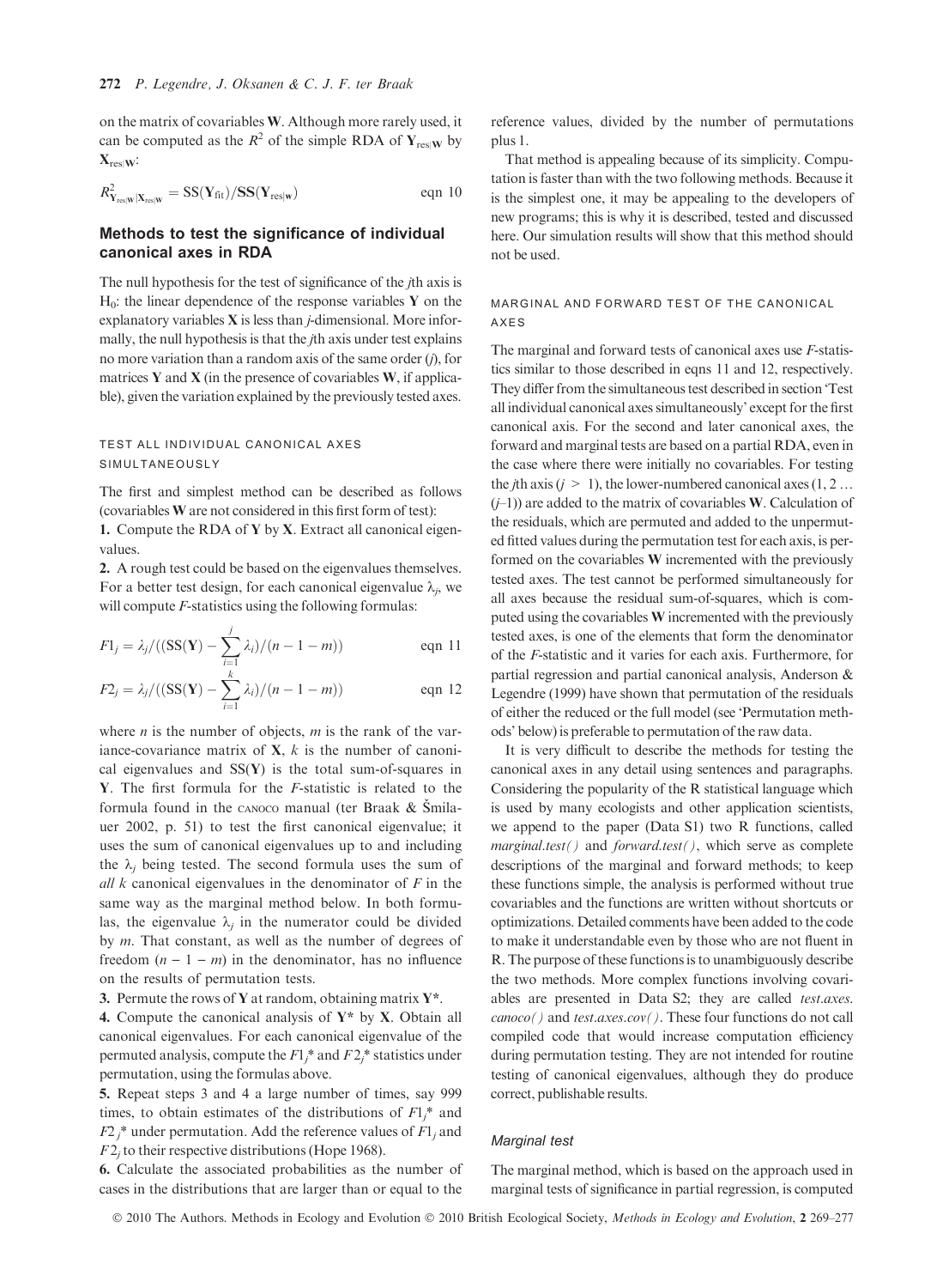on the matrix of covariables **W**. Although more rarely used, it can be computed as the $R^2$ of the simple RDA of $\mathbf{Y}_{res|W}$ by $\mathbf{X}_{res|W}$:

$$R^2_{\mathbf{Y}_{res|W}|\mathbf{X}_{res|W}} = \mathrm{SS}(\mathbf{Y}_{fit})/\mathrm{SS}(\mathbf{Y}_{res|w}) \qquad \text{eqn 10}$$

## Methods to test the significance of individual canonical axes in RDA

The null hypothesis for the test of significance of the *j*th axis is $H_0$: the linear dependence of the response variables **Y** on the explanatory variables **X** is less than *j*-dimensional. More informally, the null hypothesis is that the *j*th axis under test explains no more variation than a random axis of the same order (*j*), for matrices **Y** and **X** (in the presence of covariables **W**, if applicable), given the variation explained by the previously tested axes.

### TEST ALL INDIVIDUAL CANONICAL AXES SIMULTANEOUSLY

The first and simplest method can be described as follows (covariables **W** are not considered in this first form of test):

**1.** Compute the RDA of **Y** by **X**. Extract all canonical eigenvalues.

**2.** A rough test could be based on the eigenvalues themselves. For a better test design, for each canonical eigenvalue $\lambda_j$, we will compute *F*-statistics using the following formulas:

$$F1_j = \lambda_j/((\mathrm{SS}(\mathbf{Y}) - \sum_{i=1}^{j}\lambda_i)/(n-1-m)) \qquad \text{eqn 11}$$

$$F2_j = \lambda_j/((\mathrm{SS}(\mathbf{Y}) - \sum_{i=1}^{k}\lambda_i)/(n-1-m)) \qquad \text{eqn 12}$$

where *n* is the number of objects, *m* is the rank of the variance-covariance matrix of **X**, *k* is the number of canonical eigenvalues and SS(**Y**) is the total sum-of-squares in **Y**. The first formula for the *F*-statistic is related to the formula found in the CANOCO manual (ter Braak & Šmilauer 2002, p. 51) to test the first canonical eigenvalue; it uses the sum of canonical eigenvalues up to and including the $\lambda_j$ being tested. The second formula uses the sum of *all k* canonical eigenvalues in the denominator of *F* in the same way as the marginal method below. In both formulas, the eigenvalue $\lambda_j$ in the numerator could be divided by *m*. That constant, as well as the number of degrees of freedom $(n - 1 - m)$ in the denominator, has no influence on the results of permutation tests.

**3.** Permute the rows of **Y** at random, obtaining matrix **Y\***.

**4.** Compute the canonical analysis of **Y\*** by **X**. Obtain all canonical eigenvalues. For each canonical eigenvalue of the permuted analysis, compute the $F1_j^*$ and $F2_j^*$ statistics under permutation, using the formulas above.

**5.** Repeat steps 3 and 4 a large number of times, say 999 times, to obtain estimates of the distributions of $F1_j^*$ and $F2_j^*$ under permutation. Add the reference values of $F1_j$ and $F2_j$ to their respective distributions (Hope 1968).

**6.** Calculate the associated probabilities as the number of cases in the distributions that are larger than or equal to the reference values, divided by the number of permutations plus 1.

That method is appealing because of its simplicity. Computation is faster than with the two following methods. Because it is the simplest one, it may be appealing to the developers of new programs; this is why it is described, tested and discussed here. Our simulation results will show that this method should not be used.

### MARGINAL AND FORWARD TEST OF THE CANONICAL AXES

The marginal and forward tests of canonical axes use *F*-statistics similar to those described in eqns 11 and 12, respectively. They differ from the simultaneous test described in section 'Test all individual canonical axes simultaneously' except for the first canonical axis. For the second and later canonical axes, the forward and marginal tests are based on a partial RDA, even in the case where there were initially no covariables. For testing the *j*th axis ($j > 1$), the lower-numbered canonical axes (1, 2 … ($j$–1)) are added to the matrix of covariables **W**. Calculation of the residuals, which are permuted and added to the unpermuted fitted values during the permutation test for each axis, is performed on the covariables **W** incremented with the previously tested axes. The test cannot be performed simultaneously for all axes because the residual sum-of-squares, which is computed using the covariables **W** incremented with the previously tested axes, is one of the elements that form the denominator of the *F*-statistic and it varies for each axis. Furthermore, for partial regression and partial canonical analysis, Anderson & Legendre (1999) have shown that permutation of the residuals of either the reduced or the full model (see 'Permutation methods' below) is preferable to permutation of the raw data.

It is very difficult to describe the methods for testing the canonical axes in any detail using sentences and paragraphs. Considering the popularity of the R statistical language which is used by many ecologists and other application scientists, we append to the paper (Data S1) two R functions, called *marginal.test( )* and *forward.test( )*, which serve as complete descriptions of the marginal and forward methods; to keep these functions simple, the analysis is performed without true covariables and the functions are written without shortcuts or optimizations. Detailed comments have been added to the code to make it understandable even by those who are not fluent in R. The purpose of these functions is to unambiguously describe the two methods. More complex functions involving covariables are presented in Data S2; they are called *test.axes.canoco( )* and *test.axes.cov( )*. These four functions do not call compiled code that would increase computation efficiency during permutation testing. They are not intended for routine testing of canonical eigenvalues, although they do produce correct, publishable results.

#### Marginal test

The marginal method, which is based on the approach used in marginal tests of significance in partial regression, is computed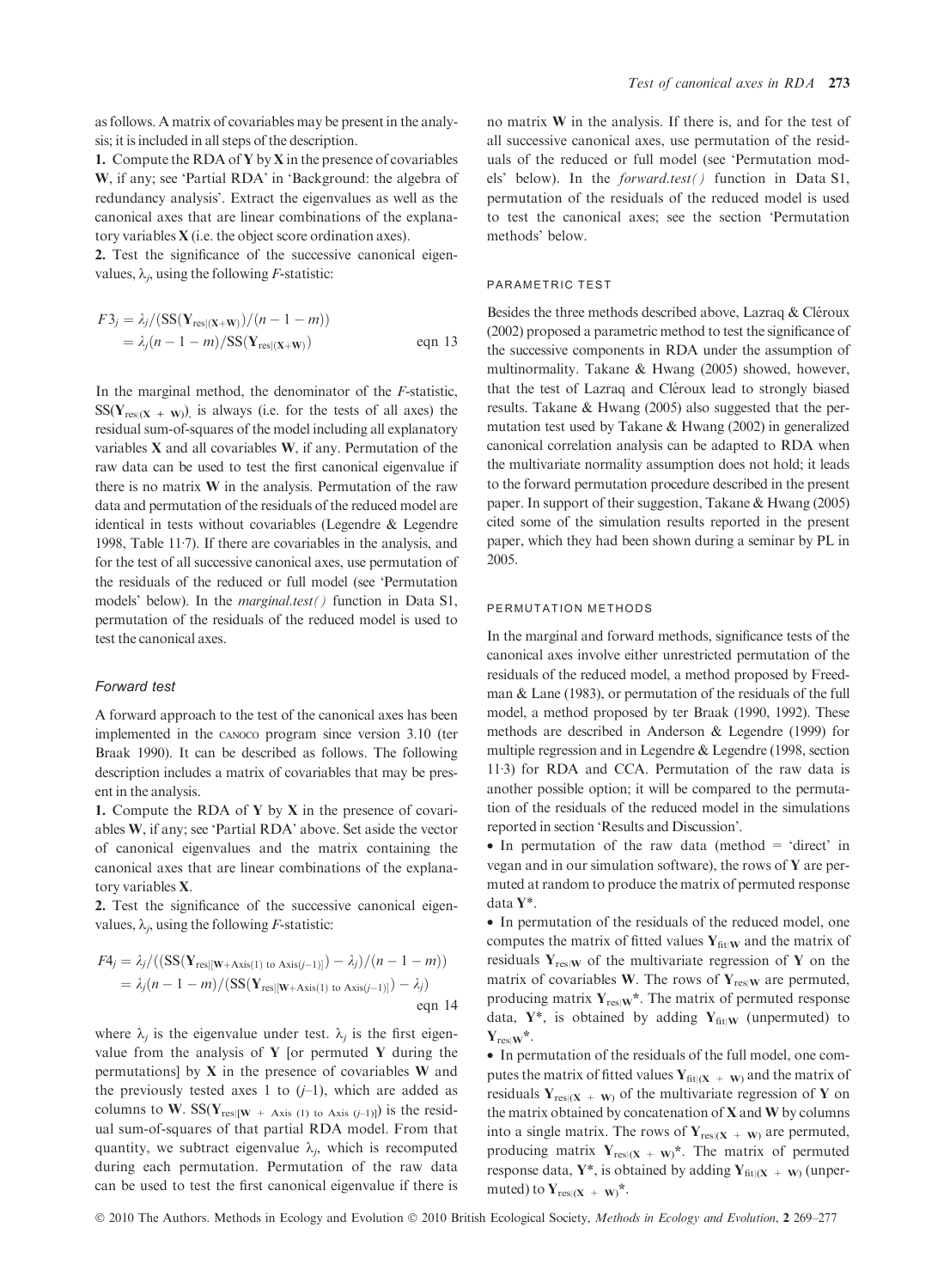as follows. A matrix of covariables may be present in the analysis; it is included in all steps of the description.

**1.** Compute the RDA of **Y** by **X** in the presence of covariables **W**, if any; see 'Partial RDA' in 'Background: the algebra of redundancy analysis'. Extract the eigenvalues as well as the canonical axes that are linear combinations of the explanatory variables **X** (i.e. the object score ordination axes).

**2.** Test the significance of the successive canonical eigenvalues, $\lambda_j$, using the following $F$-statistic:

$$F3_j = \lambda_j / (\mathrm{SS}(\mathbf{Y}_{\mathrm{res}|(\mathbf{X}+\mathbf{W})})/(n-1-m)) = \lambda_j(n-1-m)/\mathrm{SS}(\mathbf{Y}_{\mathrm{res}|(\mathbf{X}+\mathbf{W})}) \qquad \text{eqn 13}$$

In the marginal method, the denominator of the $F$-statistic, $\mathrm{SS}(\mathbf{Y}_{\mathrm{res}|(\mathbf{X}+\mathbf{W})})$, is always (i.e. for the tests of all axes) the residual sum-of-squares of the model including all explanatory variables **X** and all covariables **W**, if any. Permutation of the raw data can be used to test the first canonical eigenvalue if there is no matrix **W** in the analysis. Permutation of the raw data and permutation of the residuals of the reduced model are identical in tests without covariables (Legendre & Legendre 1998, Table 11·7). If there are covariables in the analysis, and for the test of all successive canonical axes, use permutation of the residuals of the reduced or full model (see 'Permutation models' below). In the *marginal.test()* function in Data S1, permutation of the residuals of the reduced model is used to test the canonical axes.

### Forward test

A forward approach to the test of the canonical axes has been implemented in the CANOCO program since version 3.10 (ter Braak 1990). It can be described as follows. The following description includes a matrix of covariables that may be present in the analysis.

**1.** Compute the RDA of **Y** by **X** in the presence of covariables **W**, if any; see 'Partial RDA' above. Set aside the vector of canonical eigenvalues and the matrix containing the canonical axes that are linear combinations of the explanatory variables **X**.

**2.** Test the significance of the successive canonical eigenvalues, $\lambda_j$, using the following $F$-statistic:

$$F4_j = \lambda_j / ((\mathrm{SS}(\mathbf{Y}_{\mathrm{res}|[\mathbf{W}+\mathrm{Axis}(1)\ \mathrm{to}\ \mathrm{Axis}(j-1)]}) - \lambda_j)/(n-1-m)) = \lambda_j(n-1-m)/(\mathrm{SS}(\mathbf{Y}_{\mathrm{res}|[\mathbf{W}+\mathrm{Axis}(1)\ \mathrm{to}\ \mathrm{Axis}(j-1)]}) - \lambda_j) \qquad \text{eqn 14}$$

where $\lambda_j$ is the eigenvalue under test. $\lambda_j$ is the first eigenvalue from the analysis of **Y** [or permuted **Y** during the permutations] by **X** in the presence of covariables **W** and the previously tested axes 1 to ($j$–1), which are added as columns to **W**. $\mathrm{SS}(\mathbf{Y}_{\mathrm{res}|[\mathbf{W}+\mathrm{Axis}(1)\ \mathrm{to}\ \mathrm{Axis}(j-1)]})$ is the residual sum-of-squares of that partial RDA model. From that quantity, we subtract eigenvalue $\lambda_j$, which is recomputed during each permutation. Permutation of the raw data can be used to test the first canonical eigenvalue if there is no matrix **W** in the analysis. If there is, and for the test of all successive canonical axes, use permutation of the residuals of the reduced or full model (see 'Permutation models' below). In the *forward.test()* function in Data S1, permutation of the residuals of the reduced model is used to test the canonical axes; see the section 'Permutation methods' below.

#### PARAMETRIC TEST

Besides the three methods described above, Lazraq & Cléroux (2002) proposed a parametric method to test the significance of the successive components in RDA under the assumption of multinormality. Takane & Hwang (2005) showed, however, that the test of Lazraq and Cléroux lead to strongly biased results. Takane & Hwang (2005) also suggested that the permutation test used by Takane & Hwang (2002) in generalized canonical correlation analysis can be adapted to RDA when the multivariate normality assumption does not hold; it leads to the forward permutation procedure described in the present paper. In support of their suggestion, Takane & Hwang (2005) cited some of the simulation results reported in the present paper, which they had been shown during a seminar by PL in 2005.

#### PERMUTATION METHODS

In the marginal and forward methods, significance tests of the canonical axes involve either unrestricted permutation of the residuals of the reduced model, a method proposed by Freedman & Lane (1983), or permutation of the residuals of the full model, a method proposed by ter Braak (1990, 1992). These methods are described in Anderson & Legendre (1999) for multiple regression and in Legendre & Legendre (1998, section 11·3) for RDA and CCA. Permutation of the raw data is another possible option; it will be compared to the permutation of the residuals of the reduced model in the simulations reported in section 'Results and Discussion'.

- In permutation of the raw data (method = 'direct' in vegan and in our simulation software), the rows of **Y** are permuted at random to produce the matrix of permuted response data **Y***.
- In permutation of the residuals of the reduced model, one computes the matrix of fitted values $\mathbf{Y}_{\mathrm{fit}|\mathbf{W}}$ and the matrix of residuals $\mathbf{Y}_{\mathrm{res}|\mathbf{W}}$ of the multivariate regression of **Y** on the matrix of covariables **W**. The rows of $\mathbf{Y}_{\mathrm{res}|\mathbf{W}}$ are permuted, producing matrix $\mathbf{Y}_{\mathrm{res}|\mathbf{W}}^*$. The matrix of permuted response data, **Y***, is obtained by adding $\mathbf{Y}_{\mathrm{fit}|\mathbf{W}}$ (unpermuted) to $\mathbf{Y}_{\mathrm{res}|\mathbf{W}}^*$.
- In permutation of the residuals of the full model, one computes the matrix of fitted values $\mathbf{Y}_{\mathrm{fit}|(\mathbf{X}+\mathbf{W})}$ and the matrix of residuals $\mathbf{Y}_{\mathrm{res}|(\mathbf{X}+\mathbf{W})}$ of the multivariate regression of **Y** on the matrix obtained by concatenation of **X** and **W** by columns into a single matrix. The rows of $\mathbf{Y}_{\mathrm{res}|(\mathbf{X}+\mathbf{W})}$ are permuted, producing matrix $\mathbf{Y}_{\mathrm{res}|(\mathbf{X}+\mathbf{W})}^*$. The matrix of permuted response data, **Y***, is obtained by adding $\mathbf{Y}_{\mathrm{fit}|(\mathbf{X}+\mathbf{W})}$ (unpermuted) to $\mathbf{Y}_{\mathrm{res}|(\mathbf{X}+\mathbf{W})}^*$.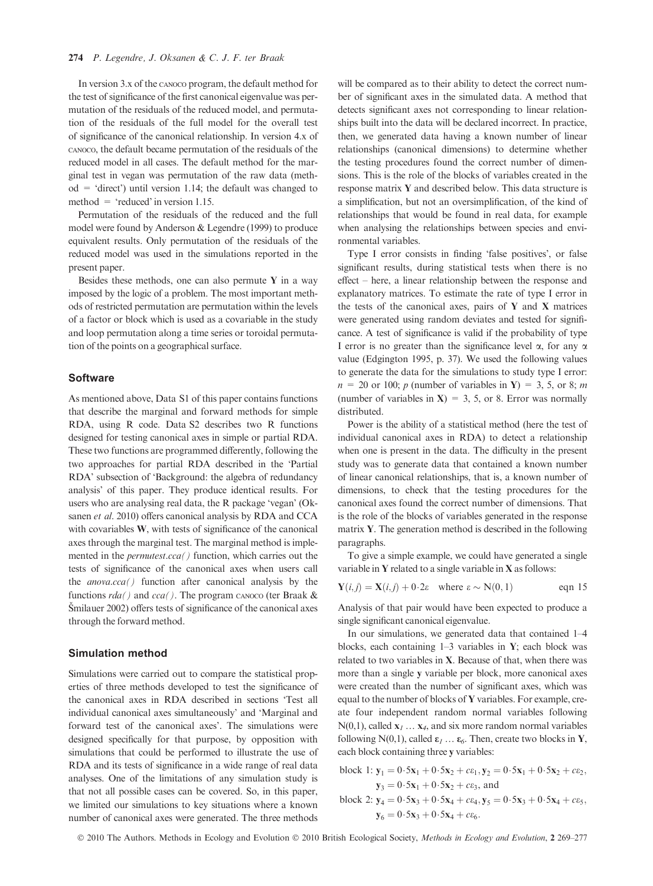In version 3.x of the CANOCO program, the default method for the test of significance of the first canonical eigenvalue was permutation of the residuals of the reduced model, and permutation of the residuals of the full model for the overall test of significance of the canonical relationship. In version 4.x of CANOCO, the default became permutation of the residuals of the reduced model in all cases. The default method for the marginal test in vegan was permutation of the raw data (method = 'direct') until version 1.14; the default was changed to method = 'reduced' in version 1.15.

Permutation of the residuals of the reduced and the full model were found by Anderson & Legendre (1999) to produce equivalent results. Only permutation of the residuals of the reduced model was used in the simulations reported in the present paper.

Besides these methods, one can also permute **Y** in a way imposed by the logic of a problem. The most important methods of restricted permutation are permutation within the levels of a factor or block which is used as a covariable in the study and loop permutation along a time series or toroidal permutation of the points on a geographical surface.

## Software

As mentioned above, Data S1 of this paper contains functions that describe the marginal and forward methods for simple RDA, using R code. Data S2 describes two R functions designed for testing canonical axes in simple or partial RDA. These two functions are programmed differently, following the two approaches for partial RDA described in the 'Partial RDA' subsection of 'Background: the algebra of redundancy analysis' of this paper. They produce identical results. For users who are analysing real data, the R package 'vegan' (Oksanen *et al*. 2010) offers canonical analysis by RDA and CCA with covariables **W**, with tests of significance of the canonical axes through the marginal test. The marginal method is implemented in the *permutest.cca( )* function, which carries out the tests of significance of the canonical axes when users call the *anova.cca( )* function after canonical analysis by the functions *rda( )* and *cca( )*. The program CANOCO (ter Braak & Šmilauer 2002) offers tests of significance of the canonical axes through the forward method.

## Simulation method

Simulations were carried out to compare the statistical properties of three methods developed to test the significance of the canonical axes in RDA described in sections 'Test all individual canonical axes simultaneously' and 'Marginal and forward test of the canonical axes'. The simulations were designed specifically for that purpose, by opposition with simulations that could be performed to illustrate the use of RDA and its tests of significance in a wide range of real data analyses. One of the limitations of any simulation study is that not all possible cases can be covered. So, in this paper, we limited our simulations to key situations where a known number of canonical axes were generated. The three methods will be compared as to their ability to detect the correct number of significant axes in the simulated data. A method that detects significant axes not corresponding to linear relationships built into the data will be declared incorrect. In practice, then, we generated data having a known number of linear relationships (canonical dimensions) to determine whether the testing procedures found the correct number of dimensions. This is the role of the blocks of variables created in the response matrix **Y** and described below. This data structure is a simplification, but not an oversimplification, of the kind of relationships that would be found in real data, for example when analysing the relationships between species and environmental variables.

Type I error consists in finding 'false positives', or false significant results, during statistical tests when there is no effect – here, a linear relationship between the response and explanatory matrices. To estimate the rate of type I error in the tests of the canonical axes, pairs of **Y** and **X** matrices were generated using random deviates and tested for significance. A test of significance is valid if the probability of type I error is no greater than the significance level $\alpha$, for any $\alpha$ value (Edgington 1995, p. 37). We used the following values to generate the data for the simulations to study type I error: $n = 20$ or $100$; $p$ (number of variables in **Y**) $= 3, 5$, or $8$; $m$ (number of variables in **X**) $= 3, 5$, or $8$. Error was normally distributed.

Power is the ability of a statistical method (here the test of individual canonical axes in RDA) to detect a relationship when one is present in the data. The difficulty in the present study was to generate data that contained a known number of linear canonical relationships, that is, a known number of dimensions, to check that the testing procedures for the canonical axes found the correct number of dimensions. That is the role of the blocks of variables generated in the response matrix **Y**. The generation method is described in the following paragraphs.

To give a simple example, we could have generated a single variable in **Y** related to a single variable in **X** as follows:

$$\mathbf{Y}(i,j) = \mathbf{X}(i,j) + 0{\cdot}2\varepsilon \quad \text{where } \varepsilon \sim \mathrm{N}(0,1) \qquad \text{eqn 15}$$

Analysis of that pair would have been expected to produce a single significant canonical eigenvalue.

In our simulations, we generated data that contained 1–4 blocks, each containing 1–3 variables in **Y**; each block was related to two variables in **X**. Because of that, when there was more than a single **y** variable per block, more canonical axes were created than the number of significant axes, which was equal to the number of blocks of **Y** variables. For example, create four independent random normal variables following N(0,1), called $\mathbf{x}_1 \ldots \mathbf{x}_4$, and six more random normal variables following N(0,1), called $\boldsymbol{\varepsilon}_1 \ldots \boldsymbol{\varepsilon}_6$. Then, create two blocks in **Y**, each block containing three **y** variables:

block 1: $\mathbf{y}_1 = 0{\cdot}5\mathbf{x}_1 + 0{\cdot}5\mathbf{x}_2 + c\varepsilon_1$, $\mathbf{y}_2 = 0{\cdot}5\mathbf{x}_1 + 0{\cdot}5\mathbf{x}_2 + c\varepsilon_2$, $\mathbf{y}_3 = 0{\cdot}5\mathbf{x}_1 + 0{\cdot}5\mathbf{x}_2 + c\varepsilon_3$, and

block 2: $\mathbf{y}_4 = 0{\cdot}5\mathbf{x}_3 + 0{\cdot}5\mathbf{x}_4 + c\varepsilon_4$, $\mathbf{y}_5 = 0{\cdot}5\mathbf{x}_3 + 0{\cdot}5\mathbf{x}_4 + c\varepsilon_5$, $\mathbf{y}_6 = 0{\cdot}5\mathbf{x}_3 + 0{\cdot}5\mathbf{x}_4 + c\varepsilon_6$.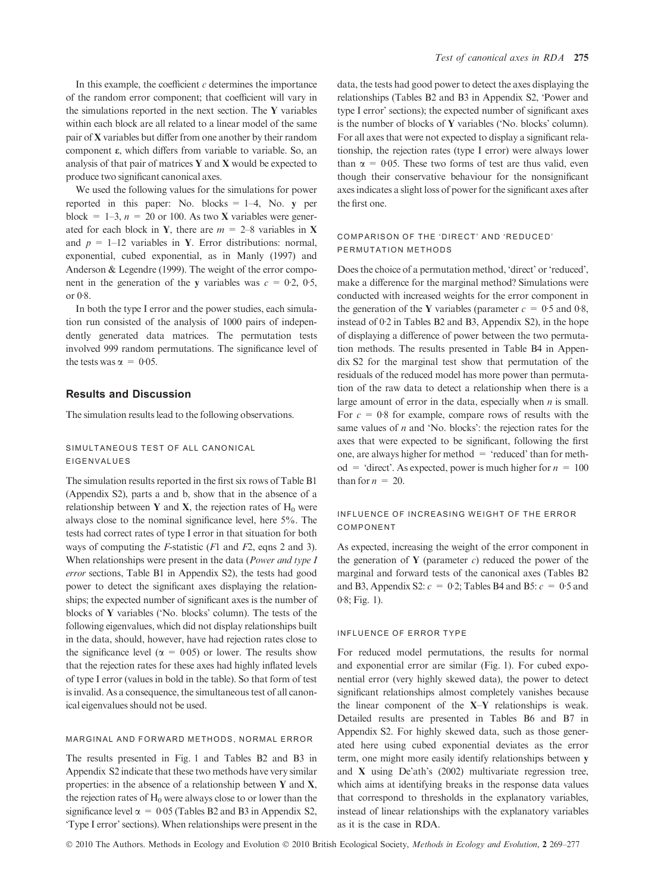In this example, the coefficient $c$ determines the importance of the random error component; that coefficient will vary in the simulations reported in the next section. The **Y** variables within each block are all related to a linear model of the same pair of **X** variables but differ from one another by their random component **ε**, which differs from variable to variable. So, an analysis of that pair of matrices **Y** and **X** would be expected to produce two significant canonical axes.

We used the following values for the simulations for power reported in this paper: No. blocks = 1–4, No. **y** per block = 1–3, $n = 20$ or 100. As two **X** variables were generated for each block in **Y**, there are $m = 2$–8 variables in **X** and $p = 1$–12 variables in **Y**. Error distributions: normal, exponential, cubed exponential, as in Manly (1997) and Anderson & Legendre (1999). The weight of the error component in the generation of the **y** variables was $c = 0{\cdot}2$, $0{\cdot}5$, or $0{\cdot}8$.

In both the type I error and the power studies, each simulation run consisted of the analysis of 1000 pairs of independently generated data matrices. The permutation tests involved 999 random permutations. The significance level of the tests was $\alpha = 0{\cdot}05$.

## Results and Discussion

The simulation results lead to the following observations.

### SIMULTANEOUS TEST OF ALL CANONICAL EIGENVALUES

The simulation results reported in the first six rows of Table B1 (Appendix S2), parts a and b, show that in the absence of a relationship between **Y** and **X**, the rejection rates of $H_0$ were always close to the nominal significance level, here 5%. The tests had correct rates of type I error in that situation for both ways of computing the $F$-statistic ($F1$ and $F2$, eqns 2 and 3). When relationships were present in the data (*Power and type I error* sections, Table B1 in Appendix S2), the tests had good power to detect the significant axes displaying the relationships; the expected number of significant axes is the number of blocks of **Y** variables ('No. blocks' column). The tests of the following eigenvalues, which did not display relationships built in the data, should, however, have had rejection rates close to the significance level ($\alpha = 0{\cdot}05$) or lower. The results show that the rejection rates for these axes had highly inflated levels of type I error (values in bold in the table). So that form of test is invalid. As a consequence, the simultaneous test of all canonical eigenvalues should not be used.

### MARGINAL AND FORWARD METHODS, NORMAL ERROR

The results presented in Fig. 1 and Tables B2 and B3 in Appendix S2 indicate that these two methods have very similar properties: in the absence of a relationship between **Y** and **X**, the rejection rates of $H_0$ were always close to or lower than the significance level $\alpha = 0{\cdot}05$ (Tables B2 and B3 in Appendix S2, 'Type I error' sections). When relationships were present in the data, the tests had good power to detect the axes displaying the relationships (Tables B2 and B3 in Appendix S2, 'Power and type I error' sections); the expected number of significant axes is the number of blocks of **Y** variables ('No. blocks' column). For all axes that were not expected to display a significant relationship, the rejection rates (type I error) were always lower than $\alpha = 0{\cdot}05$. These two forms of test are thus valid, even though their conservative behaviour for the nonsignificant axes indicates a slight loss of power for the significant axes after the first one.

### COMPARISON OF THE 'DIRECT' AND 'REDUCED' PERMUTATION METHODS

Does the choice of a permutation method, 'direct' or 'reduced', make a difference for the marginal method? Simulations were conducted with increased weights for the error component in the generation of the **Y** variables (parameter $c = 0{\cdot}5$ and $0{\cdot}8$, instead of $0{\cdot}2$ in Tables B2 and B3, Appendix S2), in the hope of displaying a difference of power between the two permutation methods. The results presented in Table B4 in Appendix S2 for the marginal test show that permutation of the residuals of the reduced model has more power than permutation of the raw data to detect a relationship when there is a large amount of error in the data, especially when $n$ is small. For $c = 0{\cdot}8$ for example, compare rows of results with the same values of $n$ and 'No. blocks': the rejection rates for the axes that were expected to be significant, following the first one, are always higher for method = 'reduced' than for method = 'direct'. As expected, power is much higher for $n = 100$ than for $n = 20$.

### INFLUENCE OF INCREASING WEIGHT OF THE ERROR COMPONENT

As expected, increasing the weight of the error component in the generation of **Y** (parameter $c$) reduced the power of the marginal and forward tests of the canonical axes (Tables B2 and B3, Appendix S2: $c = 0{\cdot}2$; Tables B4 and B5: $c = 0{\cdot}5$ and $0{\cdot}8$; Fig. 1).

### INFLUENCE OF ERROR TYPE

For reduced model permutations, the results for normal and exponential error are similar (Fig. 1). For cubed exponential error (very highly skewed data), the power to detect significant relationships almost completely vanishes because the linear component of the **X**–**Y** relationships is weak. Detailed results are presented in Tables B6 and B7 in Appendix S2. For highly skewed data, such as those generated here using cubed exponential deviates as the error term, one might more easily identify relationships between **y** and **X** using De'ath's (2002) multivariate regression tree, which aims at identifying breaks in the response data values that correspond to thresholds in the explanatory variables, instead of linear relationships with the explanatory variables as it is the case in RDA.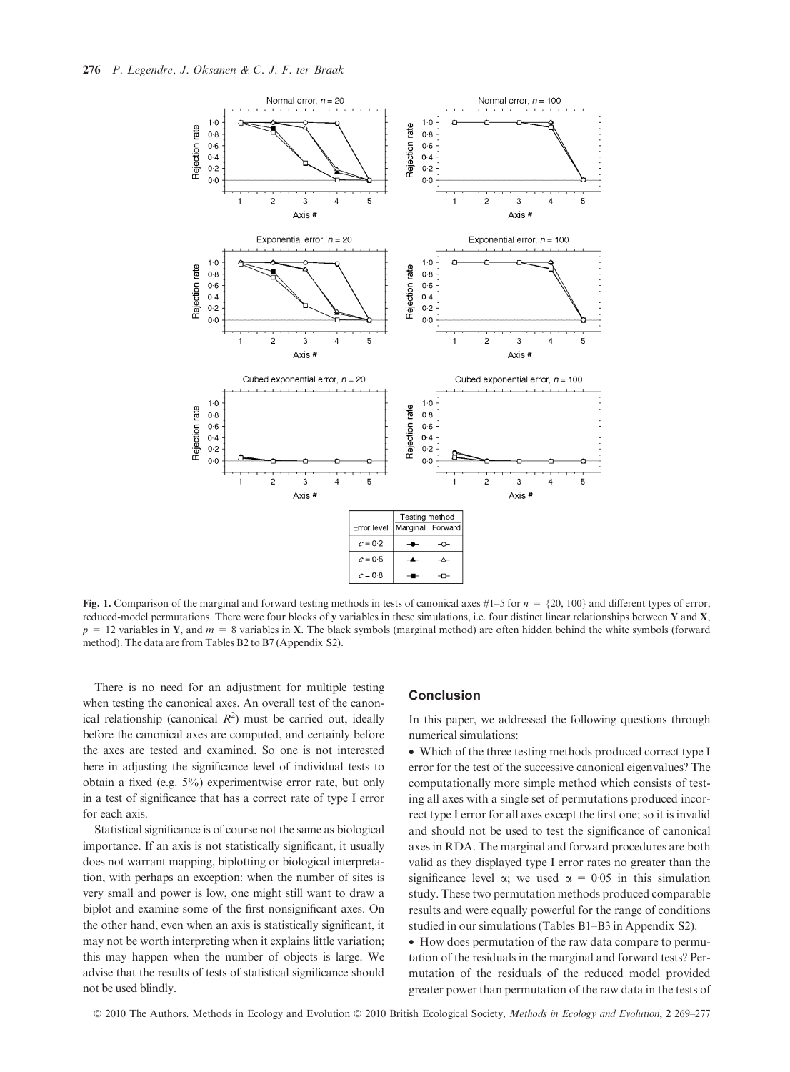Normal error, $n$ = 20

Rejection rate

1·0
0·8
0·6
0·4
0·2
0·0

1 2 3 4 5

Axis #

Normal error, $n$ = 100

Rejection rate

1·0
0·8
0·6
0·4
0·2
0·0

1 2 3 4 5

Axis #

Exponential error, $n$ = 20

Rejection rate

1·0
0·8
0·6
0·4
0·2
0·0

1 2 3 4 5

Axis #

Exponential error, $n$ = 100

Rejection rate

1·0
0·8
0·6
0·4
0·2
0·0

1 2 3 4 5

Axis #

Cubed exponential error, $n$ = 20

Rejection rate

1·0
0·8
0·6
0·4
0·2
0·0

1 2 3 4 5

Axis #

Cubed exponential error, $n$ = 100

Rejection rate

1·0
0·8
0·6
0·4
0·2
0·0

1 2 3 4 5

Axis #

Testing method

Error level | Marginal | Forward

$c$ = 0·2

$c$ = 0·5

$c$ = 0·8

**Fig. 1.** Comparison of the marginal and forward testing methods in tests of canonical axes #1–5 for $n = \{20, 100\}$ and different types of error, reduced-model permutations. There were four blocks of **y** variables in these simulations, i.e. four distinct linear relationships between **Y** and **X**, $p = 12$ variables in **Y**, and $m = 8$ variables in **X**. The black symbols (marginal method) are often hidden behind the white symbols (forward method). The data are from Tables B2 to B7 (Appendix S2).

There is no need for an adjustment for multiple testing when testing the canonical axes. An overall test of the canonical relationship (canonical $R^2$) must be carried out, ideally before the canonical axes are computed, and certainly before the axes are tested and examined. So one is not interested here in adjusting the significance level of individual tests to obtain a fixed (e.g. 5%) experimentwise error rate, but only in a test of significance that has a correct rate of type I error for each axis.

Statistical significance is of course not the same as biological importance. If an axis is not statistically significant, it usually does not warrant mapping, biplotting or biological interpretation, with perhaps an exception: when the number of sites is very small and power is low, one might still want to draw a biplot and examine some of the first nonsignificant axes. On the other hand, even when an axis is statistically significant, it may not be worth interpreting when it explains little variation; this may happen when the number of objects is large. We advise that the results of tests of statistical significance should not be used blindly.

## Conclusion

In this paper, we addressed the following questions through numerical simulations:

- Which of the three testing methods produced correct type I error for the test of the successive canonical eigenvalues? The computationally more simple method which consists of testing all axes with a single set of permutations produced incorrect type I error for all axes except the first one; so it is invalid and should not be used to test the significance of canonical axes in RDA. The marginal and forward procedures are both valid as they displayed type I error rates no greater than the significance level $\alpha$; we used $\alpha = 0{\cdot}05$ in this simulation study. These two permutation methods produced comparable results and were equally powerful for the range of conditions studied in our simulations (Tables B1–B3 in Appendix S2).
- How does permutation of the raw data compare to permutation of the residuals in the marginal and forward tests? Permutation of the residuals of the reduced model provided greater power than permutation of the raw data in the tests of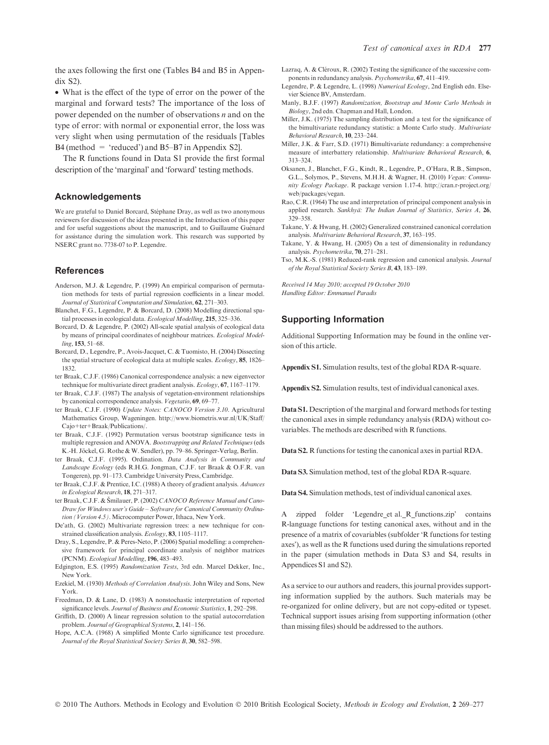the axes following the first one (Tables B4 and B5 in Appendix S2).

• What is the effect of the type of error on the power of the marginal and forward tests? The importance of the loss of power depended on the number of observations $n$ and on the type of error: with normal or exponential error, the loss was very slight when using permutation of the residuals [Tables B4 (method = 'reduced') and B5–B7 in Appendix S2].

The R functions found in Data S1 provide the first formal description of the 'marginal' and 'forward' testing methods.

## Acknowledgements

We are grateful to Daniel Borcard, Stéphane Dray, as well as two anonymous reviewers for discussion of the ideas presented in the Introduction of this paper and for useful suggestions about the manuscript, and to Guillaume Guénard for assistance during the simulation work. This research was supported by NSERC grant no. 7738-07 to P. Legendre.

## References

Anderson, M.J. & Legendre, P. (1999) An empirical comparison of permutation methods for tests of partial regression coefficients in a linear model. *Journal of Statistical Computation and Simulation*, **62**, 271–303.

Blanchet, F.G., Legendre, P. & Borcard, D. (2008) Modelling directional spatial processes in ecological data. *Ecological Modelling*, **215**, 325–336.

Borcard, D. & Legendre, P. (2002) All-scale spatial analysis of ecological data by means of principal coordinates of neighbour matrices. *Ecological Modelling*, **153**, 51–68.

Borcard, D., Legendre, P., Avois-Jacquet, C. & Tuomisto, H. (2004) Dissecting the spatial structure of ecological data at multiple scales. *Ecology*, **85**, 1826–1832.

ter Braak, C.J.F. (1986) Canonical correspondence analysis: a new eigenvector technique for multivariate direct gradient analysis. *Ecology*, **67**, 1167–1179.

ter Braak, C.J.F. (1987) The analysis of vegetation-environment relationships by canonical correspondence analysis. *Vegetatio*, **69**, 69–77.

ter Braak, C.J.F. (1990) *Update Notes: CANOCO Version 3.10*. Agricultural Mathematics Group, Wageningen. http://www.biometris.wur.nl/UK/Staff/Cajo+ter+Braak/Publications/.

ter Braak, C.J.F. (1992) Permutation versus bootstrap significance tests in multiple regression and ANOVA. *Bootstrapping and Related Techniques* (eds K.-H. Jöckel, G. Rothe & W. Sendler), pp. 79–86. Springer-Verlag, Berlin.

ter Braak, C.J.F. (1995). Ordination. *Data Analysis in Community and Landscape Ecology* (eds R.H.G. Jongman, C.J.F. ter Braak & O.F.R. van Tongeren), pp. 91–173. Cambridge University Press, Cambridge.

ter Braak, C.J.F. & Prentice, I.C. (1988) A theory of gradient analysis. *Advances in Ecological Research*, **18**, 271–317.

ter Braak, C.J.F. & Šmilauer, P. (2002) *CANOCO Reference Manual and CanoDraw for Windows user's Guide – Software for Canonical Community Ordination (Version 4.5)*. Microcomputer Power, Ithaca, New York.

De'ath, G. (2002) Multivariate regression trees: a new technique for constrained classification analysis. *Ecology*, **83**, 1105–1117.

Dray, S., Legendre, P. & Peres-Neto, P. (2006) Spatial modelling: a comprehensive framework for principal coordinate analysis of neighbor matrices (PCNM). *Ecological Modelling*, **196**, 483–493.

Edgington, E.S. (1995) *Randomization Tests*, 3rd edn. Marcel Dekker, Inc., New York.

Ezekiel, M. (1930) *Methods of Correlation Analysis*. John Wiley and Sons, New York.

Freedman, D. & Lane, D. (1983) A nonstochastic interpretation of reported significance levels. *Journal of Business and Economic Statistics*, **1**, 292–298.

Griffith, D. (2000) A linear regression solution to the spatial autocorrelation problem. *Journal of Geographical Systems*, **2**, 141–156.

Hope, A.C.A. (1968) A simplified Monte Carlo significance test procedure. *Journal of the Royal Statistical Society Series B*, **30**, 582–598.

Lazraq, A. & Cléroux, R. (2002) Testing the significance of the successive components in redundancy analysis. *Psychometrika*, **67**, 411–419.

Legendre, P. & Legendre, L. (1998) *Numerical Ecology*, 2nd English edn. Elsevier Science BV, Amsterdam.

Manly, B.J.F. (1997) *Randomization, Bootstrap and Monte Carlo Methods in Biology*, 2nd edn. Chapman and Hall, London.

Miller, J.K. (1975) The sampling distribution and a test for the significance of the bimultivariate redundancy statistic: a Monte Carlo study. *Multivariate Behavioral Research*, **10**, 233–244.

Miller, J.K. & Farr, S.D. (1971) Bimultivariate redundancy: a comprehensive measure of interbattery relationship. *Multivariate Behavioral Research*, **6**, 313–324.

Oksanen, J., Blanchet, F.G., Kindt, R., Legendre, P., O'Hara, R.B., Simpson, G.L., Solymos, P., Stevens, M.H.H. & Wagner, H. (2010) *Vegan: Community Ecology Package*. R package version 1.17-4. http://cran.r-project.org/web/packages/vegan.

Rao, C.R. (1964) The use and interpretation of principal component analysis in applied research. *Sankhyā: The Indian Journal of Statistics, Series A*, **26**, 329–358.

Takane, Y. & Hwang, H. (2002) Generalized constrained canonical correlation analysis. *Multivariate Behavioral Research*, **37**, 163–195.

Takane, Y. & Hwang, H. (2005) On a test of dimensionality in redundancy analysis. *Psychometrika*, **70**, 271–281.

Tso, M.K.-S. (1981) Reduced-rank regression and canonical analysis. *Journal of the Royal Statistical Society Series B*, **43**, 183–189.

*Received 14 May 2010; accepted 19 October 2010*
*Handling Editor: Emmanuel Paradis*

## Supporting Information

Additional Supporting Information may be found in the online version of this article.

**Appendix S1.** Simulation results, test of the global RDA R-square.

**Appendix S2.** Simulation results, test of individual canonical axes.

**Data S1.** Description of the marginal and forward methods for testing the canonical axes in simple redundancy analysis (RDA) without covariables. The methods are described with R functions.

**Data S2.** R functions for testing the canonical axes in partial RDA.

**Data S3.** Simulation method, test of the global RDA R-square.

**Data S4.** Simulation methods, test of individual canonical axes.

A zipped folder 'Legendre_et al._R_functions.zip' contains R-language functions for testing canonical axes, without and in the presence of a matrix of covariables (subfolder 'R functions for testing axes'), as well as the R functions used during the simulations reported in the paper (simulation methods in Data S3 and S4, results in Appendices S1 and S2).

As a service to our authors and readers, this journal provides supporting information supplied by the authors. Such materials may be re-organized for online delivery, but are not copy-edited or typeset. Technical support issues arising from supporting information (other than missing files) should be addressed to the authors.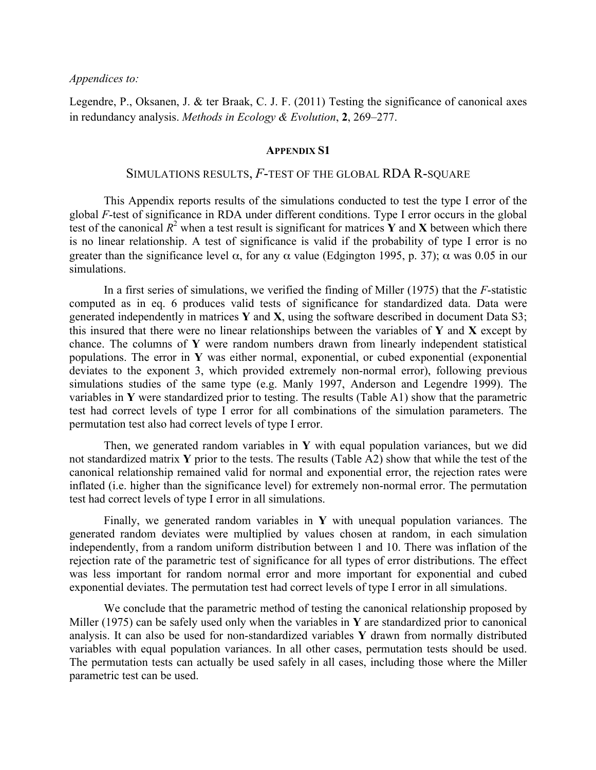*Appendices to:*

Legendre, P., Oksanen, J. & ter Braak, C. J. F. (2011) Testing the significance of canonical axes in redundancy analysis. *Methods in Ecology & Evolution*, **2**, 269–277.

## APPENDIX S1

## SIMULATIONS RESULTS, *F*-TEST OF THE GLOBAL RDA R-SQUARE

This Appendix reports results of the simulations conducted to test the type I error of the global *F*-test of significance in RDA under different conditions. Type I error occurs in the global test of the canonical $R^2$ when a test result is significant for matrices **Y** and **X** between which there is no linear relationship. A test of significance is valid if the probability of type I error is no greater than the significance level $\alpha$, for any $\alpha$ value (Edgington 1995, p. 37); $\alpha$ was 0.05 in our simulations.

In a first series of simulations, we verified the finding of Miller (1975) that the *F*-statistic computed as in eq. 6 produces valid tests of significance for standardized data. Data were generated independently in matrices **Y** and **X**, using the software described in document Data S3; this insured that there were no linear relationships between the variables of **Y** and **X** except by chance. The columns of **Y** were random numbers drawn from linearly independent statistical populations. The error in **Y** was either normal, exponential, or cubed exponential (exponential deviates to the exponent 3, which provided extremely non-normal error), following previous simulations studies of the same type (e.g. Manly 1997, Anderson and Legendre 1999). The variables in **Y** were standardized prior to testing. The results (Table A1) show that the parametric test had correct levels of type I error for all combinations of the simulation parameters. The permutation test also had correct levels of type I error.

Then, we generated random variables in **Y** with equal population variances, but we did not standardized matrix **Y** prior to the tests. The results (Table A2) show that while the test of the canonical relationship remained valid for normal and exponential error, the rejection rates were inflated (i.e. higher than the significance level) for extremely non-normal error. The permutation test had correct levels of type I error in all simulations.

Finally, we generated random variables in **Y** with unequal population variances. The generated random deviates were multiplied by values chosen at random, in each simulation independently, from a random uniform distribution between 1 and 10. There was inflation of the rejection rate of the parametric test of significance for all types of error distributions. The effect was less important for random normal error and more important for exponential and cubed exponential deviates. The permutation test had correct levels of type I error in all simulations.

We conclude that the parametric method of testing the canonical relationship proposed by Miller (1975) can be safely used only when the variables in **Y** are standardized prior to canonical analysis. It can also be used for non-standardized variables **Y** drawn from normally distributed variables with equal population variances. In all other cases, permutation tests should be used. The permutation tests can actually be used safely in all cases, including those where the Miller parametric test can be used.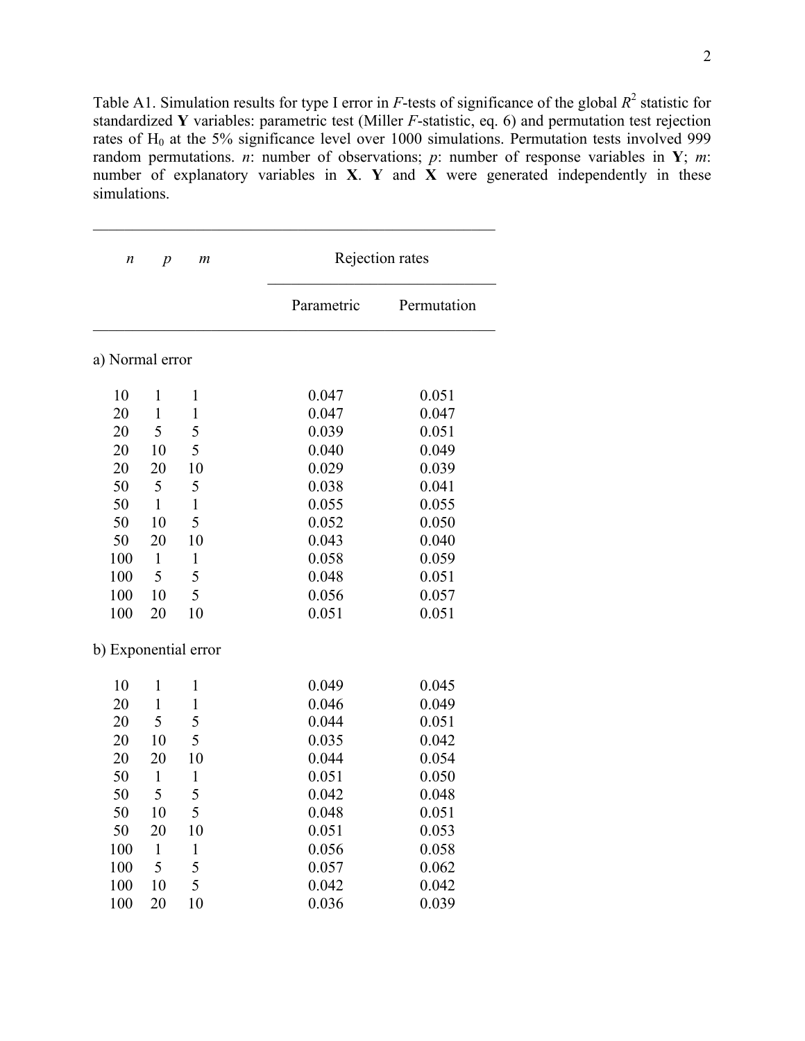Table A1. Simulation results for type I error in $F$-tests of significance of the global $R^2$ statistic for standardized **Y** variables: parametric test (Miller $F$-statistic, eq. 6) and permutation test rejection rates of $H_0$ at the 5% significance level over 1000 simulations. Permutation tests involved 999 random permutations. $n$: number of observations; $p$: number of response variables in **Y**; $m$: number of explanatory variables in **X**. **Y** and **X** were generated independently in these simulations.

| $n$ | $p$ | $m$ | Rejection rates | |
|---|---|---|---|---|
| | | | Parametric | Permutation |
| **a) Normal error** | | | | |
| 10 | 1 | 1 | 0.047 | 0.051 |
| 20 | 1 | 1 | 0.047 | 0.047 |
| 20 | 5 | 5 | 0.039 | 0.051 |
| 20 | 10 | 5 | 0.040 | 0.049 |
| 20 | 20 | 10 | 0.029 | 0.039 |
| 50 | 5 | 5 | 0.038 | 0.041 |
| 50 | 1 | 1 | 0.055 | 0.055 |
| 50 | 10 | 5 | 0.052 | 0.050 |
| 50 | 20 | 10 | 0.043 | 0.040 |
| 100 | 1 | 1 | 0.058 | 0.059 |
| 100 | 5 | 5 | 0.048 | 0.051 |
| 100 | 10 | 5 | 0.056 | 0.057 |
| 100 | 20 | 10 | 0.051 | 0.051 |
| **b) Exponential error** | | | | |
| 10 | 1 | 1 | 0.049 | 0.045 |
| 20 | 1 | 1 | 0.046 | 0.049 |
| 20 | 5 | 5 | 0.044 | 0.051 |
| 20 | 10 | 5 | 0.035 | 0.042 |
| 20 | 20 | 10 | 0.044 | 0.054 |
| 50 | 1 | 1 | 0.051 | 0.050 |
| 50 | 5 | 5 | 0.042 | 0.048 |
| 50 | 10 | 5 | 0.048 | 0.051 |
| 50 | 20 | 10 | 0.051 | 0.053 |
| 100 | 1 | 1 | 0.056 | 0.058 |
| 100 | 5 | 5 | 0.057 | 0.062 |
| 100 | 10 | 5 | 0.042 | 0.042 |
| 100 | 20 | 10 | 0.036 | 0.039 |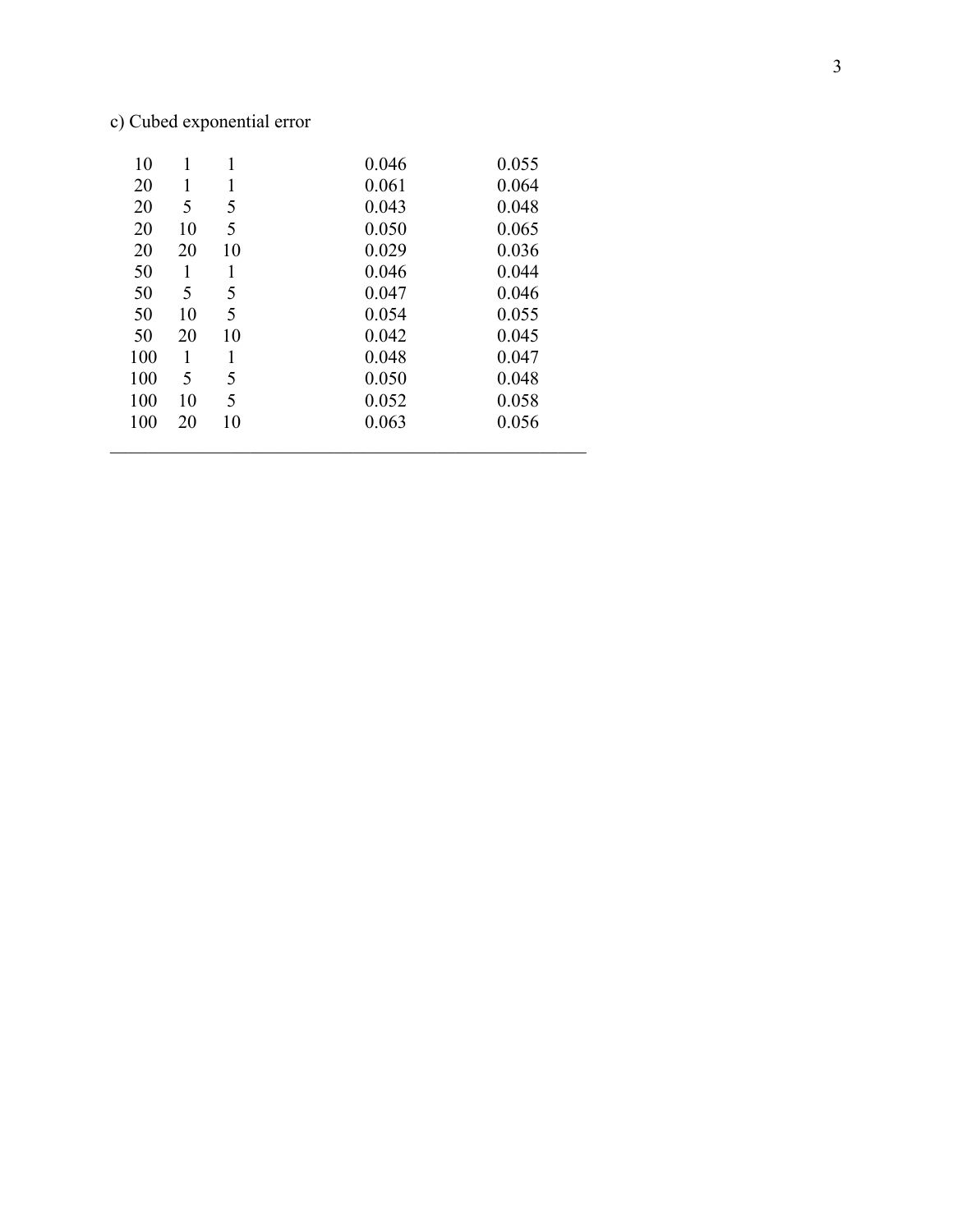c) Cubed exponential error

| | | | | |
|---|---|---|---|---|
| 10 | 1 | 1 | 0.046 | 0.055 |
| 20 | 1 | 1 | 0.061 | 0.064 |
| 20 | 5 | 5 | 0.043 | 0.048 |
| 20 | 10 | 5 | 0.050 | 0.065 |
| 20 | 20 | 10 | 0.029 | 0.036 |
| 50 | 1 | 1 | 0.046 | 0.044 |
| 50 | 5 | 5 | 0.047 | 0.046 |
| 50 | 10 | 5 | 0.054 | 0.055 |
| 50 | 20 | 10 | 0.042 | 0.045 |
| 100 | 1 | 1 | 0.048 | 0.047 |
| 100 | 5 | 5 | 0.050 | 0.048 |
| 100 | 10 | 5 | 0.052 | 0.058 |
| 100 | 20 | 10 | 0.063 | 0.056 |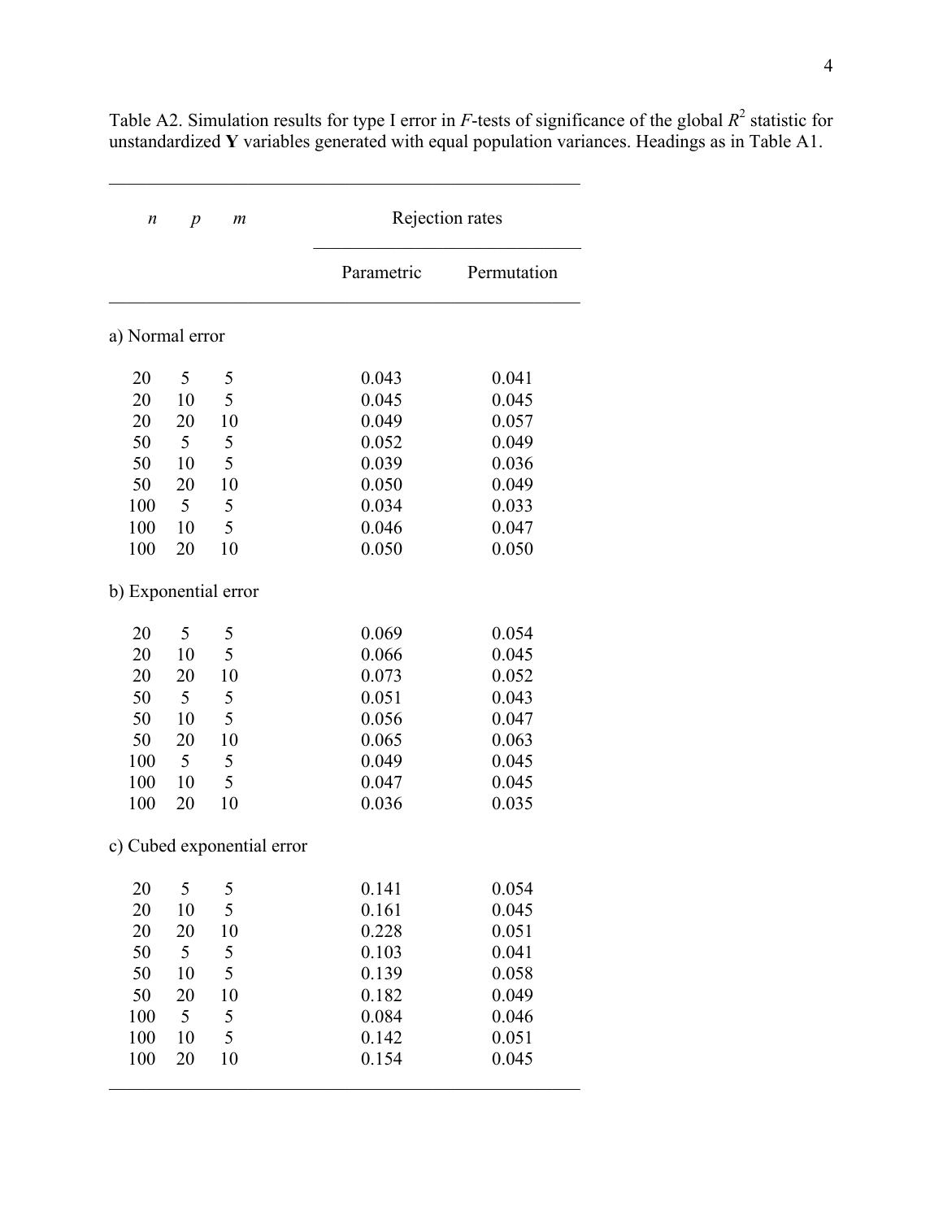Table A2. Simulation results for type I error in $F$-tests of significance of the global $R^2$ statistic for unstandardized **Y** variables generated with equal population variances. Headings as in Table A1.

| $n$ | $p$ | $m$ | Rejection rates | |
|---|---|---|---|---|
| | | | Parametric | Permutation |
| a) Normal error | | | | |
| 20 | 5 | 5 | 0.043 | 0.041 |
| 20 | 10 | 5 | 0.045 | 0.045 |
| 20 | 20 | 10 | 0.049 | 0.057 |
| 50 | 5 | 5 | 0.052 | 0.049 |
| 50 | 10 | 5 | 0.039 | 0.036 |
| 50 | 20 | 10 | 0.050 | 0.049 |
| 100 | 5 | 5 | 0.034 | 0.033 |
| 100 | 10 | 5 | 0.046 | 0.047 |
| 100 | 20 | 10 | 0.050 | 0.050 |
| b) Exponential error | | | | |
| 20 | 5 | 5 | 0.069 | 0.054 |
| 20 | 10 | 5 | 0.066 | 0.045 |
| 20 | 20 | 10 | 0.073 | 0.052 |
| 50 | 5 | 5 | 0.051 | 0.043 |
| 50 | 10 | 5 | 0.056 | 0.047 |
| 50 | 20 | 10 | 0.065 | 0.063 |
| 100 | 5 | 5 | 0.049 | 0.045 |
| 100 | 10 | 5 | 0.047 | 0.045 |
| 100 | 20 | 10 | 0.036 | 0.035 |
| c) Cubed exponential error | | | | |
| 20 | 5 | 5 | 0.141 | 0.054 |
| 20 | 10 | 5 | 0.161 | 0.045 |
| 20 | 20 | 10 | 0.228 | 0.051 |
| 50 | 5 | 5 | 0.103 | 0.041 |
| 50 | 10 | 5 | 0.139 | 0.058 |
| 50 | 20 | 10 | 0.182 | 0.049 |
| 100 | 5 | 5 | 0.084 | 0.046 |
| 100 | 10 | 5 | 0.142 | 0.051 |
| 100 | 20 | 10 | 0.154 | 0.045 |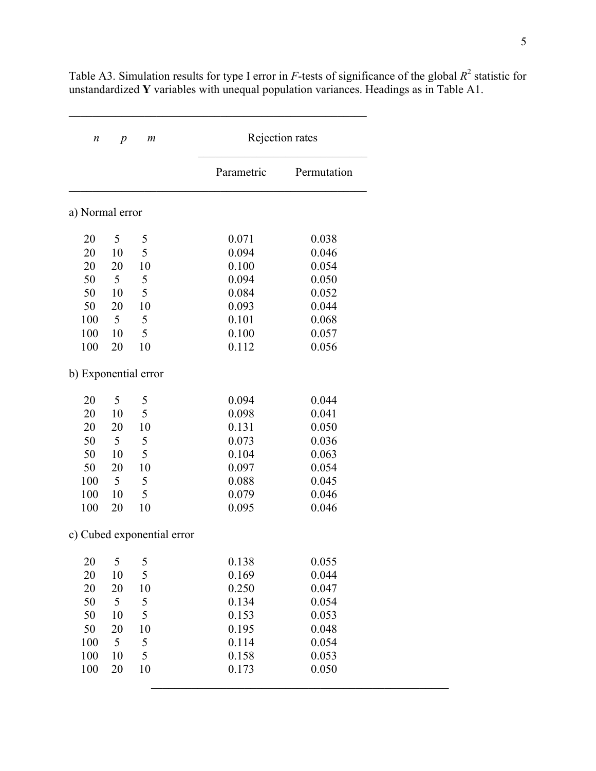Table A3. Simulation results for type I error in $F$-tests of significance of the global $R^2$ statistic for unstandardized **Y** variables with unequal population variances. Headings as in Table A1.

| $n$ | $p$ | $m$ | Rejection rates | |
|---|---|---|---|---|
| | | | Parametric | Permutation |
| a) Normal error | | | | |
| 20 | 5 | 5 | 0.071 | 0.038 |
| 20 | 10 | 5 | 0.094 | 0.046 |
| 20 | 20 | 10 | 0.100 | 0.054 |
| 50 | 5 | 5 | 0.094 | 0.050 |
| 50 | 10 | 5 | 0.084 | 0.052 |
| 50 | 20 | 10 | 0.093 | 0.044 |
| 100 | 5 | 5 | 0.101 | 0.068 |
| 100 | 10 | 5 | 0.100 | 0.057 |
| 100 | 20 | 10 | 0.112 | 0.056 |
| b) Exponential error | | | | |
| 20 | 5 | 5 | 0.094 | 0.044 |
| 20 | 10 | 5 | 0.098 | 0.041 |
| 20 | 20 | 10 | 0.131 | 0.050 |
| 50 | 5 | 5 | 0.073 | 0.036 |
| 50 | 10 | 5 | 0.104 | 0.063 |
| 50 | 20 | 10 | 0.097 | 0.054 |
| 100 | 5 | 5 | 0.088 | 0.045 |
| 100 | 10 | 5 | 0.079 | 0.046 |
| 100 | 20 | 10 | 0.095 | 0.046 |
| c) Cubed exponential error | | | | |
| 20 | 5 | 5 | 0.138 | 0.055 |
| 20 | 10 | 5 | 0.169 | 0.044 |
| 20 | 20 | 10 | 0.250 | 0.047 |
| 50 | 5 | 5 | 0.134 | 0.054 |
| 50 | 10 | 5 | 0.153 | 0.053 |
| 50 | 20 | 10 | 0.195 | 0.048 |
| 100 | 5 | 5 | 0.114 | 0.054 |
| 100 | 10 | 5 | 0.158 | 0.053 |
| 100 | 20 | 10 | 0.173 | 0.050 |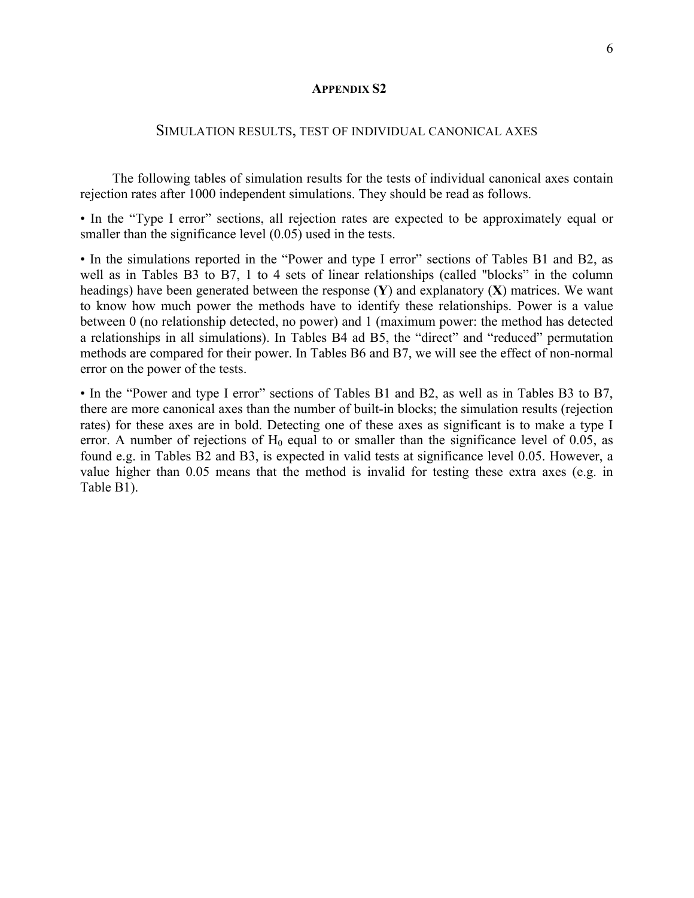## APPENDIX S2

### SIMULATION RESULTS, TEST OF INDIVIDUAL CANONICAL AXES

The following tables of simulation results for the tests of individual canonical axes contain rejection rates after 1000 independent simulations. They should be read as follows.

• In the “Type I error” sections, all rejection rates are expected to be approximately equal or smaller than the significance level (0.05) used in the tests.

• In the simulations reported in the “Power and type I error” sections of Tables B1 and B2, as well as in Tables B3 to B7, 1 to 4 sets of linear relationships (called "blocks” in the column headings) have been generated between the response (**Y**) and explanatory (**X**) matrices. We want to know how much power the methods have to identify these relationships. Power is a value between 0 (no relationship detected, no power) and 1 (maximum power: the method has detected a relationships in all simulations). In Tables B4 ad B5, the “direct” and “reduced” permutation methods are compared for their power. In Tables B6 and B7, we will see the effect of non-normal error on the power of the tests.

• In the “Power and type I error” sections of Tables B1 and B2, as well as in Tables B3 to B7, there are more canonical axes than the number of built-in blocks; the simulation results (rejection rates) for these axes are in bold. Detecting one of these axes as significant is to make a type I error. A number of rejections of $H_0$ equal to or smaller than the significance level of 0.05, as found e.g. in Tables B2 and B3, is expected in valid tests at significance level 0.05. However, a value higher than 0.05 means that the method is invalid for testing these extra axes (e.g. in Table B1).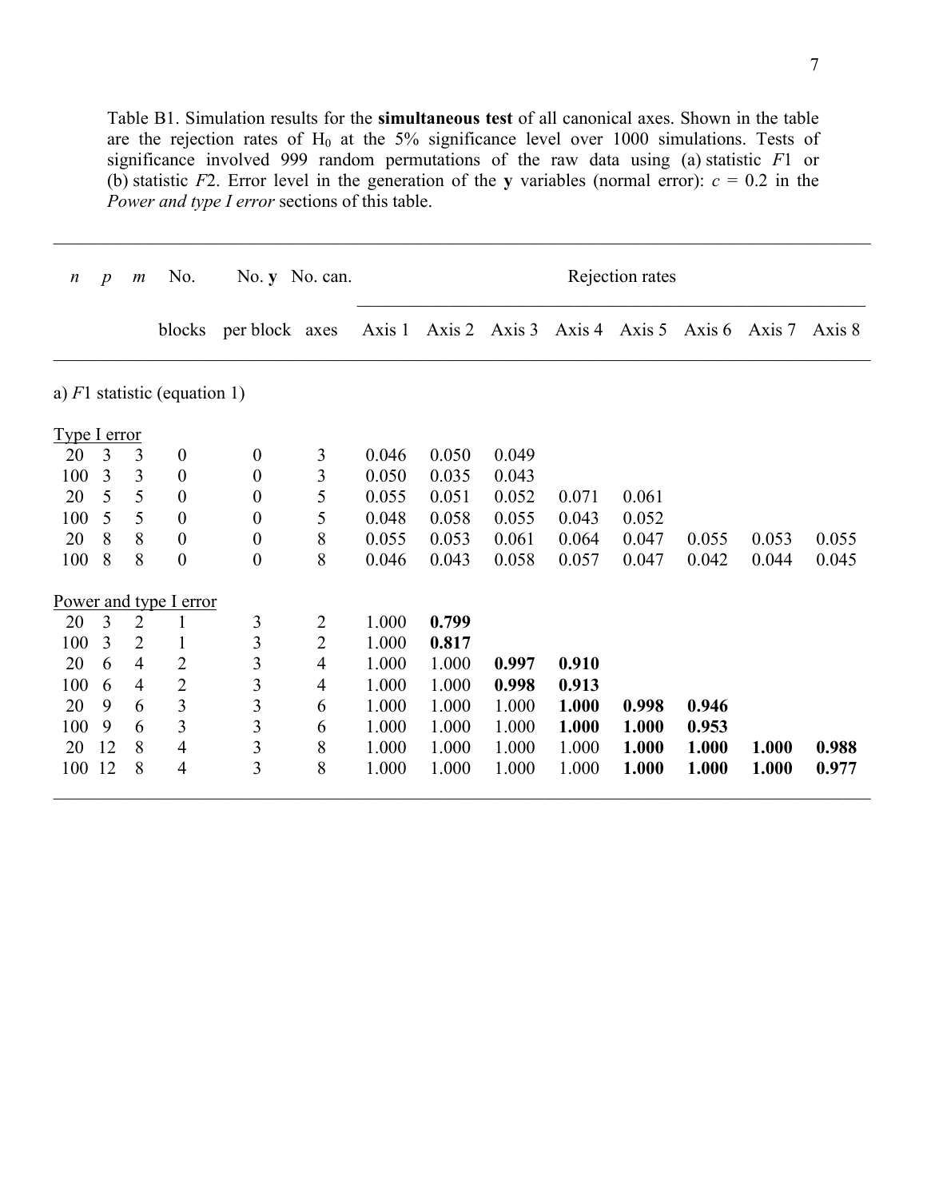Table B1. Simulation results for the **simultaneous test** of all canonical axes. Shown in the table are the rejection rates of $H_0$ at the 5% significance level over 1000 simulations. Tests of significance involved 999 random permutations of the raw data using (a) statistic $F1$ or (b) statistic $F2$. Error level in the generation of the **y** variables (normal error): $c = 0.2$ in the *Power and type I error* sections of this table.

| $n$ | $p$ | $m$ | No. blocks | No. **y** per block | No. can. axes | Axis 1 | Axis 2 | Axis 3 | Axis 4 | Axis 5 | Axis 6 | Axis 7 | Axis 8 |
|---|---|---|---|---|---|---|---|---|---|---|---|---|---|
| a) $F1$ statistic (equation 1) | | | | | | | | | | | | | |
| Type I error | | | | | | | | | | | | | |
| 20 | 3 | 3 | 0 | 0 | 3 | 0.046 | 0.050 | 0.049 | | | | | |
| 100 | 3 | 3 | 0 | 0 | 3 | 0.050 | 0.035 | 0.043 | | | | | |
| 20 | 5 | 5 | 0 | 0 | 5 | 0.055 | 0.051 | 0.052 | 0.071 | 0.061 | | | |
| 100 | 5 | 5 | 0 | 0 | 5 | 0.048 | 0.058 | 0.055 | 0.043 | 0.052 | | | |
| 20 | 8 | 8 | 0 | 0 | 8 | 0.055 | 0.053 | 0.061 | 0.064 | 0.047 | 0.055 | 0.053 | 0.055 |
| 100 | 8 | 8 | 0 | 0 | 8 | 0.046 | 0.043 | 0.058 | 0.057 | 0.047 | 0.042 | 0.044 | 0.045 |
| Power and type I error | | | | | | | | | | | | | |
| 20 | 3 | 2 | 1 | 3 | 2 | 1.000 | **0.799** | | | | | | |
| 100 | 3 | 2 | 1 | 3 | 2 | 1.000 | **0.817** | | | | | | |
| 20 | 6 | 4 | 2 | 3 | 4 | 1.000 | 1.000 | **0.997** | **0.910** | | | | |
| 100 | 6 | 4 | 2 | 3 | 4 | 1.000 | 1.000 | **0.998** | **0.913** | | | | |
| 20 | 9 | 6 | 3 | 3 | 6 | 1.000 | 1.000 | 1.000 | **1.000** | **0.998** | **0.946** | | |
| 100 | 9 | 6 | 3 | 3 | 6 | 1.000 | 1.000 | 1.000 | **1.000** | **1.000** | **0.953** | | |
| 20 | 12 | 8 | 4 | 3 | 8 | 1.000 | 1.000 | 1.000 | 1.000 | **1.000** | **1.000** | **1.000** | **0.988** |
| 100 | 12 | 8 | 4 | 3 | 8 | 1.000 | 1.000 | 1.000 | 1.000 | **1.000** | **1.000** | **1.000** | **0.977** |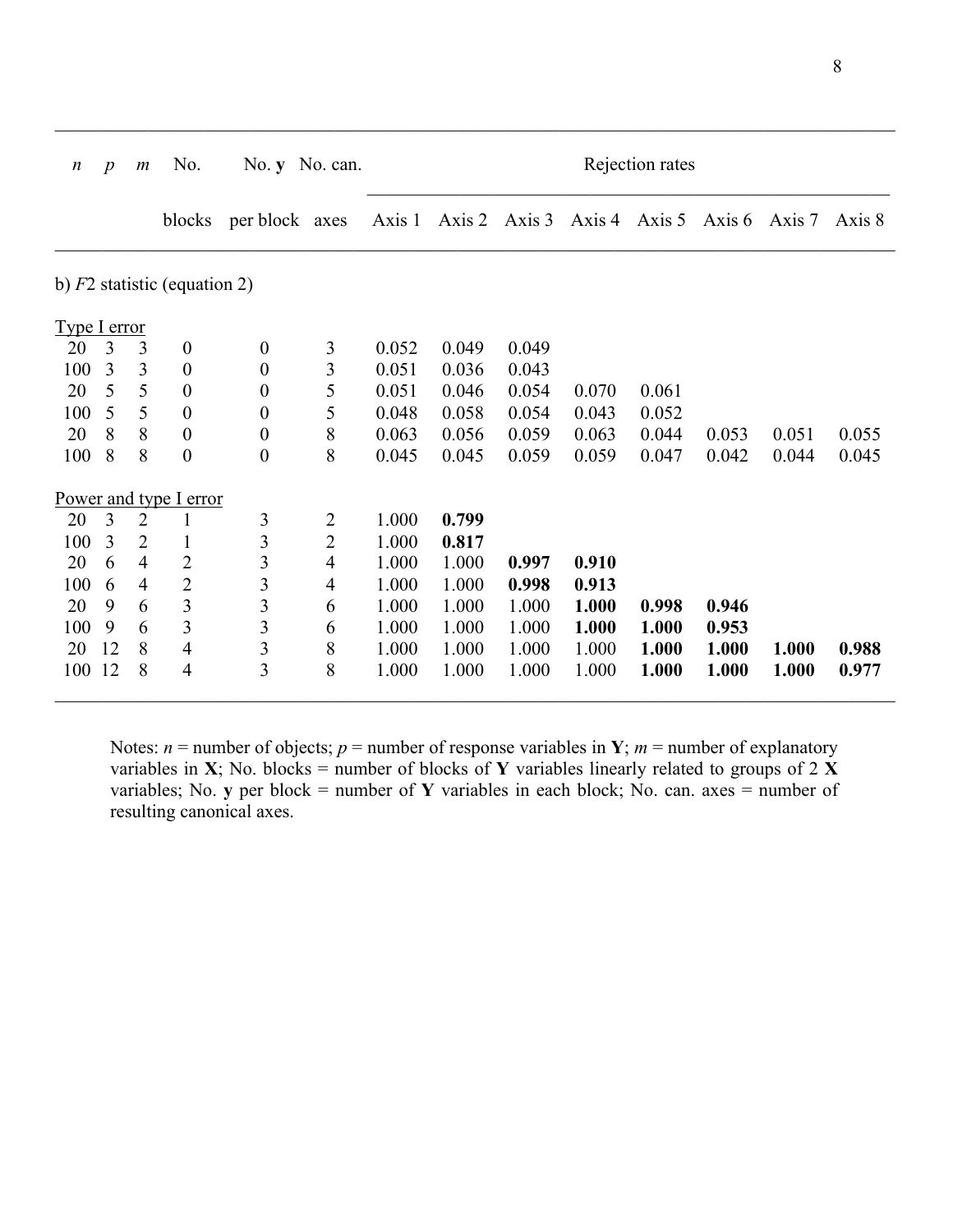| $n$ | $p$ | $m$ | No. blocks | No. **y** per block | No. can. axes | Rejection rates | | | | | | | |
|---|---|---|---|---|---|---|---|---|---|---|---|---|---|
| | | | | | | Axis 1 | Axis 2 | Axis 3 | Axis 4 | Axis 5 | Axis 6 | Axis 7 | Axis 8 |
| b) $F2$ statistic (equation 2) | | | | | | | | | | | | | |
| Type I error | | | | | | | | | | | | | |
| 20 | 3 | 3 | 0 | 0 | 3 | 0.052 | 0.049 | 0.049 | | | | | |
| 100 | 3 | 3 | 0 | 0 | 3 | 0.051 | 0.036 | 0.043 | | | | | |
| 20 | 5 | 5 | 0 | 0 | 5 | 0.051 | 0.046 | 0.054 | 0.070 | 0.061 | | | |
| 100 | 5 | 5 | 0 | 0 | 5 | 0.048 | 0.058 | 0.054 | 0.043 | 0.052 | | | |
| 20 | 8 | 8 | 0 | 0 | 8 | 0.063 | 0.056 | 0.059 | 0.063 | 0.044 | 0.053 | 0.051 | 0.055 |
| 100 | 8 | 8 | 0 | 0 | 8 | 0.045 | 0.045 | 0.059 | 0.059 | 0.047 | 0.042 | 0.044 | 0.045 |
| Power and type I error | | | | | | | | | | | | | |
| 20 | 3 | 2 | 1 | 3 | 2 | 1.000 | **0.799** | | | | | | |
| 100 | 3 | 2 | 1 | 3 | 2 | 1.000 | **0.817** | | | | | | |
| 20 | 6 | 4 | 2 | 3 | 4 | 1.000 | 1.000 | **0.997** | **0.910** | | | | |
| 100 | 6 | 4 | 2 | 3 | 4 | 1.000 | 1.000 | **0.998** | **0.913** | | | | |
| 20 | 9 | 6 | 3 | 3 | 6 | 1.000 | 1.000 | 1.000 | **1.000** | **0.998** | **0.946** | | |
| 100 | 9 | 6 | 3 | 3 | 6 | 1.000 | 1.000 | 1.000 | **1.000** | **1.000** | **0.953** | | |
| 20 | 12 | 8 | 4 | 3 | 8 | 1.000 | 1.000 | 1.000 | 1.000 | **1.000** | **1.000** | **1.000** | **0.988** |
| 100 | 12 | 8 | 4 | 3 | 8 | 1.000 | 1.000 | 1.000 | 1.000 | **1.000** | **1.000** | **1.000** | **0.977** |

Notes: $n$ = number of objects; $p$ = number of response variables in **Y**; $m$ = number of explanatory variables in **X**; No. blocks = number of blocks of **Y** variables linearly related to groups of 2 **X** variables; No. **y** per block = number of **Y** variables in each block; No. can. axes = number of resulting canonical axes.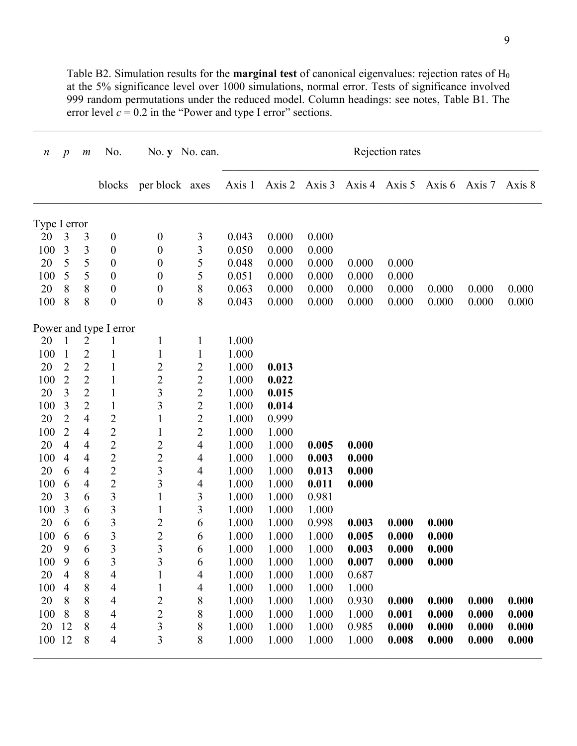Table B2. Simulation results for the **marginal test** of canonical eigenvalues: rejection rates of $H_0$ at the 5% significance level over 1000 simulations, normal error. Tests of significance involved 999 random permutations under the reduced model. Column headings: see notes, Table B1. The error level $c = 0.2$ in the "Power and type I error" sections.

| $n$ | $p$ | $m$ | No. blocks | No. **y** per block | No. can. axes | Rejection rates | | | | | | | |
|---|---|---|---|---|---|---|---|---|---|---|---|---|---|
| | | | | | | Axis 1 | Axis 2 | Axis 3 | Axis 4 | Axis 5 | Axis 6 | Axis 7 | Axis 8 |
| Type I error | | | | | | | | | | | | | |
| 20 | 3 | 3 | 0 | 0 | 3 | 0.043 | 0.000 | 0.000 | | | | | |
| 100 | 3 | 3 | 0 | 0 | 3 | 0.050 | 0.000 | 0.000 | | | | | |
| 20 | 5 | 5 | 0 | 0 | 5 | 0.048 | 0.000 | 0.000 | 0.000 | 0.000 | | | |
| 100 | 5 | 5 | 0 | 0 | 5 | 0.051 | 0.000 | 0.000 | 0.000 | 0.000 | | | |
| 20 | 8 | 8 | 0 | 0 | 8 | 0.063 | 0.000 | 0.000 | 0.000 | 0.000 | 0.000 | 0.000 | 0.000 |
| 100 | 8 | 8 | 0 | 0 | 8 | 0.043 | 0.000 | 0.000 | 0.000 | 0.000 | 0.000 | 0.000 | 0.000 |
| Power and type I error | | | | | | | | | | | | | |
| 20 | 1 | 2 | 1 | 1 | 1 | 1.000 | | | | | | | |
| 100 | 1 | 2 | 1 | 1 | 1 | 1.000 | | | | | | | |
| 20 | 2 | 2 | 1 | 2 | 2 | 1.000 | **0.013** | | | | | | |
| 100 | 2 | 2 | 1 | 2 | 2 | 1.000 | **0.022** | | | | | | |
| 20 | 3 | 2 | 1 | 3 | 2 | 1.000 | **0.015** | | | | | | |
| 100 | 3 | 2 | 1 | 3 | 2 | 1.000 | **0.014** | | | | | | |
| 20 | 2 | 4 | 2 | 1 | 2 | 1.000 | 0.999 | | | | | | |
| 100 | 2 | 4 | 2 | 1 | 2 | 1.000 | 1.000 | | | | | | |
| 20 | 4 | 4 | 2 | 2 | 4 | 1.000 | 1.000 | **0.005** | **0.000** | | | | |
| 100 | 4 | 4 | 2 | 2 | 4 | 1.000 | 1.000 | **0.003** | **0.000** | | | | |
| 20 | 6 | 4 | 2 | 3 | 4 | 1.000 | 1.000 | **0.013** | **0.000** | | | | |
| 100 | 6 | 4 | 2 | 3 | 4 | 1.000 | 1.000 | **0.011** | **0.000** | | | | |
| 20 | 3 | 6 | 3 | 1 | 3 | 1.000 | 1.000 | 0.981 | | | | | |
| 100 | 3 | 6 | 3 | 1 | 3 | 1.000 | 1.000 | 1.000 | | | | | |
| 20 | 6 | 6 | 3 | 2 | 6 | 1.000 | 1.000 | 0.998 | **0.003** | **0.000** | **0.000** | | |
| 100 | 6 | 6 | 3 | 2 | 6 | 1.000 | 1.000 | 1.000 | **0.005** | **0.000** | **0.000** | | |
| 20 | 9 | 6 | 3 | 3 | 6 | 1.000 | 1.000 | 1.000 | **0.003** | **0.000** | **0.000** | | |
| 100 | 9 | 6 | 3 | 3 | 6 | 1.000 | 1.000 | 1.000 | **0.007** | **0.000** | **0.000** | | |
| 20 | 4 | 8 | 4 | 1 | 4 | 1.000 | 1.000 | 1.000 | 0.687 | | | | |
| 100 | 4 | 8 | 4 | 1 | 4 | 1.000 | 1.000 | 1.000 | 1.000 | | | | |
| 20 | 8 | 8 | 4 | 2 | 8 | 1.000 | 1.000 | 1.000 | 0.930 | **0.000** | **0.000** | **0.000** | **0.000** |
| 100 | 8 | 8 | 4 | 2 | 8 | 1.000 | 1.000 | 1.000 | 1.000 | **0.001** | **0.000** | **0.000** | **0.000** |
| 20 | 12 | 8 | 4 | 3 | 8 | 1.000 | 1.000 | 1.000 | 0.985 | **0.000** | **0.000** | **0.000** | **0.000** |
| 100 | 12 | 8 | 4 | 3 | 8 | 1.000 | 1.000 | 1.000 | 1.000 | **0.008** | **0.000** | **0.000** | **0.000** |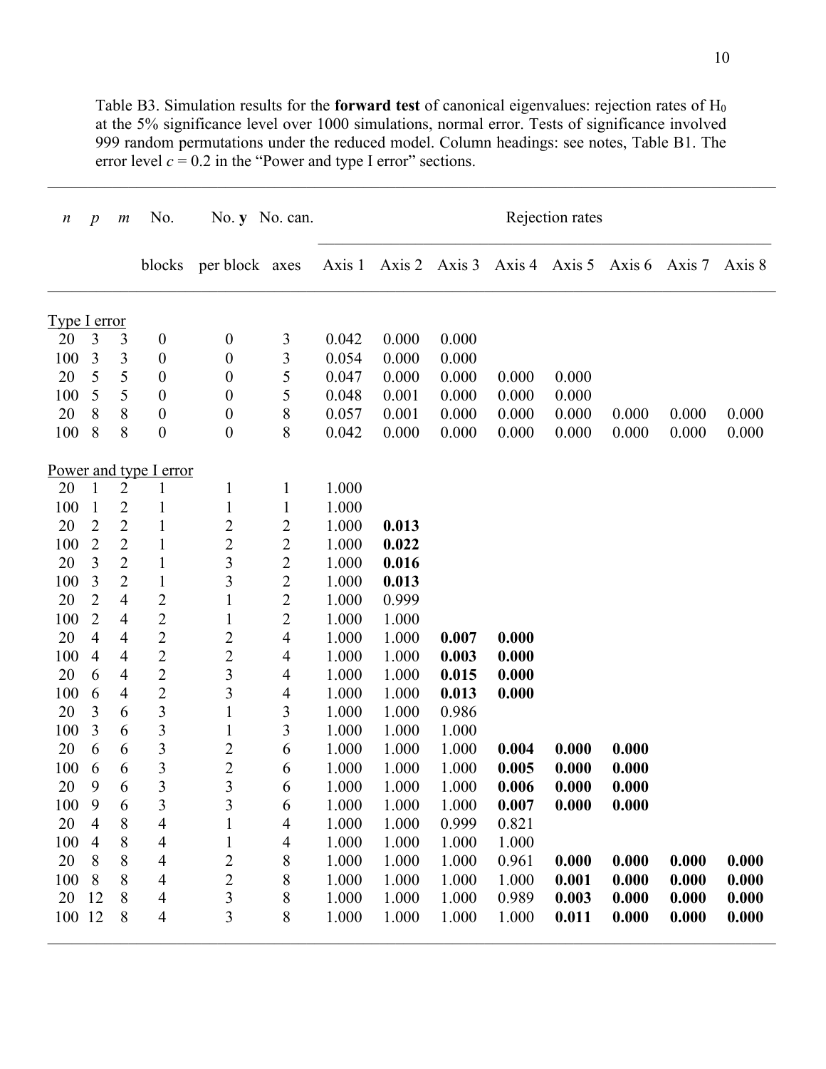Table B3. Simulation results for the **forward test** of canonical eigenvalues: rejection rates of $H_0$ at the 5% significance level over 1000 simulations, normal error. Tests of significance involved 999 random permutations under the reduced model. Column headings: see notes, Table B1. The error level $c$ = 0.2 in the "Power and type I error" sections.

| $n$ | $p$ | $m$ | No. blocks | No. **y** per block | No. can. axes | Rejection rates | | | | | | | |
|---|---|---|---|---|---|---|---|---|---|---|---|---|---|
| | | | | | | Axis 1 | Axis 2 | Axis 3 | Axis 4 | Axis 5 | Axis 6 | Axis 7 | Axis 8 |
| Type I error | | | | | | | | | | | | | |
| 20 | 3 | 3 | 0 | 0 | 3 | 0.042 | 0.000 | 0.000 | | | | | |
| 100 | 3 | 3 | 0 | 0 | 3 | 0.054 | 0.000 | 0.000 | | | | | |
| 20 | 5 | 5 | 0 | 0 | 5 | 0.047 | 0.000 | 0.000 | 0.000 | 0.000 | | | |
| 100 | 5 | 5 | 0 | 0 | 5 | 0.048 | 0.001 | 0.000 | 0.000 | 0.000 | | | |
| 20 | 8 | 8 | 0 | 0 | 8 | 0.057 | 0.001 | 0.000 | 0.000 | 0.000 | 0.000 | 0.000 | 0.000 |
| 100 | 8 | 8 | 0 | 0 | 8 | 0.042 | 0.000 | 0.000 | 0.000 | 0.000 | 0.000 | 0.000 | 0.000 |
| Power and type I error | | | | | | | | | | | | | |
| 20 | 1 | 2 | 1 | 1 | 1 | 1.000 | | | | | | | |
| 100 | 1 | 2 | 1 | 1 | 1 | 1.000 | | | | | | | |
| 20 | 2 | 2 | 1 | 2 | 2 | 1.000 | **0.013** | | | | | | |
| 100 | 2 | 2 | 1 | 2 | 2 | 1.000 | **0.022** | | | | | | |
| 20 | 3 | 2 | 1 | 3 | 2 | 1.000 | **0.016** | | | | | | |
| 100 | 3 | 2 | 1 | 3 | 2 | 1.000 | **0.013** | | | | | | |
| 20 | 2 | 4 | 2 | 1 | 2 | 1.000 | 0.999 | | | | | | |
| 100 | 2 | 4 | 2 | 1 | 2 | 1.000 | 1.000 | | | | | | |
| 20 | 4 | 4 | 2 | 2 | 4 | 1.000 | 1.000 | **0.007** | **0.000** | | | | |
| 100 | 4 | 4 | 2 | 2 | 4 | 1.000 | 1.000 | **0.003** | **0.000** | | | | |
| 20 | 6 | 4 | 2 | 3 | 4 | 1.000 | 1.000 | **0.015** | **0.000** | | | | |
| 100 | 6 | 4 | 2 | 3 | 4 | 1.000 | 1.000 | **0.013** | **0.000** | | | | |
| 20 | 3 | 6 | 3 | 1 | 3 | 1.000 | 1.000 | 0.986 | | | | | |
| 100 | 3 | 6 | 3 | 1 | 3 | 1.000 | 1.000 | 1.000 | | | | | |
| 20 | 6 | 6 | 3 | 2 | 6 | 1.000 | 1.000 | 1.000 | **0.004** | **0.000** | **0.000** | | |
| 100 | 6 | 6 | 3 | 2 | 6 | 1.000 | 1.000 | 1.000 | **0.005** | **0.000** | **0.000** | | |
| 20 | 9 | 6 | 3 | 3 | 6 | 1.000 | 1.000 | 1.000 | **0.006** | **0.000** | **0.000** | | |
| 100 | 9 | 6 | 3 | 3 | 6 | 1.000 | 1.000 | 1.000 | **0.007** | **0.000** | **0.000** | | |
| 20 | 4 | 8 | 4 | 1 | 4 | 1.000 | 1.000 | 0.999 | 0.821 | | | | |
| 100 | 4 | 8 | 4 | 1 | 4 | 1.000 | 1.000 | 1.000 | 1.000 | | | | |
| 20 | 8 | 8 | 4 | 2 | 8 | 1.000 | 1.000 | 1.000 | 0.961 | **0.000** | **0.000** | **0.000** | **0.000** |
| 100 | 8 | 8 | 4 | 2 | 8 | 1.000 | 1.000 | 1.000 | 1.000 | **0.001** | **0.000** | **0.000** | **0.000** |
| 20 | 12 | 8 | 4 | 3 | 8 | 1.000 | 1.000 | 1.000 | 0.989 | **0.003** | **0.000** | **0.000** | **0.000** |
| 100 | 12 | 8 | 4 | 3 | 8 | 1.000 | 1.000 | 1.000 | 1.000 | **0.011** | **0.000** | **0.000** | **0.000** |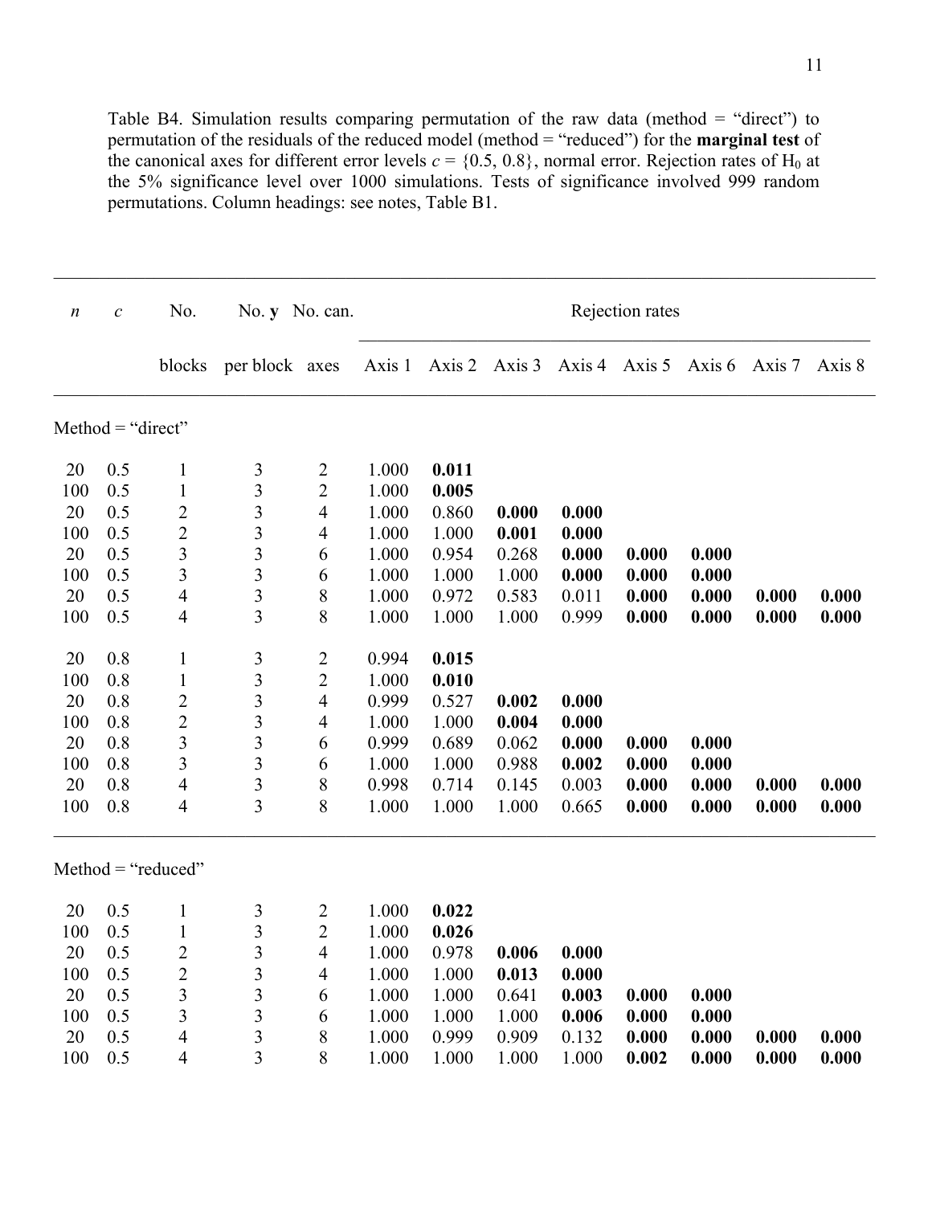Table B4. Simulation results comparing permutation of the raw data (method = “direct”) to permutation of the residuals of the reduced model (method = “reduced”) for the **marginal test** of the canonical axes for different error levels $c = \{0.5, 0.8\}$, normal error. Rejection rates of $H_0$ at the 5% significance level over 1000 simulations. Tests of significance involved 999 random permutations. Column headings: see notes, Table B1.

| $n$ | $c$ | No. blocks | No. **y** per block | No. can. axes | Rejection rates | | | | | | | |
|---|---|---|---|---|---|---|---|---|---|---|---|---|
| | | | | | Axis 1 | Axis 2 | Axis 3 | Axis 4 | Axis 5 | Axis 6 | Axis 7 | Axis 8 |
| Method = “direct” | | | | | | | | | | | | |
| 20 | 0.5 | 1 | 3 | 2 | 1.000 | **0.011** | | | | | | |
| 100 | 0.5 | 1 | 3 | 2 | 1.000 | **0.005** | | | | | | |
| 20 | 0.5 | 2 | 3 | 4 | 1.000 | 0.860 | **0.000** | **0.000** | | | | |
| 100 | 0.5 | 2 | 3 | 4 | 1.000 | 1.000 | **0.001** | **0.000** | | | | |
| 20 | 0.5 | 3 | 3 | 6 | 1.000 | 0.954 | 0.268 | **0.000** | **0.000** | **0.000** | | |
| 100 | 0.5 | 3 | 3 | 6 | 1.000 | 1.000 | 1.000 | **0.000** | **0.000** | **0.000** | | |
| 20 | 0.5 | 4 | 3 | 8 | 1.000 | 0.972 | 0.583 | 0.011 | **0.000** | **0.000** | **0.000** | **0.000** |
| 100 | 0.5 | 4 | 3 | 8 | 1.000 | 1.000 | 1.000 | 0.999 | **0.000** | **0.000** | **0.000** | **0.000** |
| 20 | 0.8 | 1 | 3 | 2 | 0.994 | **0.015** | | | | | | |
| 100 | 0.8 | 1 | 3 | 2 | 1.000 | **0.010** | | | | | | |
| 20 | 0.8 | 2 | 3 | 4 | 0.999 | 0.527 | **0.002** | **0.000** | | | | |
| 100 | 0.8 | 2 | 3 | 4 | 1.000 | 1.000 | **0.004** | **0.000** | | | | |
| 20 | 0.8 | 3 | 3 | 6 | 0.999 | 0.689 | 0.062 | **0.000** | **0.000** | **0.000** | | |
| 100 | 0.8 | 3 | 3 | 6 | 1.000 | 1.000 | 0.988 | **0.002** | **0.000** | **0.000** | | |
| 20 | 0.8 | 4 | 3 | 8 | 0.998 | 0.714 | 0.145 | 0.003 | **0.000** | **0.000** | **0.000** | **0.000** |
| 100 | 0.8 | 4 | 3 | 8 | 1.000 | 1.000 | 1.000 | 0.665 | **0.000** | **0.000** | **0.000** | **0.000** |
| Method = “reduced” | | | | | | | | | | | | |
| 20 | 0.5 | 1 | 3 | 2 | 1.000 | **0.022** | | | | | | |
| 100 | 0.5 | 1 | 3 | 2 | 1.000 | **0.026** | | | | | | |
| 20 | 0.5 | 2 | 3 | 4 | 1.000 | 0.978 | **0.006** | **0.000** | | | | |
| 100 | 0.5 | 2 | 3 | 4 | 1.000 | 1.000 | **0.013** | **0.000** | | | | |
| 20 | 0.5 | 3 | 3 | 6 | 1.000 | 1.000 | 0.641 | **0.003** | **0.000** | **0.000** | | |
| 100 | 0.5 | 3 | 3 | 6 | 1.000 | 1.000 | 1.000 | **0.006** | **0.000** | **0.000** | | |
| 20 | 0.5 | 4 | 3 | 8 | 1.000 | 0.999 | 0.909 | 0.132 | **0.000** | **0.000** | **0.000** | **0.000** |
| 100 | 0.5 | 4 | 3 | 8 | 1.000 | 1.000 | 1.000 | 1.000 | **0.002** | **0.000** | **0.000** | **0.000** |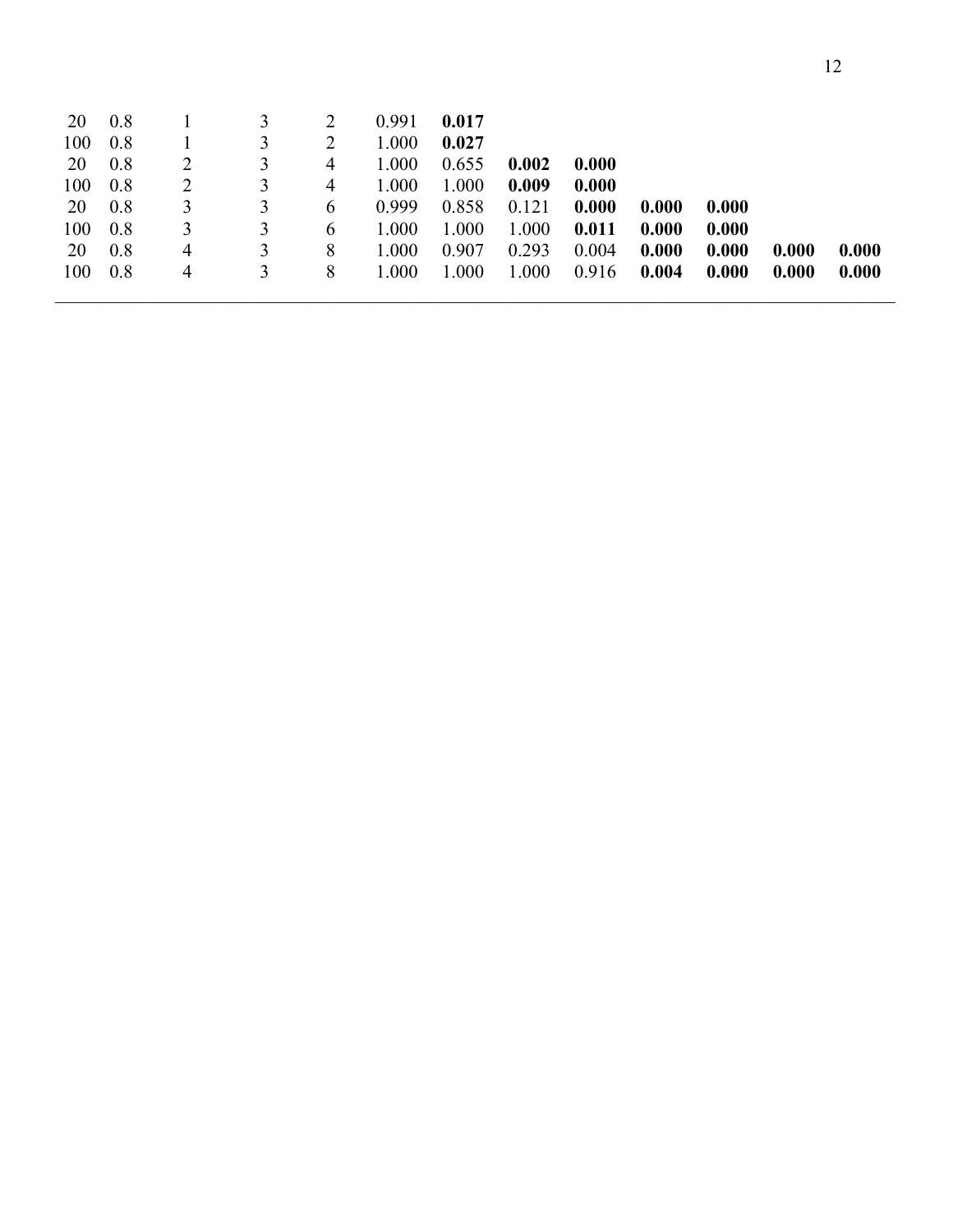| | | | | | | | | | | | | |
|---|---|---|---|---|---|---|---|---|---|---|---|---|
| 20 | 0.8 | 1 | 3 | 2 | 0.991 | **0.017** | | | | | | |
| 100 | 0.8 | 1 | 3 | 2 | 1.000 | **0.027** | | | | | | |
| 20 | 0.8 | 2 | 3 | 4 | 1.000 | 0.655 | **0.002** | **0.000** | | | | |
| 100 | 0.8 | 2 | 3 | 4 | 1.000 | 1.000 | **0.009** | **0.000** | | | | |
| 20 | 0.8 | 3 | 3 | 6 | 0.999 | 0.858 | 0.121 | **0.000** | **0.000** | **0.000** | | |
| 100 | 0.8 | 3 | 3 | 6 | 1.000 | 1.000 | 1.000 | **0.011** | **0.000** | **0.000** | | |
| 20 | 0.8 | 4 | 3 | 8 | 1.000 | 0.907 | 0.293 | 0.004 | **0.000** | **0.000** | **0.000** | **0.000** |
| 100 | 0.8 | 4 | 3 | 8 | 1.000 | 1.000 | 1.000 | 0.916 | **0.004** | **0.000** | **0.000** | **0.000** |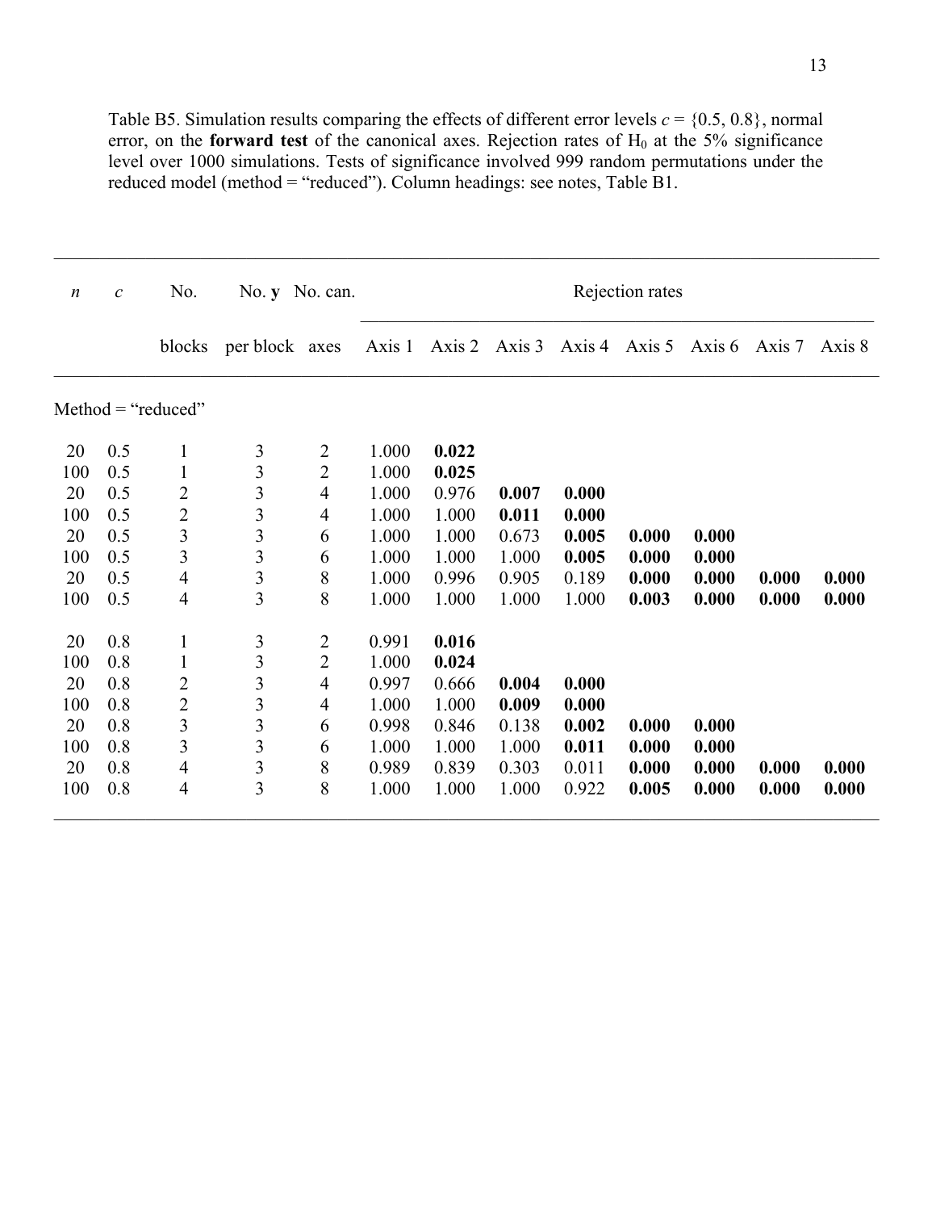Table B5. Simulation results comparing the effects of different error levels $c$ = {0.5, 0.8}, normal error, on the **forward test** of the canonical axes. Rejection rates of $H_0$ at the 5% significance level over 1000 simulations. Tests of significance involved 999 random permutations under the reduced model (method = "reduced"). Column headings: see notes, Table B1.

| $n$ | $c$ | No. blocks | No. **y** per block | No. can. axes | Rejection rates | | | | | | | |
|---|---|---|---|---|---|---|---|---|---|---|---|---|
| | | | | | Axis 1 | Axis 2 | Axis 3 | Axis 4 | Axis 5 | Axis 6 | Axis 7 | Axis 8 |
| Method = "reduced" | | | | | | | | | | | | |
| 20 | 0.5 | 1 | 3 | 2 | 1.000 | **0.022** | | | | | | |
| 100 | 0.5 | 1 | 3 | 2 | 1.000 | **0.025** | | | | | | |
| 20 | 0.5 | 2 | 3 | 4 | 1.000 | 0.976 | **0.007** | **0.000** | | | | |
| 100 | 0.5 | 2 | 3 | 4 | 1.000 | 1.000 | **0.011** | **0.000** | | | | |
| 20 | 0.5 | 3 | 3 | 6 | 1.000 | 1.000 | 0.673 | **0.005** | **0.000** | **0.000** | | |
| 100 | 0.5 | 3 | 3 | 6 | 1.000 | 1.000 | 1.000 | **0.005** | **0.000** | **0.000** | | |
| 20 | 0.5 | 4 | 3 | 8 | 1.000 | 0.996 | 0.905 | 0.189 | **0.000** | **0.000** | **0.000** | **0.000** |
| 100 | 0.5 | 4 | 3 | 8 | 1.000 | 1.000 | 1.000 | 1.000 | **0.003** | **0.000** | **0.000** | **0.000** |
| 20 | 0.8 | 1 | 3 | 2 | 0.991 | **0.016** | | | | | | |
| 100 | 0.8 | 1 | 3 | 2 | 1.000 | **0.024** | | | | | | |
| 20 | 0.8 | 2 | 3 | 4 | 0.997 | 0.666 | **0.004** | **0.000** | | | | |
| 100 | 0.8 | 2 | 3 | 4 | 1.000 | 1.000 | **0.009** | **0.000** | | | | |
| 20 | 0.8 | 3 | 3 | 6 | 0.998 | 0.846 | 0.138 | **0.002** | **0.000** | **0.000** | | |
| 100 | 0.8 | 3 | 3 | 6 | 1.000 | 1.000 | 1.000 | **0.011** | **0.000** | **0.000** | | |
| 20 | 0.8 | 4 | 3 | 8 | 0.989 | 0.839 | 0.303 | 0.011 | **0.000** | **0.000** | **0.000** | **0.000** |
| 100 | 0.8 | 4 | 3 | 8 | 1.000 | 1.000 | 1.000 | 0.922 | **0.005** | **0.000** | **0.000** | **0.000** |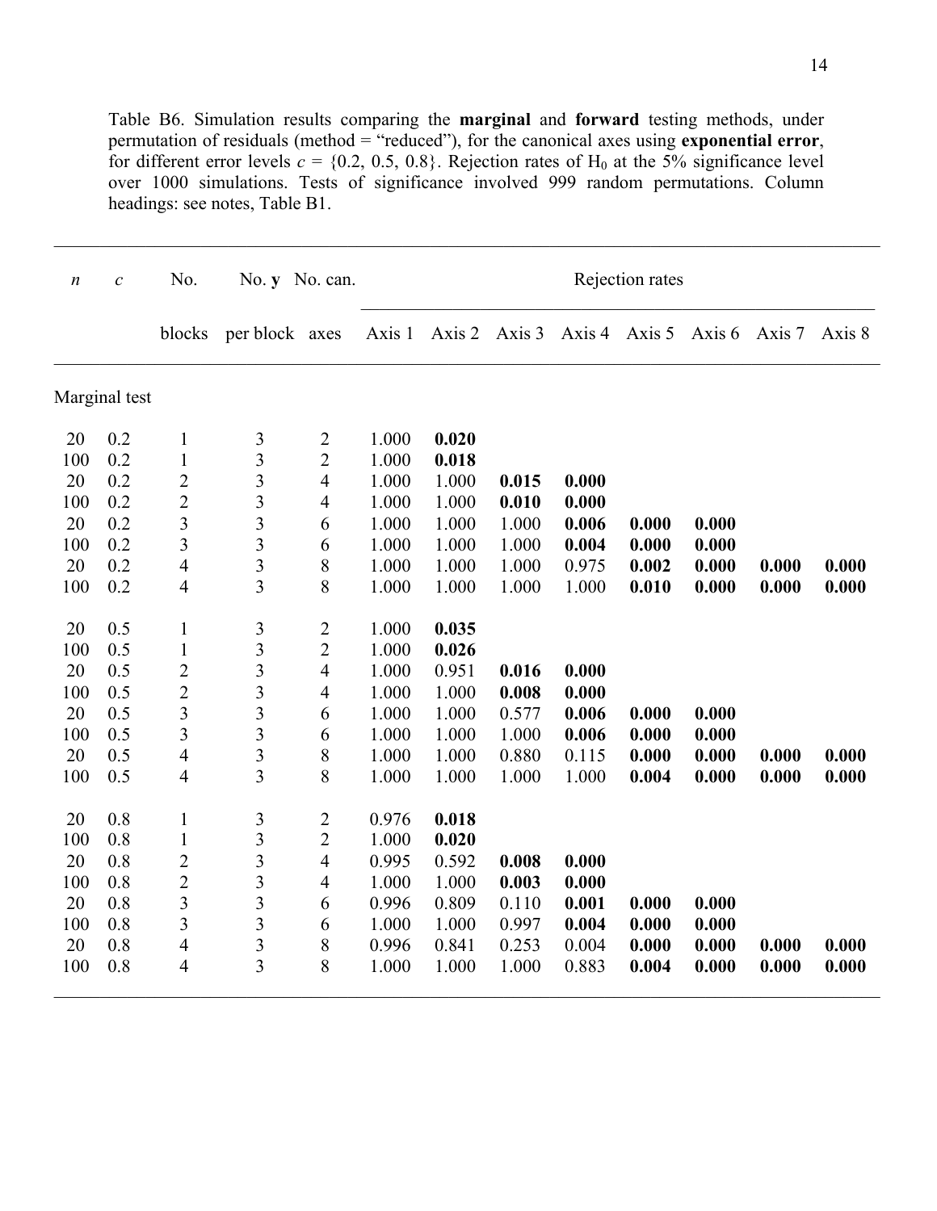Table B6. Simulation results comparing the **marginal** and **forward** testing methods, under permutation of residuals (method = "reduced"), for the canonical axes using **exponential error**, for different error levels $c$ = {0.2, 0.5, 0.8}. Rejection rates of $H_0$ at the 5% significance level over 1000 simulations. Tests of significance involved 999 random permutations. Column headings: see notes, Table B1.

| $n$ | $c$ | No. blocks | No. **y** per block | No. can. axes | Rejection rates | | | | | | | |
|---|---|---|---|---|---|---|---|---|---|---|---|---|
| | | | | | Axis 1 | Axis 2 | Axis 3 | Axis 4 | Axis 5 | Axis 6 | Axis 7 | Axis 8 |
| Marginal test | | | | | | | | | | | | |
| 20 | 0.2 | 1 | 3 | 2 | 1.000 | **0.020** | | | | | | |
| 100 | 0.2 | 1 | 3 | 2 | 1.000 | **0.018** | | | | | | |
| 20 | 0.2 | 2 | 3 | 4 | 1.000 | 1.000 | **0.015** | **0.000** | | | | |
| 100 | 0.2 | 2 | 3 | 4 | 1.000 | 1.000 | **0.010** | **0.000** | | | | |
| 20 | 0.2 | 3 | 3 | 6 | 1.000 | 1.000 | 1.000 | **0.006** | **0.000** | **0.000** | | |
| 100 | 0.2 | 3 | 3 | 6 | 1.000 | 1.000 | 1.000 | **0.004** | **0.000** | **0.000** | | |
| 20 | 0.2 | 4 | 3 | 8 | 1.000 | 1.000 | 1.000 | 0.975 | **0.002** | **0.000** | **0.000** | **0.000** |
| 100 | 0.2 | 4 | 3 | 8 | 1.000 | 1.000 | 1.000 | 1.000 | **0.010** | **0.000** | **0.000** | **0.000** |
| 20 | 0.5 | 1 | 3 | 2 | 1.000 | **0.035** | | | | | | |
| 100 | 0.5 | 1 | 3 | 2 | 1.000 | **0.026** | | | | | | |
| 20 | 0.5 | 2 | 3 | 4 | 1.000 | 0.951 | **0.016** | **0.000** | | | | |
| 100 | 0.5 | 2 | 3 | 4 | 1.000 | 1.000 | **0.008** | **0.000** | | | | |
| 20 | 0.5 | 3 | 3 | 6 | 1.000 | 1.000 | 0.577 | **0.006** | **0.000** | **0.000** | | |
| 100 | 0.5 | 3 | 3 | 6 | 1.000 | 1.000 | 1.000 | **0.006** | **0.000** | **0.000** | | |
| 20 | 0.5 | 4 | 3 | 8 | 1.000 | 1.000 | 0.880 | 0.115 | **0.000** | **0.000** | **0.000** | **0.000** |
| 100 | 0.5 | 4 | 3 | 8 | 1.000 | 1.000 | 1.000 | 1.000 | **0.004** | **0.000** | **0.000** | **0.000** |
| 20 | 0.8 | 1 | 3 | 2 | 0.976 | **0.018** | | | | | | |
| 100 | 0.8 | 1 | 3 | 2 | 1.000 | **0.020** | | | | | | |
| 20 | 0.8 | 2 | 3 | 4 | 0.995 | 0.592 | **0.008** | **0.000** | | | | |
| 100 | 0.8 | 2 | 3 | 4 | 1.000 | 1.000 | **0.003** | **0.000** | | | | |
| 20 | 0.8 | 3 | 3 | 6 | 0.996 | 0.809 | 0.110 | **0.001** | **0.000** | **0.000** | | |
| 100 | 0.8 | 3 | 3 | 6 | 1.000 | 1.000 | 0.997 | **0.004** | **0.000** | **0.000** | | |
| 20 | 0.8 | 4 | 3 | 8 | 0.996 | 0.841 | 0.253 | 0.004 | **0.000** | **0.000** | **0.000** | **0.000** |
| 100 | 0.8 | 4 | 3 | 8 | 1.000 | 1.000 | 1.000 | 0.883 | **0.004** | **0.000** | **0.000** | **0.000** |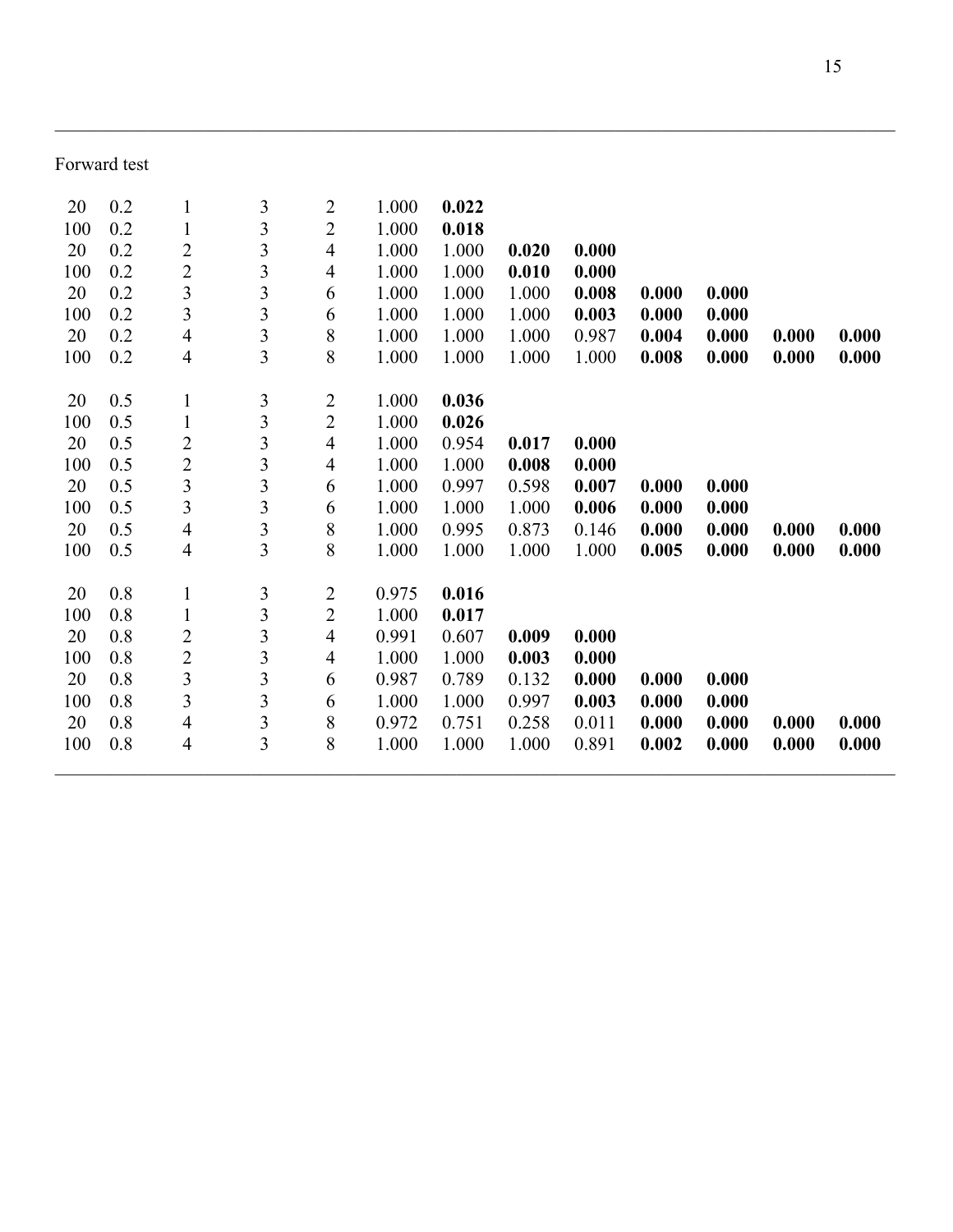Forward test

| | | | | | | | | | | | | |
|---|---|---|---|---|---|---|---|---|---|---|---|---|
| 20 | 0.2 | 1 | 3 | 2 | 1.000 | **0.022** | | | | | | |
| 100 | 0.2 | 1 | 3 | 2 | 1.000 | **0.018** | | | | | | |
| 20 | 0.2 | 2 | 3 | 4 | 1.000 | 1.000 | **0.020** | **0.000** | | | | |
| 100 | 0.2 | 2 | 3 | 4 | 1.000 | 1.000 | **0.010** | **0.000** | | | | |
| 20 | 0.2 | 3 | 3 | 6 | 1.000 | 1.000 | 1.000 | **0.008** | **0.000** | **0.000** | | |
| 100 | 0.2 | 3 | 3 | 6 | 1.000 | 1.000 | 1.000 | **0.003** | **0.000** | **0.000** | | |
| 20 | 0.2 | 4 | 3 | 8 | 1.000 | 1.000 | 1.000 | 0.987 | **0.004** | **0.000** | **0.000** | **0.000** |
| 100 | 0.2 | 4 | 3 | 8 | 1.000 | 1.000 | 1.000 | 1.000 | **0.008** | **0.000** | **0.000** | **0.000** |
| | | | | | | | | | | | | |
| 20 | 0.5 | 1 | 3 | 2 | 1.000 | **0.036** | | | | | | |
| 100 | 0.5 | 1 | 3 | 2 | 1.000 | **0.026** | | | | | | |
| 20 | 0.5 | 2 | 3 | 4 | 1.000 | 0.954 | **0.017** | **0.000** | | | | |
| 100 | 0.5 | 2 | 3 | 4 | 1.000 | 1.000 | **0.008** | **0.000** | | | | |
| 20 | 0.5 | 3 | 3 | 6 | 1.000 | 0.997 | 0.598 | **0.007** | **0.000** | **0.000** | | |
| 100 | 0.5 | 3 | 3 | 6 | 1.000 | 1.000 | 1.000 | **0.006** | **0.000** | **0.000** | | |
| 20 | 0.5 | 4 | 3 | 8 | 1.000 | 0.995 | 0.873 | 0.146 | **0.000** | **0.000** | **0.000** | **0.000** |
| 100 | 0.5 | 4 | 3 | 8 | 1.000 | 1.000 | 1.000 | 1.000 | **0.005** | **0.000** | **0.000** | **0.000** |
| | | | | | | | | | | | | |
| 20 | 0.8 | 1 | 3 | 2 | 0.975 | **0.016** | | | | | | |
| 100 | 0.8 | 1 | 3 | 2 | 1.000 | **0.017** | | | | | | |
| 20 | 0.8 | 2 | 3 | 4 | 0.991 | 0.607 | **0.009** | **0.000** | | | | |
| 100 | 0.8 | 2 | 3 | 4 | 1.000 | 1.000 | **0.003** | **0.000** | | | | |
| 20 | 0.8 | 3 | 3 | 6 | 0.987 | 0.789 | 0.132 | **0.000** | **0.000** | **0.000** | | |
| 100 | 0.8 | 3 | 3 | 6 | 1.000 | 1.000 | 0.997 | **0.003** | **0.000** | **0.000** | | |
| 20 | 0.8 | 4 | 3 | 8 | 0.972 | 0.751 | 0.258 | 0.011 | **0.000** | **0.000** | **0.000** | **0.000** |
| 100 | 0.8 | 4 | 3 | 8 | 1.000 | 1.000 | 1.000 | 0.891 | **0.002** | **0.000** | **0.000** | **0.000** |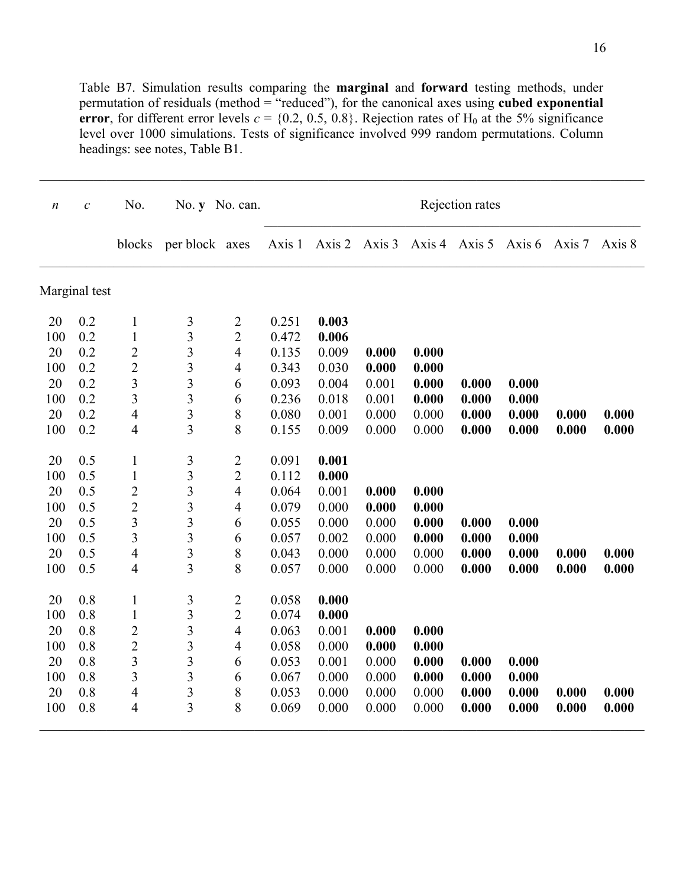Table B7. Simulation results comparing the **marginal** and **forward** testing methods, under permutation of residuals (method = "reduced"), for the canonical axes using **cubed exponential error**, for different error levels $c$ = {0.2, 0.5, 0.8}. Rejection rates of $H_0$ at the 5% significance level over 1000 simulations. Tests of significance involved 999 random permutations. Column headings: see notes, Table B1.

| $n$ | $c$ | No. blocks | No. **y** per block | No. can. axes | Axis 1 | Axis 2 | Axis 3 | Axis 4 | Axis 5 | Axis 6 | Axis 7 | Axis 8 |
|---|---|---|---|---|---|---|---|---|---|---|---|---|
| Marginal test | | | | | | | | | | | | |
| 20 | 0.2 | 1 | 3 | 2 | 0.251 | **0.003** | | | | | | |
| 100 | 0.2 | 1 | 3 | 2 | 0.472 | **0.006** | | | | | | |
| 20 | 0.2 | 2 | 3 | 4 | 0.135 | 0.009 | **0.000** | **0.000** | | | | |
| 100 | 0.2 | 2 | 3 | 4 | 0.343 | 0.030 | **0.000** | **0.000** | | | | |
| 20 | 0.2 | 3 | 3 | 6 | 0.093 | 0.004 | 0.001 | **0.000** | **0.000** | **0.000** | | |
| 100 | 0.2 | 3 | 3 | 6 | 0.236 | 0.018 | 0.001 | **0.000** | **0.000** | **0.000** | | |
| 20 | 0.2 | 4 | 3 | 8 | 0.080 | 0.001 | 0.000 | 0.000 | **0.000** | **0.000** | **0.000** | **0.000** |
| 100 | 0.2 | 4 | 3 | 8 | 0.155 | 0.009 | 0.000 | 0.000 | **0.000** | **0.000** | **0.000** | **0.000** |
| 20 | 0.5 | 1 | 3 | 2 | 0.091 | **0.001** | | | | | | |
| 100 | 0.5 | 1 | 3 | 2 | 0.112 | **0.000** | | | | | | |
| 20 | 0.5 | 2 | 3 | 4 | 0.064 | 0.001 | **0.000** | **0.000** | | | | |
| 100 | 0.5 | 2 | 3 | 4 | 0.079 | 0.000 | **0.000** | **0.000** | | | | |
| 20 | 0.5 | 3 | 3 | 6 | 0.055 | 0.000 | 0.000 | **0.000** | **0.000** | **0.000** | | |
| 100 | 0.5 | 3 | 3 | 6 | 0.057 | 0.002 | 0.000 | **0.000** | **0.000** | **0.000** | | |
| 20 | 0.5 | 4 | 3 | 8 | 0.043 | 0.000 | 0.000 | 0.000 | **0.000** | **0.000** | **0.000** | **0.000** |
| 100 | 0.5 | 4 | 3 | 8 | 0.057 | 0.000 | 0.000 | 0.000 | **0.000** | **0.000** | **0.000** | **0.000** |
| 20 | 0.8 | 1 | 3 | 2 | 0.058 | **0.000** | | | | | | |
| 100 | 0.8 | 1 | 3 | 2 | 0.074 | **0.000** | | | | | | |
| 20 | 0.8 | 2 | 3 | 4 | 0.063 | 0.001 | **0.000** | **0.000** | | | | |
| 100 | 0.8 | 2 | 3 | 4 | 0.058 | 0.000 | **0.000** | **0.000** | | | | |
| 20 | 0.8 | 3 | 3 | 6 | 0.053 | 0.001 | 0.000 | **0.000** | **0.000** | **0.000** | | |
| 100 | 0.8 | 3 | 3 | 6 | 0.067 | 0.000 | 0.000 | **0.000** | **0.000** | **0.000** | | |
| 20 | 0.8 | 4 | 3 | 8 | 0.053 | 0.000 | 0.000 | 0.000 | **0.000** | **0.000** | **0.000** | **0.000** |
| 100 | 0.8 | 4 | 3 | 8 | 0.069 | 0.000 | 0.000 | 0.000 | **0.000** | **0.000** | **0.000** | **0.000** |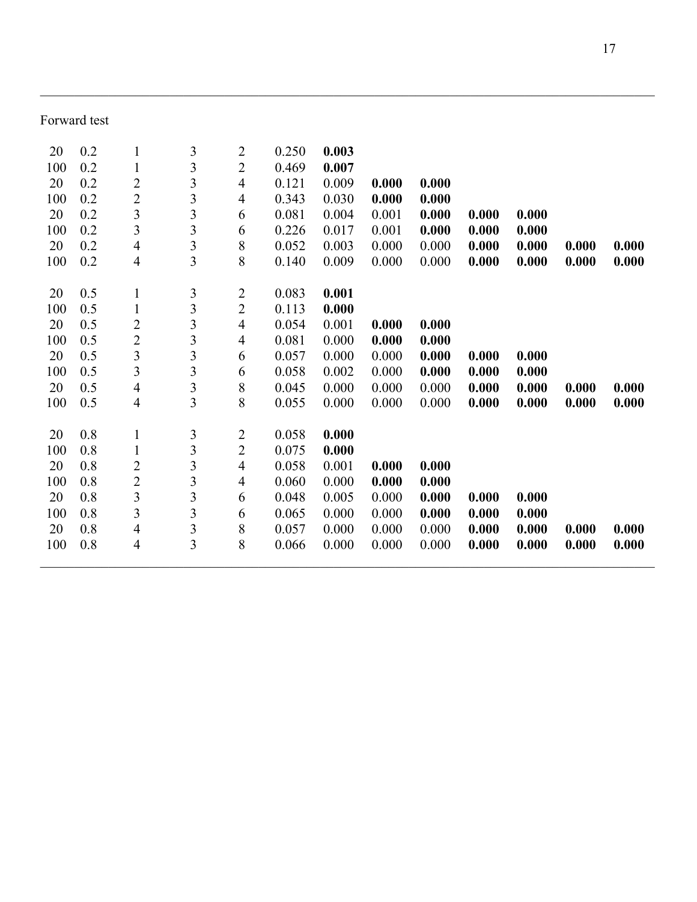Forward test

| | | | | | | | | | | | | |
|---|---|---|---|---|---|---|---|---|---|---|---|---|
| 20 | 0.2 | 1 | 3 | 2 | 0.250 | **0.003** | | | | | | |
| 100 | 0.2 | 1 | 3 | 2 | 0.469 | **0.007** | | | | | | |
| 20 | 0.2 | 2 | 3 | 4 | 0.121 | 0.009 | **0.000** | **0.000** | | | | |
| 100 | 0.2 | 2 | 3 | 4 | 0.343 | 0.030 | **0.000** | **0.000** | | | | |
| 20 | 0.2 | 3 | 3 | 6 | 0.081 | 0.004 | 0.001 | **0.000** | **0.000** | **0.000** | | |
| 100 | 0.2 | 3 | 3 | 6 | 0.226 | 0.017 | 0.001 | **0.000** | **0.000** | **0.000** | | |
| 20 | 0.2 | 4 | 3 | 8 | 0.052 | 0.003 | 0.000 | 0.000 | **0.000** | **0.000** | **0.000** | **0.000** |
| 100 | 0.2 | 4 | 3 | 8 | 0.140 | 0.009 | 0.000 | 0.000 | **0.000** | **0.000** | **0.000** | **0.000** |
| | | | | | | | | | | | | |
| 20 | 0.5 | 1 | 3 | 2 | 0.083 | **0.001** | | | | | | |
| 100 | 0.5 | 1 | 3 | 2 | 0.113 | **0.000** | | | | | | |
| 20 | 0.5 | 2 | 3 | 4 | 0.054 | 0.001 | **0.000** | **0.000** | | | | |
| 100 | 0.5 | 2 | 3 | 4 | 0.081 | 0.000 | **0.000** | **0.000** | | | | |
| 20 | 0.5 | 3 | 3 | 6 | 0.057 | 0.000 | 0.000 | **0.000** | **0.000** | **0.000** | | |
| 100 | 0.5 | 3 | 3 | 6 | 0.058 | 0.002 | 0.000 | **0.000** | **0.000** | **0.000** | | |
| 20 | 0.5 | 4 | 3 | 8 | 0.045 | 0.000 | 0.000 | 0.000 | **0.000** | **0.000** | **0.000** | **0.000** |
| 100 | 0.5 | 4 | 3 | 8 | 0.055 | 0.000 | 0.000 | 0.000 | **0.000** | **0.000** | **0.000** | **0.000** |
| | | | | | | | | | | | | |
| 20 | 0.8 | 1 | 3 | 2 | 0.058 | **0.000** | | | | | | |
| 100 | 0.8 | 1 | 3 | 2 | 0.075 | **0.000** | | | | | | |
| 20 | 0.8 | 2 | 3 | 4 | 0.058 | 0.001 | **0.000** | **0.000** | | | | |
| 100 | 0.8 | 2 | 3 | 4 | 0.060 | 0.000 | **0.000** | **0.000** | | | | |
| 20 | 0.8 | 3 | 3 | 6 | 0.048 | 0.005 | 0.000 | **0.000** | **0.000** | **0.000** | | |
| 100 | 0.8 | 3 | 3 | 6 | 0.065 | 0.000 | 0.000 | **0.000** | **0.000** | **0.000** | | |
| 20 | 0.8 | 4 | 3 | 8 | 0.057 | 0.000 | 0.000 | 0.000 | **0.000** | **0.000** | **0.000** | **0.000** |
| 100 | 0.8 | 4 | 3 | 8 | 0.066 | 0.000 | 0.000 | 0.000 | **0.000** | **0.000** | **0.000** | **0.000** |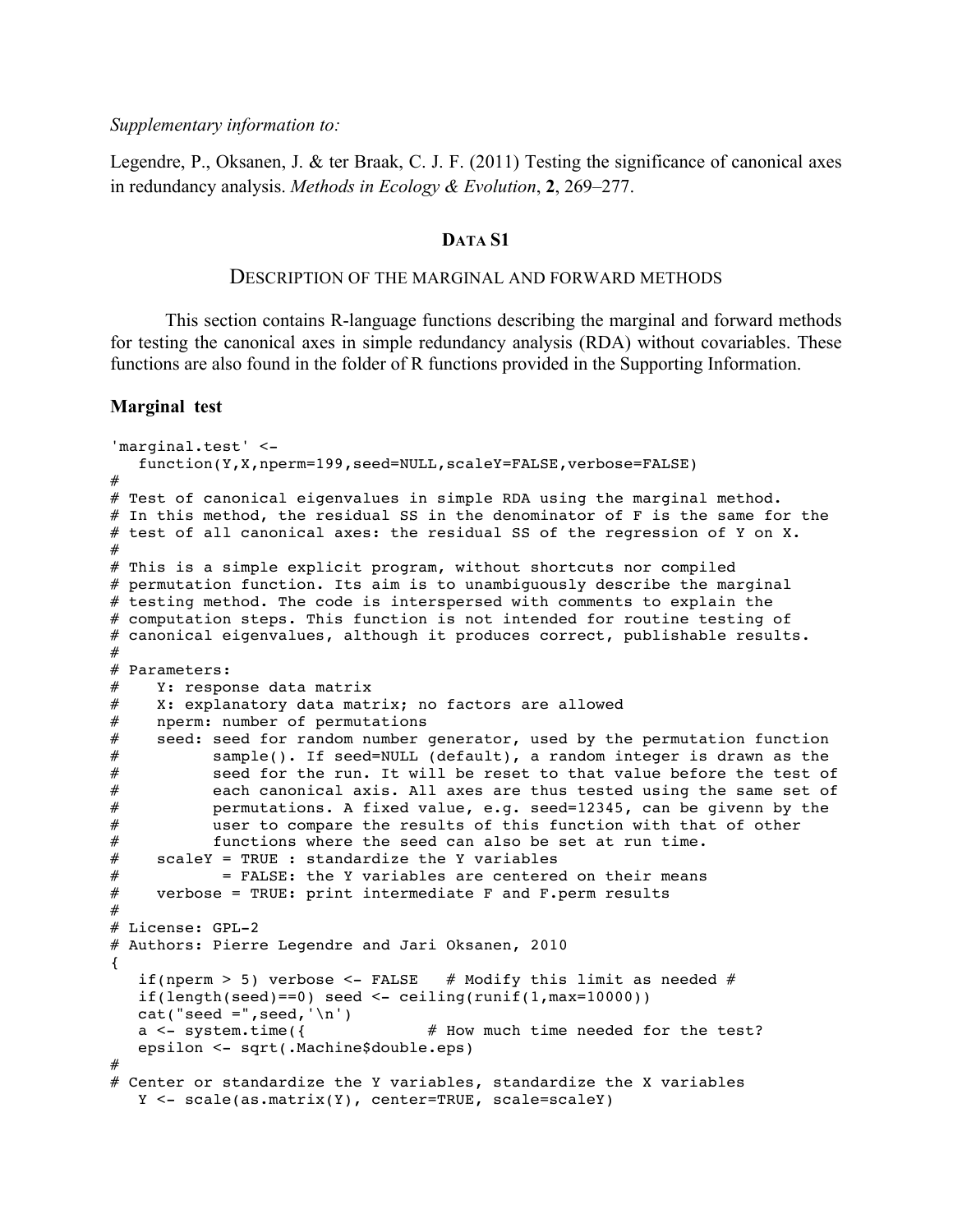*Supplementary information to:*

Legendre, P., Oksanen, J. & ter Braak, C. J. F. (2011) Testing the significance of canonical axes in redundancy analysis. *Methods in Ecology & Evolution*, **2**, 269–277.

## DATA S1

### DESCRIPTION OF THE MARGINAL AND FORWARD METHODS

This section contains R-language functions describing the marginal and forward methods for testing the canonical axes in simple redundancy analysis (RDA) without covariables. These functions are also found in the folder of R functions provided in the Supporting Information.

**Marginal test**

```
'marginal.test' <-
   function(Y,X,nperm=199,seed=NULL,scaleY=FALSE,verbose=FALSE)
#
# Test of canonical eigenvalues in simple RDA using the marginal method.
# In this method, the residual SS in the denominator of F is the same for the
# test of all canonical axes: the residual SS of the regression of Y on X.
#
# This is a simple explicit program, without shortcuts nor compiled
# permutation function. Its aim is to unambiguously describe the marginal
# testing method. The code is interspersed with comments to explain the
# computation steps. This function is not intended for routine testing of
# canonical eigenvalues, although it produces correct, publishable results.
#
# Parameters:
#    Y: response data matrix
#    X: explanatory data matrix; no factors are allowed
#    nperm: number of permutations
#    seed: seed for random number generator, used by the permutation function
#          sample(). If seed=NULL (default), a random integer is drawn as the
#          seed for the run. It will be reset to that value before the test of
#          each canonical axis. All axes are thus tested using the same set of
#          permutations. A fixed value, e.g. seed=12345, can be givenn by the
#          user to compare the results of this function with that of other
#          functions where the seed can also be set at run time.
#    scaleY = TRUE : standardize the Y variables
#           = FALSE: the Y variables are centered on their means
#    verbose = TRUE: print intermediate F and F.perm results
#
# License: GPL-2
# Authors: Pierre Legendre and Jari Oksanen, 2010
{
   if(nperm > 5) verbose <- FALSE   # Modify this limit as needed #
   if(length(seed)==0) seed <- ceiling(runif(1,max=10000))
   cat("seed =",seed,'\n')
   a <- system.time({             # How much time needed for the test?
   epsilon <- sqrt(.Machine$double.eps)
#
# Center or standardize the Y variables, standardize the X variables
   Y <- scale(as.matrix(Y), center=TRUE, scale=scaleY)
```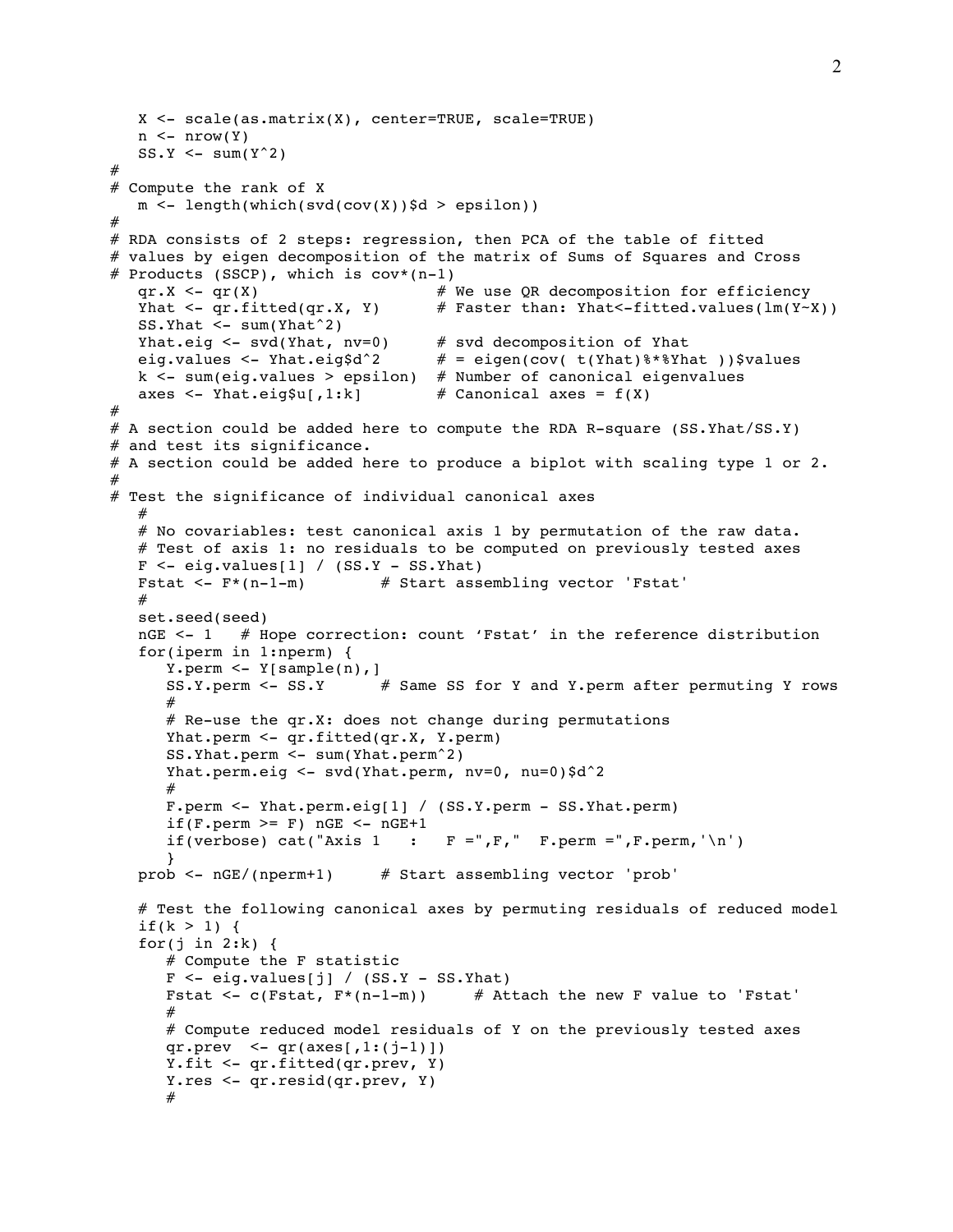```
   X <- scale(as.matrix(X), center=TRUE, scale=TRUE)
   n <- nrow(Y)
   SS.Y <- sum(Y^2)
#
# Compute the rank of X
   m <- length(which(svd(cov(X))$d > epsilon))
#
# RDA consists of 2 steps: regression, then PCA of the table of fitted
# values by eigen decomposition of the matrix of Sums of Squares and Cross
# Products (SSCP), which is cov*(n-1)
   qr.X <- qr(X)                    # We use QR decomposition for efficiency
   Yhat <- qr.fitted(qr.X, Y)       # Faster than: Yhat<-fitted.values(lm(Y~X))
   SS.Yhat <- sum(Yhat^2)
   Yhat.eig <- svd(Yhat, nv=0)      # svd decomposition of Yhat
   eig.values <- Yhat.eig$d^2       # = eigen(cov( t(Yhat)%*%Yhat ))$values
   k <- sum(eig.values > epsilon)   # Number of canonical eigenvalues
   axes <- Yhat.eig$u[,1:k]         # Canonical axes = f(X)
#
# A section could be added here to compute the RDA R-square (SS.Yhat/SS.Y)
# and test its significance.
# A section could be added here to produce a biplot with scaling type 1 or 2.
#
# Test the significance of individual canonical axes
   #
   # No covariables: test canonical axis 1 by permutation of the raw data.
   # Test of axis 1: no residuals to be computed on previously tested axes
   F <- eig.values[1] / (SS.Y - SS.Yhat)
   Fstat <- F*(n-1-m)        # Start assembling vector 'Fstat'
   #
   set.seed(seed)
   nGE <- 1   # Hope correction: count 'Fstat' in the reference distribution
   for(iperm in 1:nperm) {
      Y.perm <- Y[sample(n),]
      SS.Y.perm <- SS.Y      # Same SS for Y and Y.perm after permuting Y rows
      #
      # Re-use the qr.X: does not change during permutations
      Yhat.perm <- qr.fitted(qr.X, Y.perm)
      SS.Yhat.perm <- sum(Yhat.perm^2)
      Yhat.perm.eig <- svd(Yhat.perm, nv=0, nu=0)$d^2
      #
      F.perm <- Yhat.perm.eig[1] / (SS.Y.perm - SS.Yhat.perm)
      if(F.perm >= F) nGE <- nGE+1
      if(verbose) cat("Axis 1   :   F =",F,"  F.perm =",F.perm,'\n')
      }
   prob <- nGE/(nperm+1)     # Start assembling vector 'prob'

   # Test the following canonical axes by permuting residuals of reduced model
   if(k > 1) {
   for(j in 2:k) {
      # Compute the F statistic
      F <- eig.values[j] / (SS.Y - SS.Yhat)
      Fstat <- c(Fstat, F*(n-1-m))     # Attach the new F value to 'Fstat'
      #
      # Compute reduced model residuals of Y on the previously tested axes
      qr.prev  <- qr(axes[,1:(j-1)])
      Y.fit <- qr.fitted(qr.prev, Y)
      Y.res <- qr.resid(qr.prev, Y)
      #
```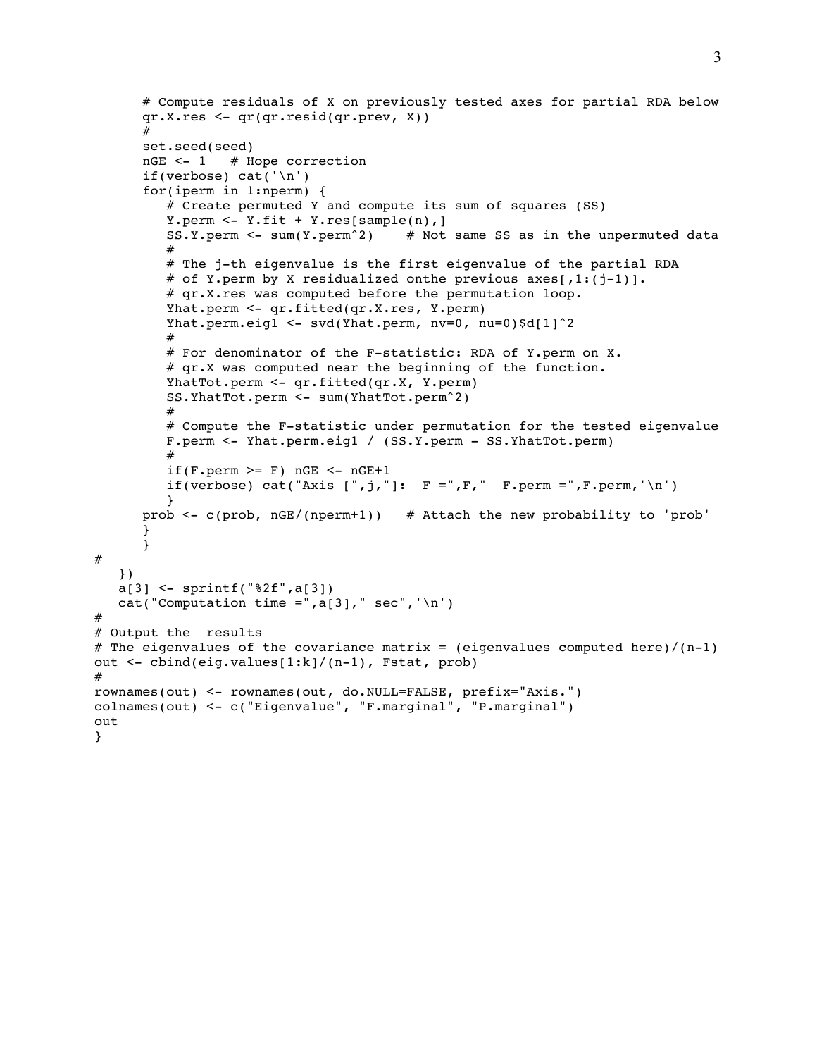```
      # Compute residuals of X on previously tested axes for partial RDA below
      qr.X.res <- qr(qr.resid(qr.prev, X))
      #
      set.seed(seed)
      nGE <- 1   # Hope correction
      if(verbose) cat('\n')
      for(iperm in 1:nperm) {
         # Create permuted Y and compute its sum of squares (SS)
         Y.perm <- Y.fit + Y.res[sample(n),]
         SS.Y.perm <- sum(Y.perm^2)    # Not same SS as in the unpermuted data
         #
         # The j-th eigenvalue is the first eigenvalue of the partial RDA
         # of Y.perm by X residualized onthe previous axes[,1:(j-1)].
         # qr.X.res was computed before the permutation loop.
         Yhat.perm <- qr.fitted(qr.X.res, Y.perm)
         Yhat.perm.eig1 <- svd(Yhat.perm, nv=0, nu=0)$d[1]^2
         #
         # For denominator of the F-statistic: RDA of Y.perm on X.
         # qr.X was computed near the beginning of the function.
         YhatTot.perm <- qr.fitted(qr.X, Y.perm)
         SS.YhatTot.perm <- sum(YhatTot.perm^2)
         #
         # Compute the F-statistic under permutation for the tested eigenvalue
         F.perm <- Yhat.perm.eig1 / (SS.Y.perm - SS.YhatTot.perm)
         #
         if(F.perm >= F) nGE <- nGE+1
         if(verbose) cat("Axis [",j,"]:  F =",F,"  F.perm =",F.perm,'\n')
         }
      prob <- c(prob, nGE/(nperm+1))   # Attach the new probability to 'prob'
      }
      }
#
   })
   a[3] <- sprintf("%2f",a[3])
   cat("Computation time =",a[3]," sec",'\n')
#
# Output the  results
# The eigenvalues of the covariance matrix = (eigenvalues computed here)/(n-1)
out <- cbind(eig.values[1:k]/(n-1), Fstat, prob)
#
rownames(out) <- rownames(out, do.NULL=FALSE, prefix="Axis.")
colnames(out) <- c("Eigenvalue", "F.marginal", "P.marginal")
out
}
```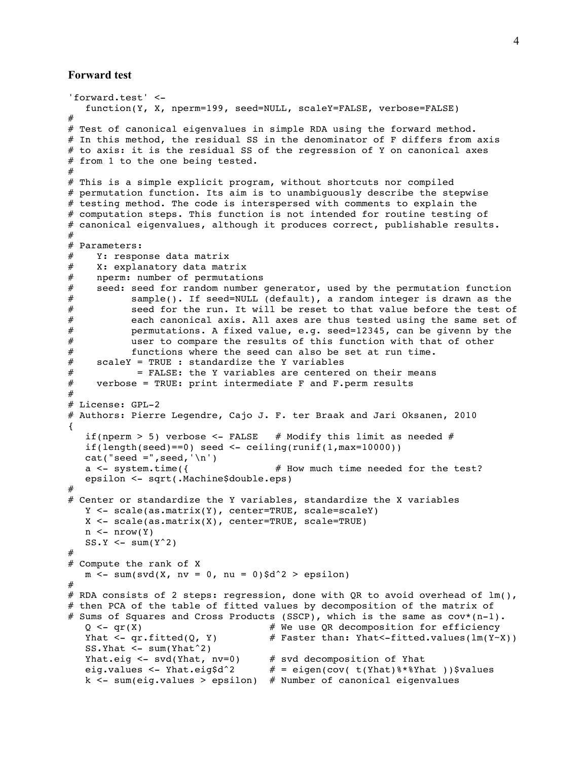**Forward test**

```
'forward.test' <-
   function(Y, X, nperm=199, seed=NULL, scaleY=FALSE, verbose=FALSE)
#
# Test of canonical eigenvalues in simple RDA using the forward method.
# In this method, the residual SS in the denominator of F differs from axis
# to axis: it is the residual SS of the regression of Y on canonical axes
# from 1 to the one being tested.
#
# This is a simple explicit program, without shortcuts nor compiled
# permutation function. Its aim is to unambiguously describe the stepwise
# testing method. The code is interspersed with comments to explain the
# computation steps. This function is not intended for routine testing of
# canonical eigenvalues, although it produces correct, publishable results.
#
# Parameters:
#    Y: response data matrix
#    X: explanatory data matrix
#    nperm: number of permutations
#    seed: seed for random number generator, used by the permutation function
#          sample(). If seed=NULL (default), a random integer is drawn as the
#          seed for the run. It will be reset to that value before the test of
#          each canonical axis. All axes are thus tested using the same set of
#          permutations. A fixed value, e.g. seed=12345, can be givenn by the
#          user to compare the results of this function with that of other
#          functions where the seed can also be set at run time.
#    scaleY = TRUE : standardize the Y variables
#           = FALSE: the Y variables are centered on their means
#    verbose = TRUE: print intermediate F and F.perm results
#
# License: GPL-2
# Authors: Pierre Legendre, Cajo J. F. ter Braak and Jari Oksanen, 2010
{
   if(nperm > 5) verbose <- FALSE   # Modify this limit as needed #
   if(length(seed)==0) seed <- ceiling(runif(1,max=10000))
   cat("seed =",seed,'\n')
   a <- system.time({               # How much time needed for the test?
   epsilon <- sqrt(.Machine$double.eps)
#
# Center or standardize the Y variables, standardize the X variables
   Y <- scale(as.matrix(Y), center=TRUE, scale=scaleY)
   X <- scale(as.matrix(X), center=TRUE, scale=TRUE)
   n <- nrow(Y)
   SS.Y <- sum(Y^2)
#
# Compute the rank of X
   m <- sum(svd(X, nv = 0, nu = 0)$d^2 > epsilon)
#
# RDA consists of 2 steps: regression, done with QR to avoid overhead of lm(),
# then PCA of the table of fitted values by decomposition of the matrix of
# Sums of Squares and Cross Products (SSCP), which is the same as cov*(n-1).
   Q <- qr(X)                       # We use QR decomposition for efficiency
   Yhat <- qr.fitted(Q, Y)          # Faster than: Yhat<-fitted.values(lm(Y~X))
   SS.Yhat <- sum(Yhat^2)
   Yhat.eig <- svd(Yhat, nv=0)      # svd decomposition of Yhat
   eig.values <- Yhat.eig$d^2       # = eigen(cov( t(Yhat)%*%Yhat ))$values
   k <- sum(eig.values > epsilon)  # Number of canonical eigenvalues
```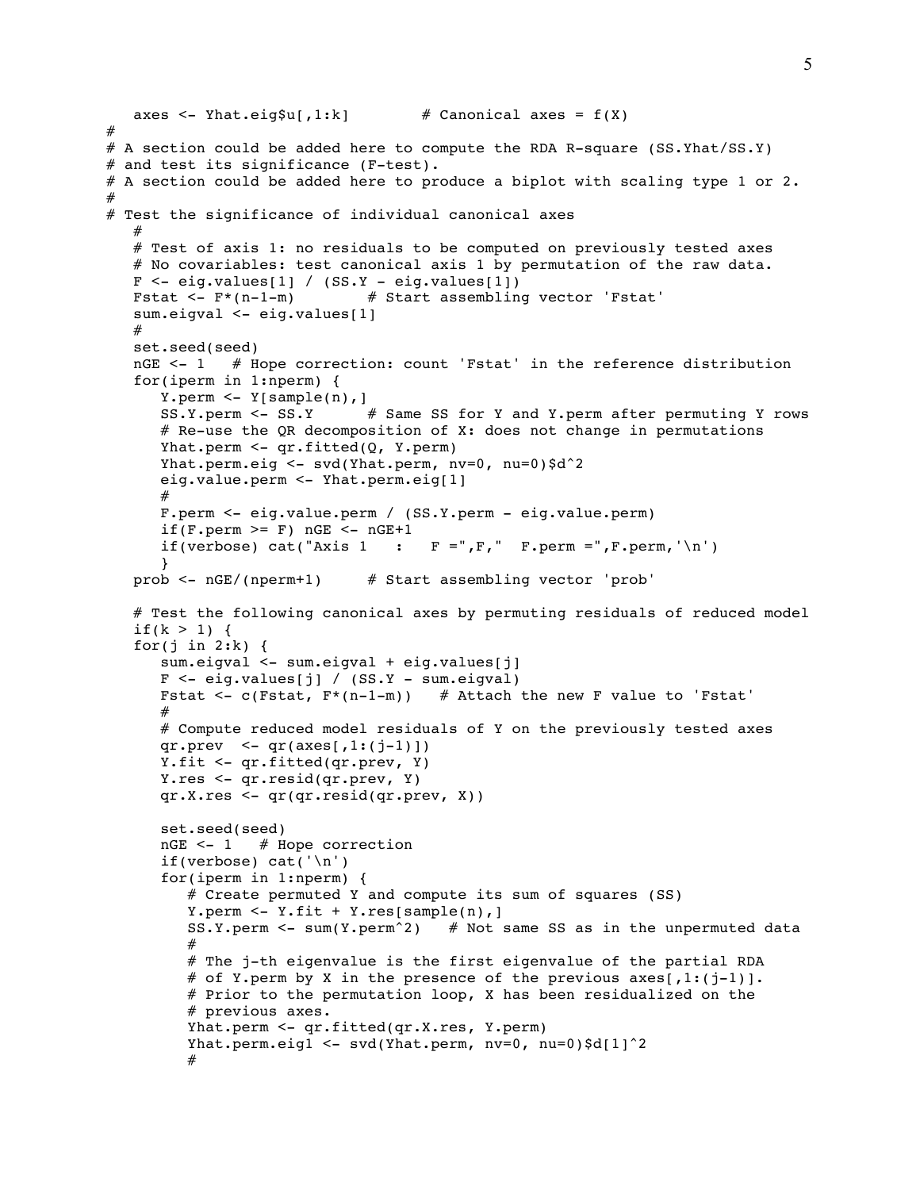```
   axes <- Yhat.eig$u[,1:k]         # Canonical axes = f(X)
#
# A section could be added here to compute the RDA R-square (SS.Yhat/SS.Y)
# and test its significance (F-test).
# A section could be added here to produce a biplot with scaling type 1 or 2.
#
# Test the significance of individual canonical axes
   #
   # Test of axis 1: no residuals to be computed on previously tested axes
   # No covariables: test canonical axis 1 by permutation of the raw data.
   F <- eig.values[1] / (SS.Y - eig.values[1])
   Fstat <- F*(n-1-m)          # Start assembling vector 'Fstat'
   sum.eigval <- eig.values[1]
   #
   set.seed(seed)
   nGE <- 1   # Hope correction: count 'Fstat' in the reference distribution
   for(iperm in 1:nperm) {
      Y.perm <- Y[sample(n),]
      SS.Y.perm <- SS.Y       # Same SS for Y and Y.perm after permuting Y rows
      # Re-use the QR decomposition of X: does not change in permutations
      Yhat.perm <- qr.fitted(Q, Y.perm)
      Yhat.perm.eig <- svd(Yhat.perm, nv=0, nu=0)$d^2
      eig.value.perm <- Yhat.perm.eig[1]
      #
      F.perm <- eig.value.perm / (SS.Y.perm - eig.value.perm)
      if(F.perm >= F) nGE <- nGE+1
      if(verbose) cat("Axis 1   :   F =",F,"  F.perm =",F.perm,'\n')
      }
   prob <- nGE/(nperm+1)      # Start assembling vector 'prob'

   # Test the following canonical axes by permuting residuals of reduced model
   if(k > 1) {
   for(j in 2:k) {
      sum.eigval <- sum.eigval + eig.values[j]
      F <- eig.values[j] / (SS.Y - sum.eigval)
      Fstat <- c(Fstat, F*(n-1-m))   # Attach the new F value to 'Fstat'
      #
      # Compute reduced model residuals of Y on the previously tested axes
      qr.prev  <- qr(axes[,1:(j-1)])
      Y.fit <- qr.fitted(qr.prev, Y)
      Y.res <- qr.resid(qr.prev, Y)
      qr.X.res <- qr(qr.resid(qr.prev, X))

      set.seed(seed)
      nGE <- 1   # Hope correction
      if(verbose) cat('\n')
      for(iperm in 1:nperm) {
         # Create permuted Y and compute its sum of squares (SS)
         Y.perm <- Y.fit + Y.res[sample(n),]
         SS.Y.perm <- sum(Y.perm^2)   # Not same SS as in the unpermuted data
         #
         # The j-th eigenvalue is the first eigenvalue of the partial RDA
         # of Y.perm by X in the presence of the previous axes[,1:(j-1)].
         # Prior to the permutation loop, X has been residualized on the
         # previous axes.
         Yhat.perm <- qr.fitted(qr.X.res, Y.perm)
         Yhat.perm.eig1 <- svd(Yhat.perm, nv=0, nu=0)$d[1]^2
         #
```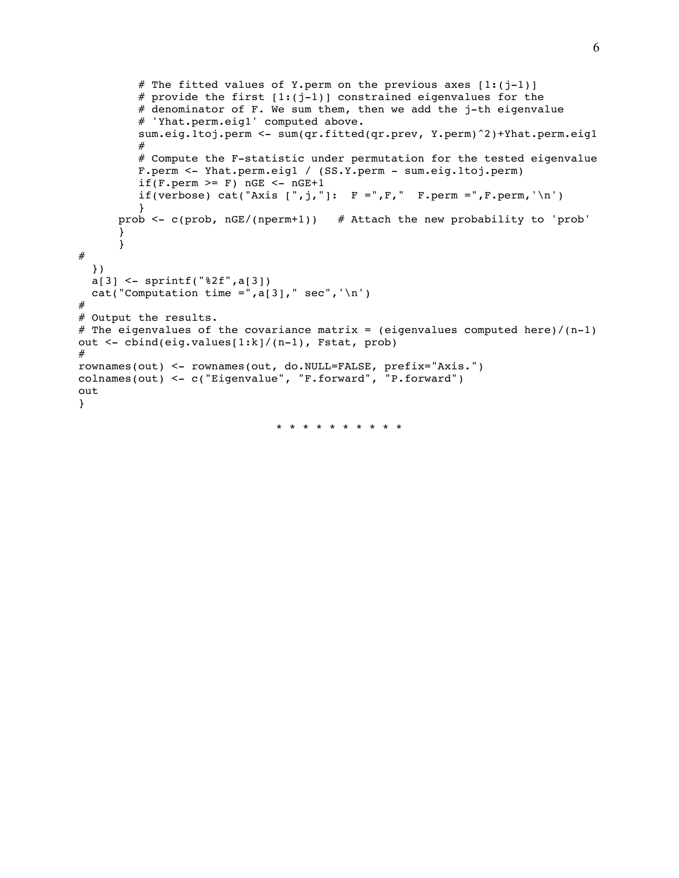```
        # The fitted values of Y.perm on the previous axes [1:(j-1)]
        # provide the first [1:(j-1)] constrained eigenvalues for the
        # denominator of F. We sum them, then we add the j-th eigenvalue
        # 'Yhat.perm.eig1' computed above.
        sum.eig.1toj.perm <- sum(qr.fitted(qr.prev, Y.perm)^2)+Yhat.perm.eig1
        #
        # Compute the F-statistic under permutation for the tested eigenvalue
        F.perm <- Yhat.perm.eig1 / (SS.Y.perm - sum.eig.1toj.perm)
        if(F.perm >= F) nGE <- nGE+1
        if(verbose) cat("Axis [",j,"]:  F =",F,"  F.perm =",F.perm,'\n')
        }
      prob <- c(prob, nGE/(nperm+1))   # Attach the new probability to 'prob'
      }
      }
#
  })
  a[3] <- sprintf("%2f",a[3])
  cat("Computation time =",a[3]," sec",'\n')
#
# Output the results.
# The eigenvalues of the covariance matrix = (eigenvalues computed here)/(n-1)
out <- cbind(eig.values[1:k]/(n-1), Fstat, prob)
#
rownames(out) <- rownames(out, do.NULL=FALSE, prefix="Axis.")
colnames(out) <- c("Eigenvalue", "F.forward", "P.forward")
out
}
```

* * * * * * * * * *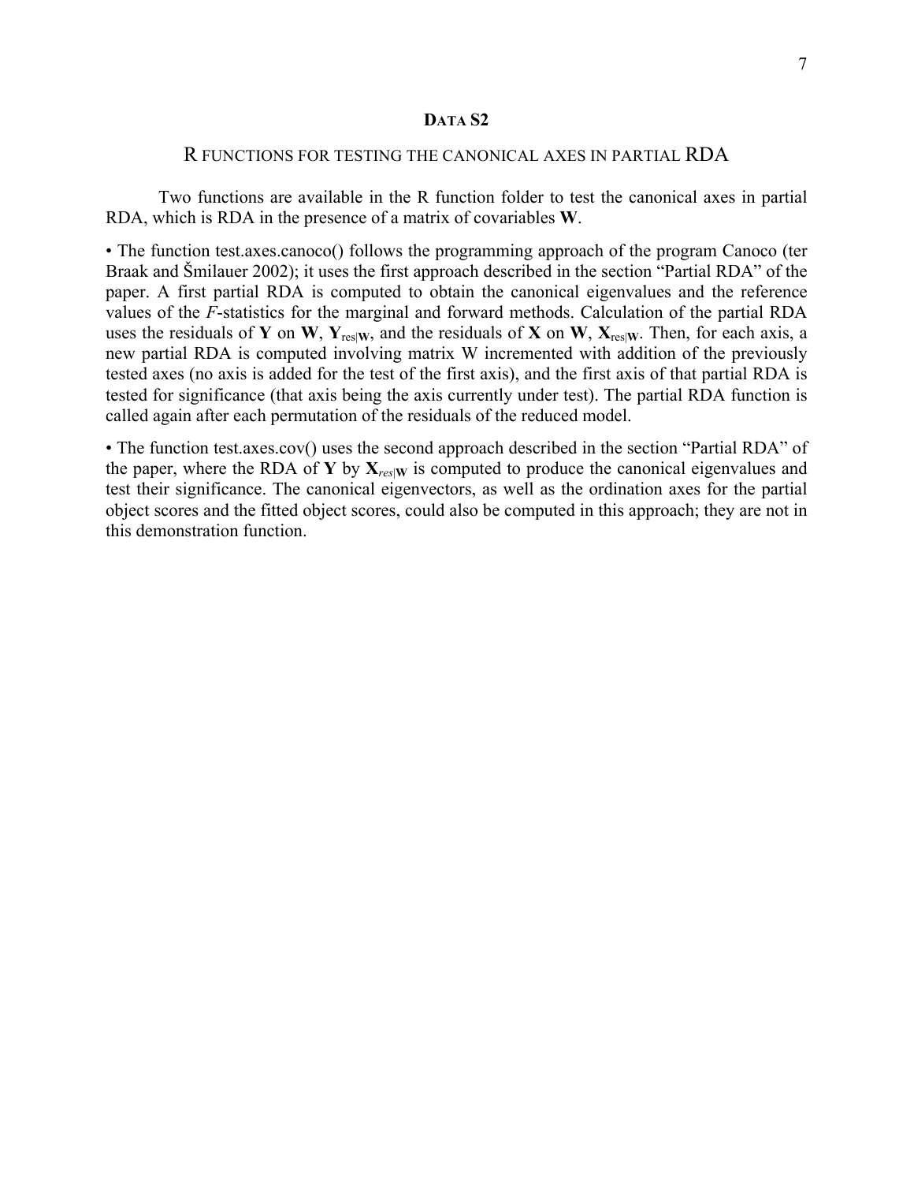## DATA S2

### R FUNCTIONS FOR TESTING THE CANONICAL AXES IN PARTIAL RDA

Two functions are available in the R function folder to test the canonical axes in partial RDA, which is RDA in the presence of a matrix of covariables **W**.

• The function test.axes.canoco() follows the programming approach of the program Canoco (ter Braak and Šmilauer 2002); it uses the first approach described in the section "Partial RDA" of the paper. A first partial RDA is computed to obtain the canonical eigenvalues and the reference values of the *F*-statistics for the marginal and forward methods. Calculation of the partial RDA uses the residuals of **Y** on **W**, $\mathbf{Y}_{\mathrm{res}|\mathbf{W}}$, and the residuals of **X** on **W**, $\mathbf{X}_{\mathrm{res}|\mathbf{W}}$. Then, for each axis, a new partial RDA is computed involving matrix W incremented with addition of the previously tested axes (no axis is added for the test of the first axis), and the first axis of that partial RDA is tested for significance (that axis being the axis currently under test). The partial RDA function is called again after each permutation of the residuals of the reduced model.

• The function test.axes.cov() uses the second approach described in the section "Partial RDA" of the paper, where the RDA of **Y** by $\mathbf{X}_{res|\mathbf{W}}$ is computed to produce the canonical eigenvalues and test their significance. The canonical eigenvectors, as well as the ordination axes for the partial object scores and the fitted object scores, could also be computed in this approach; they are not in this demonstration function.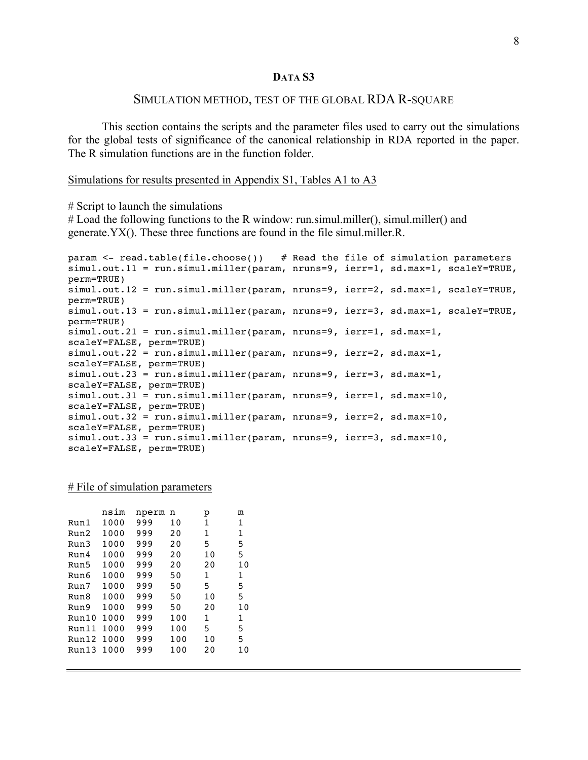## DATA S3

### SIMULATION METHOD, TEST OF THE GLOBAL RDA R-SQUARE

This section contains the scripts and the parameter files used to carry out the simulations for the global tests of significance of the canonical relationship in RDA reported in the paper. The R simulation functions are in the function folder.

Simulations for results presented in Appendix S1, Tables A1 to A3

# Script to launch the simulations
# Load the following functions to the R window: run.simul.miller(), simul.miller() and generate.YX(). These three functions are found in the file simul.miller.R.

```
param <- read.table(file.choose())   # Read the file of simulation parameters
simul.out.11 = run.simul.miller(param, nruns=9, ierr=1, sd.max=1, scaleY=TRUE, perm=TRUE)
simul.out.12 = run.simul.miller(param, nruns=9, ierr=2, sd.max=1, scaleY=TRUE, perm=TRUE)
simul.out.13 = run.simul.miller(param, nruns=9, ierr=3, sd.max=1, scaleY=TRUE, perm=TRUE)
simul.out.21 = run.simul.miller(param, nruns=9, ierr=1, sd.max=1, scaleY=FALSE, perm=TRUE)
simul.out.22 = run.simul.miller(param, nruns=9, ierr=2, sd.max=1, scaleY=FALSE, perm=TRUE)
simul.out.23 = run.simul.miller(param, nruns=9, ierr=3, sd.max=1, scaleY=FALSE, perm=TRUE)
simul.out.31 = run.simul.miller(param, nruns=9, ierr=1, sd.max=10, scaleY=FALSE, perm=TRUE)
simul.out.32 = run.simul.miller(param, nruns=9, ierr=2, sd.max=10, scaleY=FALSE, perm=TRUE)
simul.out.33 = run.simul.miller(param, nruns=9, ierr=3, sd.max=10, scaleY=FALSE, perm=TRUE)
```

# File of simulation parameters

```
      nsim  nperm n     p     m
Run1  1000  999   10    1     1
Run2  1000  999   20    1     1
Run3  1000  999   20    5     5
Run4  1000  999   20    10    5
Run5  1000  999   20    20    10
Run6  1000  999   50    1     1
Run7  1000  999   50    5     5
Run8  1000  999   50    10    5
Run9  1000  999   50    20    10
Run10 1000  999   100   1     1
Run11 1000  999   100   5     5
Run12 1000  999   100   10    5
Run13 1000  999   100   20    10
```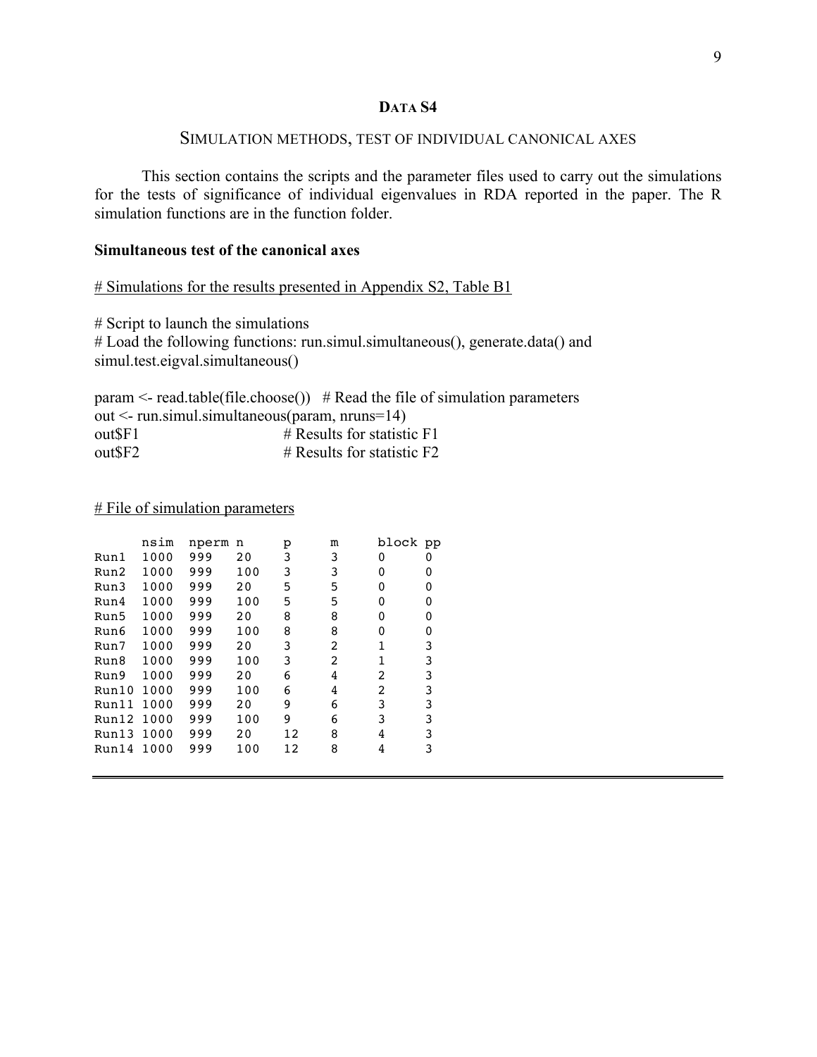## DATA S4

### SIMULATION METHODS, TEST OF INDIVIDUAL CANONICAL AXES

This section contains the scripts and the parameter files used to carry out the simulations for the tests of significance of individual eigenvalues in RDA reported in the paper. The R simulation functions are in the function folder.

**Simultaneous test of the canonical axes**

# Simulations for the results presented in Appendix S2, Table B1

# Script to launch the simulations
# Load the following functions: run.simul.simultaneous(), generate.data() and simul.test.eigval.simultaneous()

```
param <- read.table(file.choose())   # Read the file of simulation parameters
out <- run.simul.simultaneous(param, nruns=14)
out$F1                      # Results for statistic F1
out$F2                      # Results for statistic F2
```

# File of simulation parameters

```
      nsim  nperm n     p     m     block pp
Run1  1000  999   20    3     3     0     0
Run2  1000  999   100   3     3     0     0
Run3  1000  999   20    5     5     0     0
Run4  1000  999   100   5     5     0     0
Run5  1000  999   20    8     8     0     0
Run6  1000  999   100   8     8     0     0
Run7  1000  999   20    3     2     1     3
Run8  1000  999   100   3     2     1     3
Run9  1000  999   20    6     4     2     3
Run10 1000  999   100   6     4     2     3
Run11 1000  999   20    9     6     3     3
Run12 1000  999   100   9     6     3     3
Run13 1000  999   20    12    8     4     3
Run14 1000  999   100   12    8     4     3
```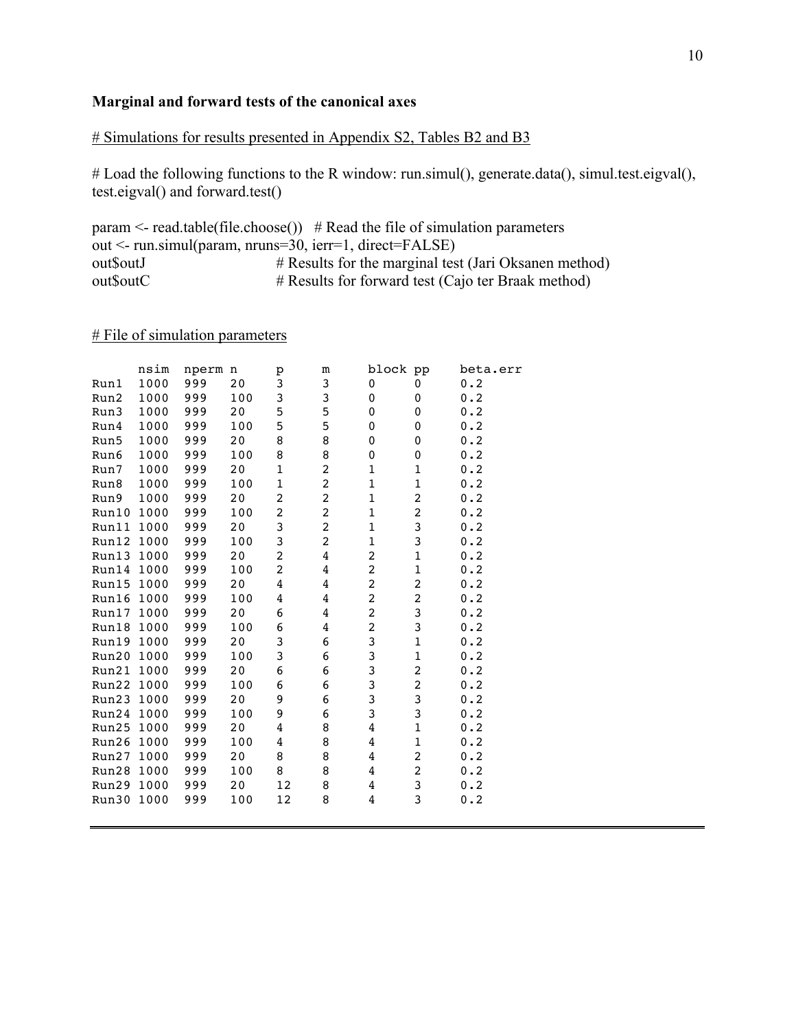**Marginal and forward tests of the canonical axes**

# Simulations for results presented in Appendix S2, Tables B2 and B3

# Load the following functions to the R window: run.simul(), generate.data(), simul.test.eigval(), test.eigval() and forward.test()

```
param <- read.table(file.choose())   # Read the file of simulation parameters
out <- run.simul(param, nruns=30, ierr=1, direct=FALSE)
out$outJ                  # Results for the marginal test (Jari Oksanen method)
out$outC                  # Results for forward test (Cajo ter Braak method)
```

# File of simulation parameters

```
      nsim  nperm n     p     m     block pp    beta.err
Run1  1000  999   20    3     3     0     0     0.2
Run2  1000  999   100   3     3     0     0     0.2
Run3  1000  999   20    5     5     0     0     0.2
Run4  1000  999   100   5     5     0     0     0.2
Run5  1000  999   20    8     8     0     0     0.2
Run6  1000  999   100   8     8     0     0     0.2
Run7  1000  999   20    1     2     1     1     0.2
Run8  1000  999   100   1     2     1     1     0.2
Run9  1000  999   20    2     2     1     2     0.2
Run10 1000  999   100   2     2     1     2     0.2
Run11 1000  999   20    3     2     1     3     0.2
Run12 1000  999   100   3     2     1     3     0.2
Run13 1000  999   20    2     4     2     1     0.2
Run14 1000  999   100   2     4     2     1     0.2
Run15 1000  999   20    4     4     2     2     0.2
Run16 1000  999   100   4     4     2     2     0.2
Run17 1000  999   20    6     4     2     3     0.2
Run18 1000  999   100   6     4     2     3     0.2
Run19 1000  999   20    3     6     3     1     0.2
Run20 1000  999   100   3     6     3     1     0.2
Run21 1000  999   20    6     6     3     2     0.2
Run22 1000  999   100   6     6     3     2     0.2
Run23 1000  999   20    9     6     3     3     0.2
Run24 1000  999   100   9     6     3     3     0.2
Run25 1000  999   20    4     8     4     1     0.2
Run26 1000  999   100   4     8     4     1     0.2
Run27 1000  999   20    8     8     4     2     0.2
Run28 1000  999   100   8     8     4     2     0.2
Run29 1000  999   20    12    8     4     3     0.2
Run30 1000  999   100   12    8     4     3     0.2
```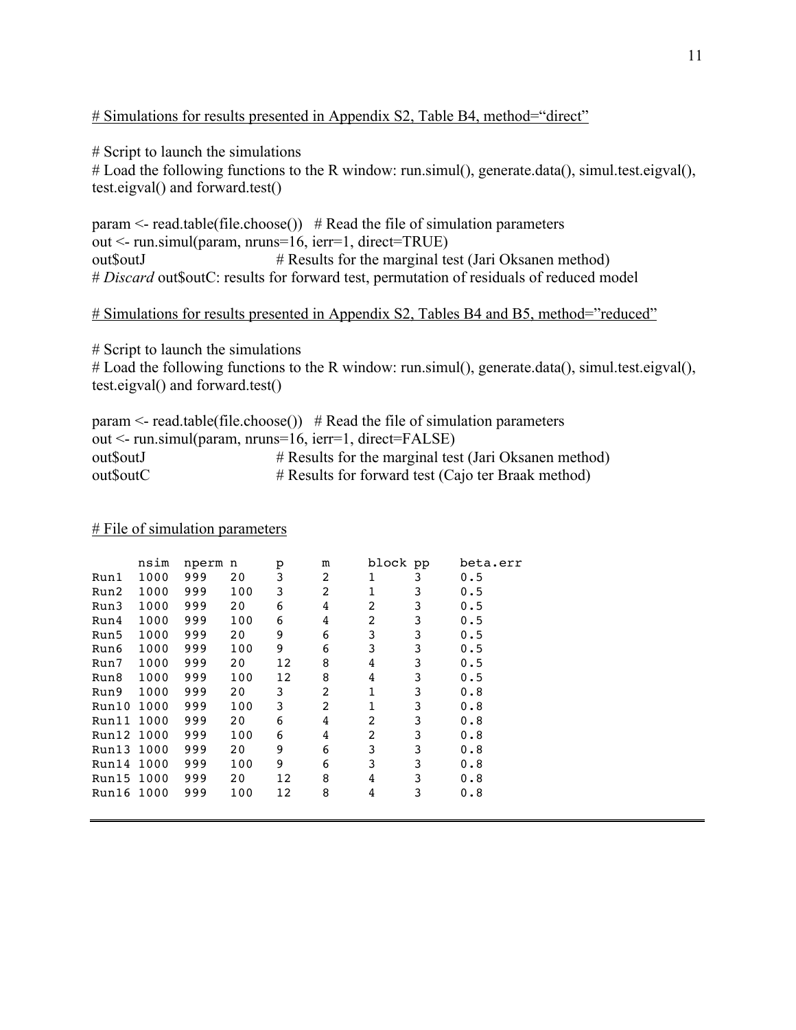<u># Simulations for results presented in Appendix S2, Table B4, method="direct"</u>

# Script to launch the simulations
# Load the following functions to the R window: run.simul(), generate.data(), simul.test.eigval(), test.eigval() and forward.test()

param <- read.table(file.choose())   # Read the file of simulation parameters
out <- run.simul(param, nruns=16, ierr=1, direct=TRUE)
out$outJ                          # Results for the marginal test (Jari Oksanen method)
# *Discard* out$outC: results for forward test, permutation of residuals of reduced model

<u># Simulations for results presented in Appendix S2, Tables B4 and B5, method="reduced"</u>

# Script to launch the simulations
# Load the following functions to the R window: run.simul(), generate.data(), simul.test.eigval(), test.eigval() and forward.test()

param <- read.table(file.choose())   # Read the file of simulation parameters
out <- run.simul(param, nruns=16, ierr=1, direct=FALSE)
out$outJ                          # Results for the marginal test (Jari Oksanen method)
out$outC                          # Results for forward test (Cajo ter Braak method)

<u># File of simulation parameters</u>

```
      nsim  nperm n     p     m     block pp    beta.err
Run1  1000  999   20    3     2     1     3     0.5
Run2  1000  999   100   3     2     1     3     0.5
Run3  1000  999   20    6     4     2     3     0.5
Run4  1000  999   100   6     4     2     3     0.5
Run5  1000  999   20    9     6     3     3     0.5
Run6  1000  999   100   9     6     3     3     0.5
Run7  1000  999   20    12    8     4     3     0.5
Run8  1000  999   100   12    8     4     3     0.5
Run9  1000  999   20    3     2     1     3     0.8
Run10 1000  999   100   3     2     1     3     0.8
Run11 1000  999   20    6     4     2     3     0.8
Run12 1000  999   100   6     4     2     3     0.8
Run13 1000  999   20    9     6     3     3     0.8
Run14 1000  999   100   9     6     3     3     0.8
Run15 1000  999   20    12    8     4     3     0.8
Run16 1000  999   100   12    8     4     3     0.8
```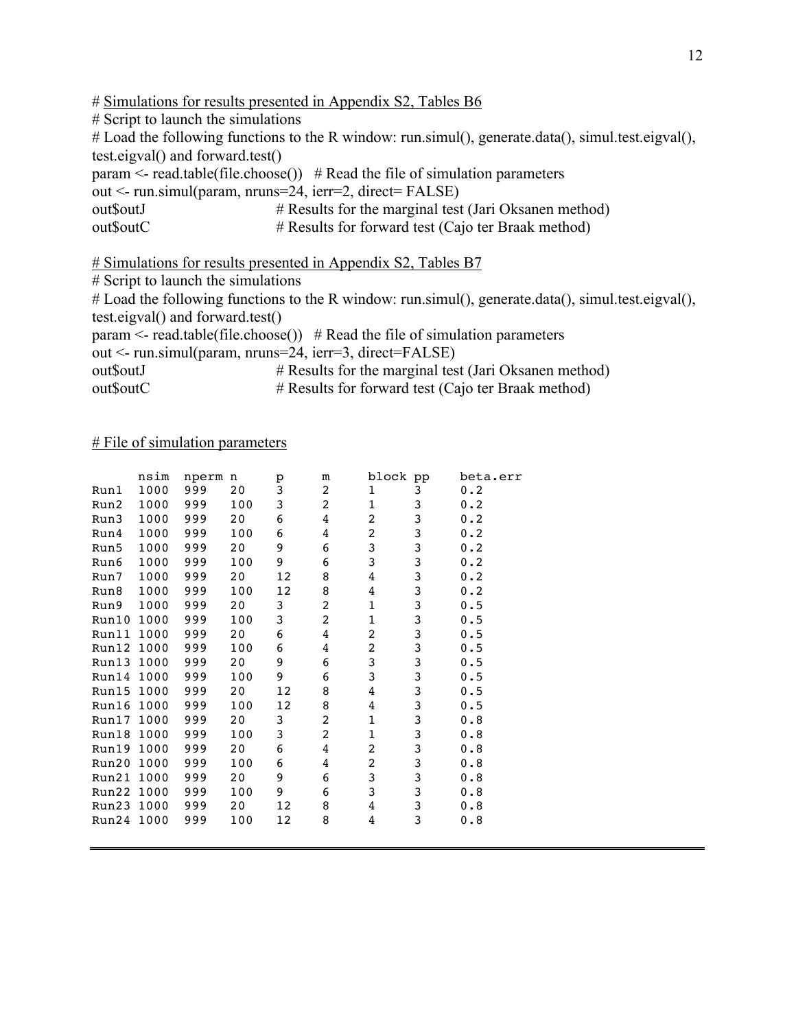# Simulations for results presented in Appendix S2, Tables B6
# Script to launch the simulations
# Load the following functions to the R window: run.simul(), generate.data(), simul.test.eigval(), test.eigval() and forward.test()
param <- read.table(file.choose())   # Read the file of simulation parameters
out <- run.simul(param, nruns=24, ierr=2, direct= FALSE)
out$outJ                              # Results for the marginal test (Jari Oksanen method)
out$outC                              # Results for forward test (Cajo ter Braak method)

# Simulations for results presented in Appendix S2, Tables B7
# Script to launch the simulations
# Load the following functions to the R window: run.simul(), generate.data(), simul.test.eigval(), test.eigval() and forward.test()
param <- read.table(file.choose())   # Read the file of simulation parameters
out <- run.simul(param, nruns=24, ierr=3, direct=FALSE)
out$outJ                              # Results for the marginal test (Jari Oksanen method)
out$outC                              # Results for forward test (Cajo ter Braak method)

# File of simulation parameters

```
      nsim  nperm n     p     m     block pp    beta.err
Run1  1000  999   20    3     2     1     3     0.2
Run2  1000  999   100   3     2     1     3     0.2
Run3  1000  999   20    6     4     2     3     0.2
Run4  1000  999   100   6     4     2     3     0.2
Run5  1000  999   20    9     6     3     3     0.2
Run6  1000  999   100   9     6     3     3     0.2
Run7  1000  999   20    12    8     4     3     0.2
Run8  1000  999   100   12    8     4     3     0.2
Run9  1000  999   20    3     2     1     3     0.5
Run10 1000  999   100   3     2     1     3     0.5
Run11 1000  999   20    6     4     2     3     0.5
Run12 1000  999   100   6     4     2     3     0.5
Run13 1000  999   20    9     6     3     3     0.5
Run14 1000  999   100   9     6     3     3     0.5
Run15 1000  999   20    12    8     4     3     0.5
Run16 1000  999   100   12    8     4     3     0.5
Run17 1000  999   20    3     2     1     3     0.8
Run18 1000  999   100   3     2     1     3     0.8
Run19 1000  999   20    6     4     2     3     0.8
Run20 1000  999   100   6     4     2     3     0.8
Run21 1000  999   20    9     6     3     3     0.8
Run22 1000  999   100   9     6     3     3     0.8
Run23 1000  999   20    12    8     4     3     0.8
Run24 1000  999   100   12    8     4     3     0.8
```